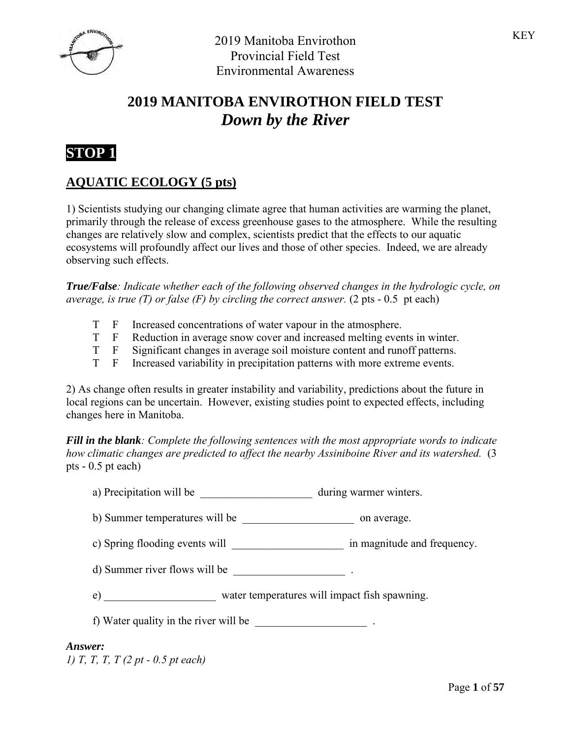KEY

2019 Manitoba Envirothon
Provincial Field Test
Environmental Awareness

# 2019 MANITOBA ENVIROTHON FIELD TEST
## *Down by the River*

## STOP 1

### AQUATIC ECOLOGY (5 pts)

1) Scientists studying our changing climate agree that human activities are warming the planet, primarily through the release of excess greenhouse gases to the atmosphere. While the resulting changes are relatively slow and complex, scientists predict that the effects to our aquatic ecosystems will profoundly affect our lives and those of other species. Indeed, we are already observing such effects.

***True/False****: Indicate whether each of the following observed changes in the hydrologic cycle, on average, is true (T) or false (F) by circling the correct answer.* (2 pts - 0.5 pt each)

- T F Increased concentrations of water vapour in the atmosphere.
- T F Reduction in average snow cover and increased melting events in winter.
- T F Significant changes in average soil moisture content and runoff patterns.
- T F Increased variability in precipitation patterns with more extreme events.

2) As change often results in greater instability and variability, predictions about the future in local regions can be uncertain. However, existing studies point to expected effects, including changes here in Manitoba.

***Fill in the blank****: Complete the following sentences with the most appropriate words to indicate how climatic changes are predicted to affect the nearby Assiniboine River and its watershed.* (3 pts - 0.5 pt each)

a) Precipitation will be ____________________ during warmer winters.

b) Summer temperatures will be ____________________ on average.

c) Spring flooding events will ____________________ in magnitude and frequency.

d) Summer river flows will be ____________________ .

e) ____________________ water temperatures will impact fish spawning.

f) Water quality in the river will be ____________________ .

***Answer:***
*1) T, T, T, T (2 pt - 0.5 pt each)*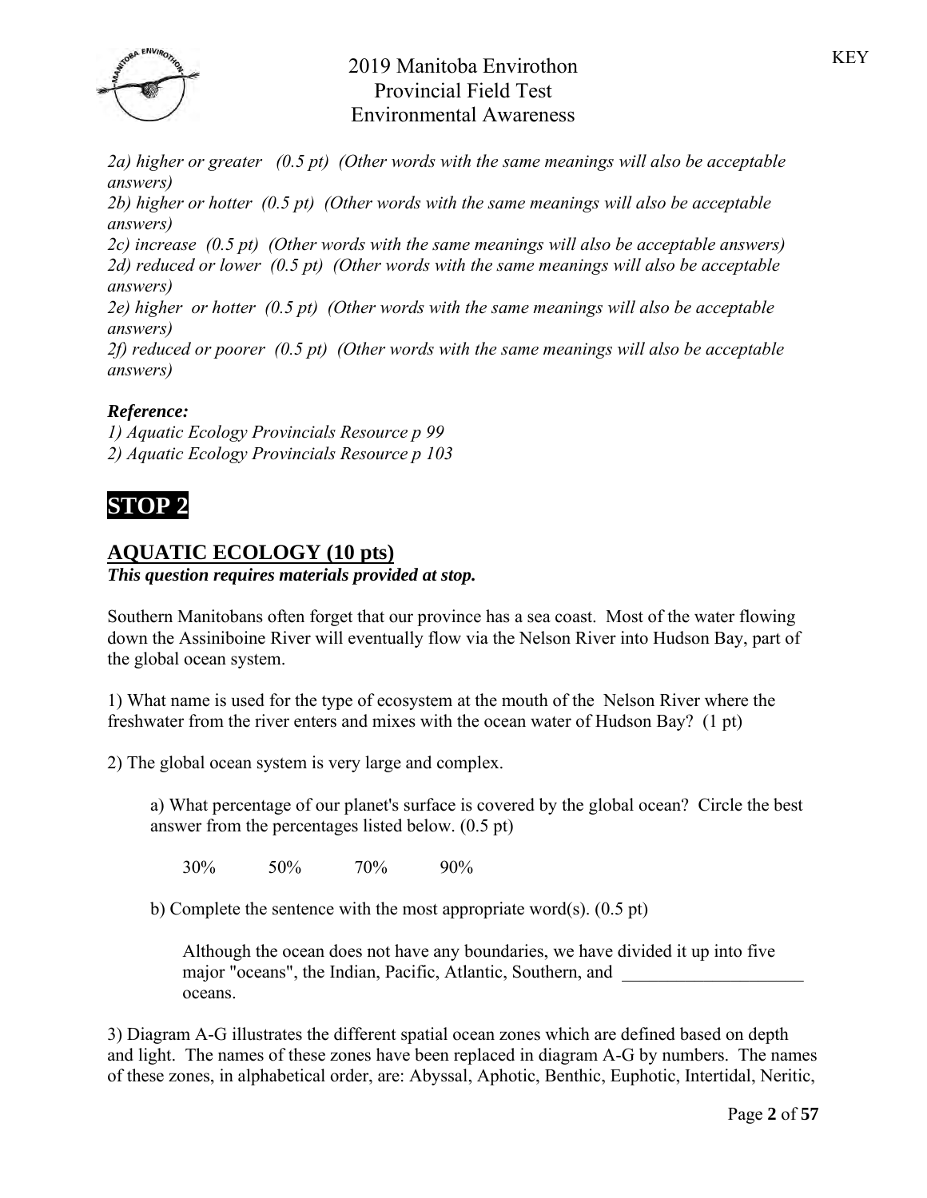*2a) higher or greater (0.5 pt) (Other words with the same meanings will also be acceptable answers)*
*2b) higher or hotter (0.5 pt) (Other words with the same meanings will also be acceptable answers)*
*2c) increase (0.5 pt) (Other words with the same meanings will also be acceptable answers)*
*2d) reduced or lower (0.5 pt) (Other words with the same meanings will also be acceptable answers)*
*2e) higher or hotter (0.5 pt) (Other words with the same meanings will also be acceptable answers)*
*2f) reduced or poorer (0.5 pt) (Other words with the same meanings will also be acceptable answers)*

***Reference:***
*1) Aquatic Ecology Provincials Resource p 99*
*2) Aquatic Ecology Provincials Resource p 103*

# STOP 2

## AQUATIC ECOLOGY (10 pts)

***This question requires materials provided at stop.***

Southern Manitobans often forget that our province has a sea coast. Most of the water flowing down the Assiniboine River will eventually flow via the Nelson River into Hudson Bay, part of the global ocean system.

1) What name is used for the type of ecosystem at the mouth of the Nelson River where the freshwater from the river enters and mixes with the ocean water of Hudson Bay? (1 pt)

2) The global ocean system is very large and complex.

a) What percentage of our planet's surface is covered by the global ocean? Circle the best answer from the percentages listed below. (0.5 pt)

30% 50% 70% 90%

b) Complete the sentence with the most appropriate word(s). (0.5 pt)

Although the ocean does not have any boundaries, we have divided it up into five major "oceans", the Indian, Pacific, Atlantic, Southern, and ____________________ oceans.

3) Diagram A-G illustrates the different spatial ocean zones which are defined based on depth and light. The names of these zones have been replaced in diagram A-G by numbers. The names of these zones, in alphabetical order, are: Abyssal, Aphotic, Benthic, Euphotic, Intertidal, Neritic,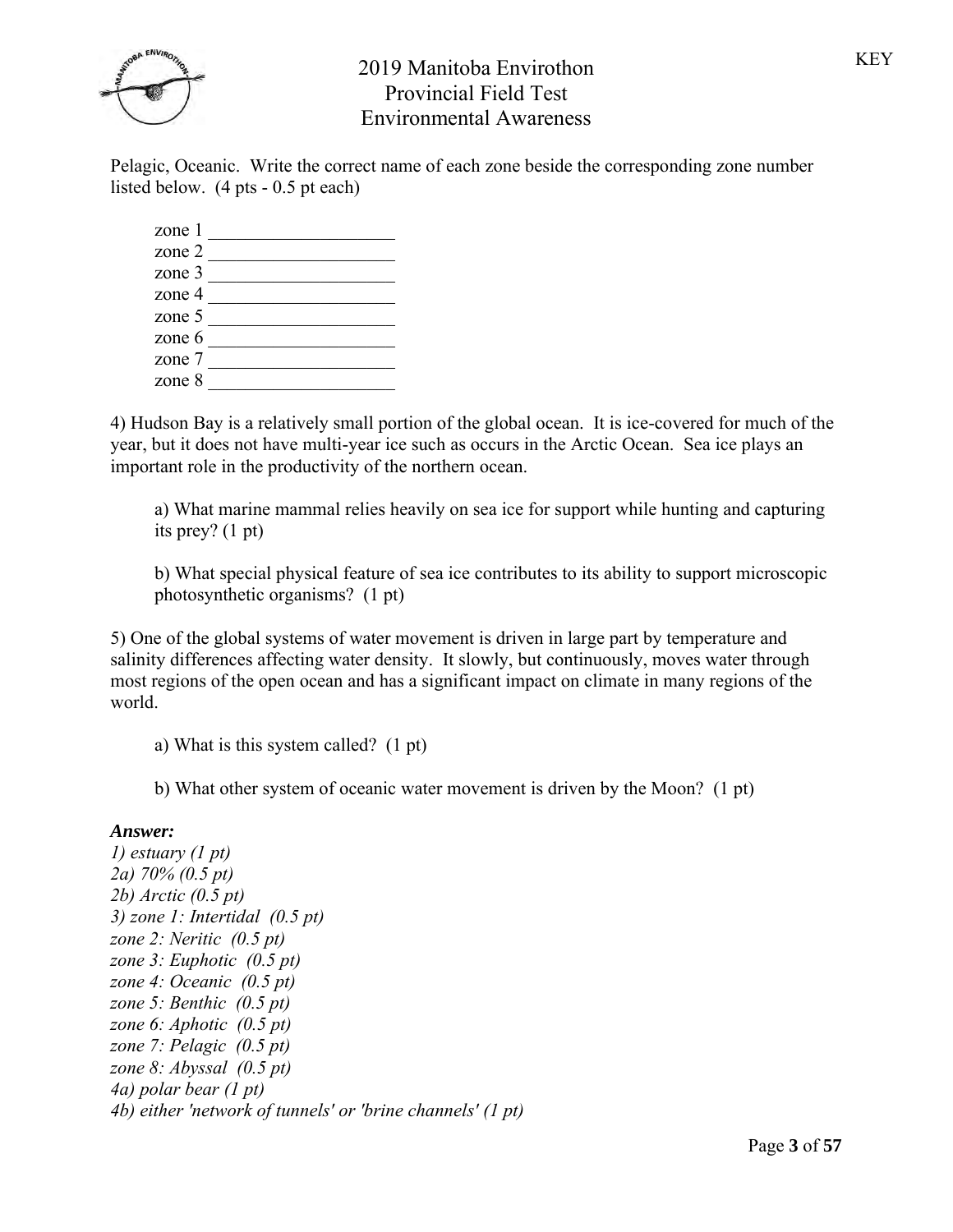Pelagic, Oceanic. Write the correct name of each zone beside the corresponding zone number listed below. (4 pts - 0.5 pt each)

zone 1 ____________________
zone 2 ____________________
zone 3 ____________________
zone 4 ____________________
zone 5 ____________________
zone 6 ____________________
zone 7 ____________________
zone 8 ____________________

4) Hudson Bay is a relatively small portion of the global ocean. It is ice-covered for much of the year, but it does not have multi-year ice such as occurs in the Arctic Ocean. Sea ice plays an important role in the productivity of the northern ocean.

a) What marine mammal relies heavily on sea ice for support while hunting and capturing its prey? (1 pt)

b) What special physical feature of sea ice contributes to its ability to support microscopic photosynthetic organisms? (1 pt)

5) One of the global systems of water movement is driven in large part by temperature and salinity differences affecting water density. It slowly, but continuously, moves water through most regions of the open ocean and has a significant impact on climate in many regions of the world.

a) What is this system called? (1 pt)

b) What other system of oceanic water movement is driven by the Moon? (1 pt)

***Answer:***

*1) estuary (1 pt)*
*2a) 70% (0.5 pt)*
*2b) Arctic (0.5 pt)*
*3) zone 1: Intertidal (0.5 pt)*
*zone 2: Neritic (0.5 pt)*
*zone 3: Euphotic (0.5 pt)*
*zone 4: Oceanic (0.5 pt)*
*zone 5: Benthic (0.5 pt)*
*zone 6: Aphotic (0.5 pt)*
*zone 7: Pelagic (0.5 pt)*
*zone 8: Abyssal (0.5 pt)*
*4a) polar bear (1 pt)*
*4b) either 'network of tunnels' or 'brine channels' (1 pt)*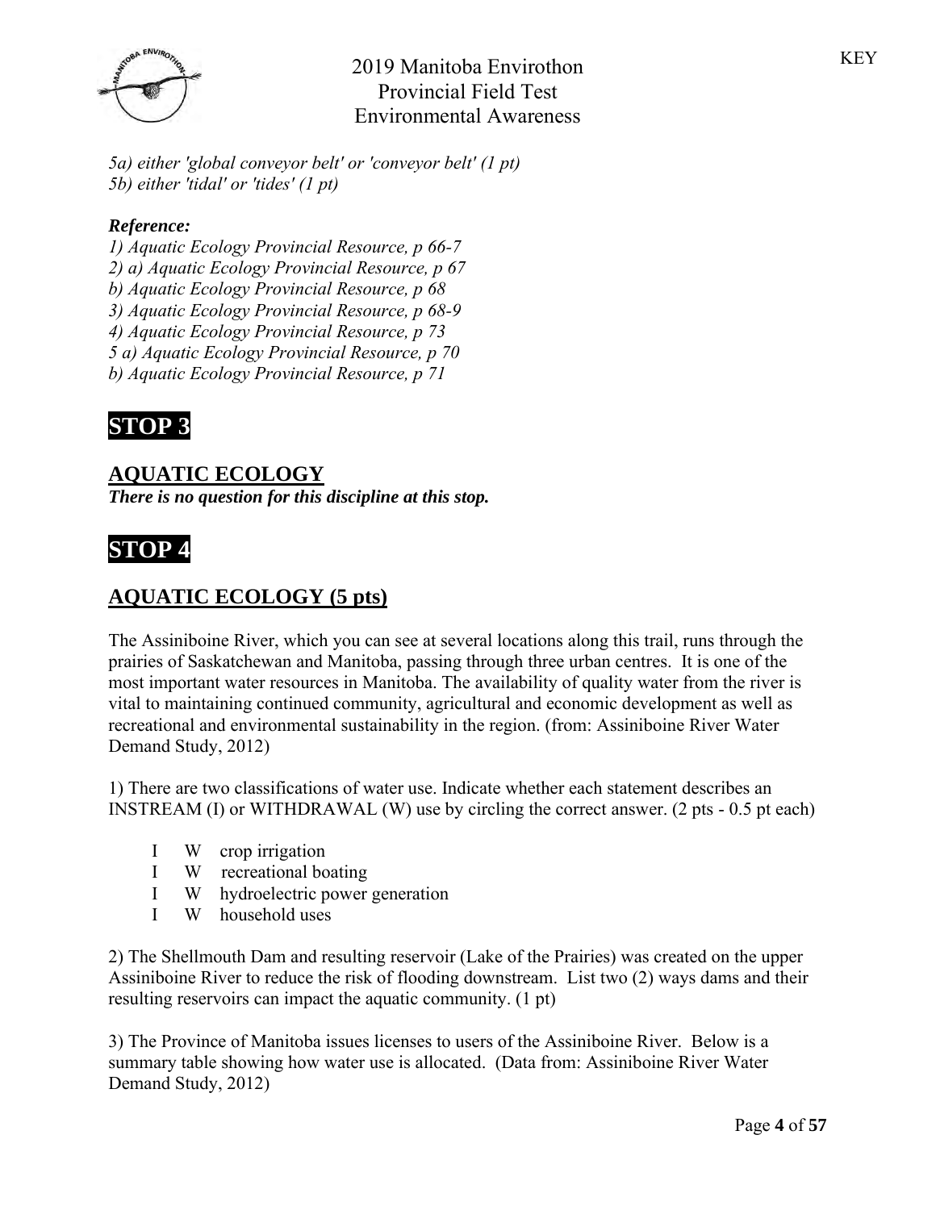*5a) either 'global conveyor belt' or 'conveyor belt' (1 pt)*
*5b) either 'tidal' or 'tides' (1 pt)*

***Reference:***
*1) Aquatic Ecology Provincial Resource, p 66-7*
*2) a) Aquatic Ecology Provincial Resource, p 67*
*b) Aquatic Ecology Provincial Resource, p 68*
*3) Aquatic Ecology Provincial Resource, p 68-9*
*4) Aquatic Ecology Provincial Resource, p 73*
*5 a) Aquatic Ecology Provincial Resource, p 70*
*b) Aquatic Ecology Provincial Resource, p 71*

# STOP 3

## AQUATIC ECOLOGY

***There is no question for this discipline at this stop.***

# STOP 4

## AQUATIC ECOLOGY (5 pts)

The Assiniboine River, which you can see at several locations along this trail, runs through the prairies of Saskatchewan and Manitoba, passing through three urban centres. It is one of the most important water resources in Manitoba. The availability of quality water from the river is vital to maintaining continued community, agricultural and economic development as well as recreational and environmental sustainability in the region. (from: Assiniboine River Water Demand Study, 2012)

1) There are two classifications of water use. Indicate whether each statement describes an INSTREAM (I) or WITHDRAWAL (W) use by circling the correct answer. (2 pts - 0.5 pt each)

- I W crop irrigation
- I W recreational boating
- I W hydroelectric power generation
- I W household uses

2) The Shellmouth Dam and resulting reservoir (Lake of the Prairies) was created on the upper Assiniboine River to reduce the risk of flooding downstream. List two (2) ways dams and their resulting reservoirs can impact the aquatic community. (1 pt)

3) The Province of Manitoba issues licenses to users of the Assiniboine River. Below is a summary table showing how water use is allocated. (Data from: Assiniboine River Water Demand Study, 2012)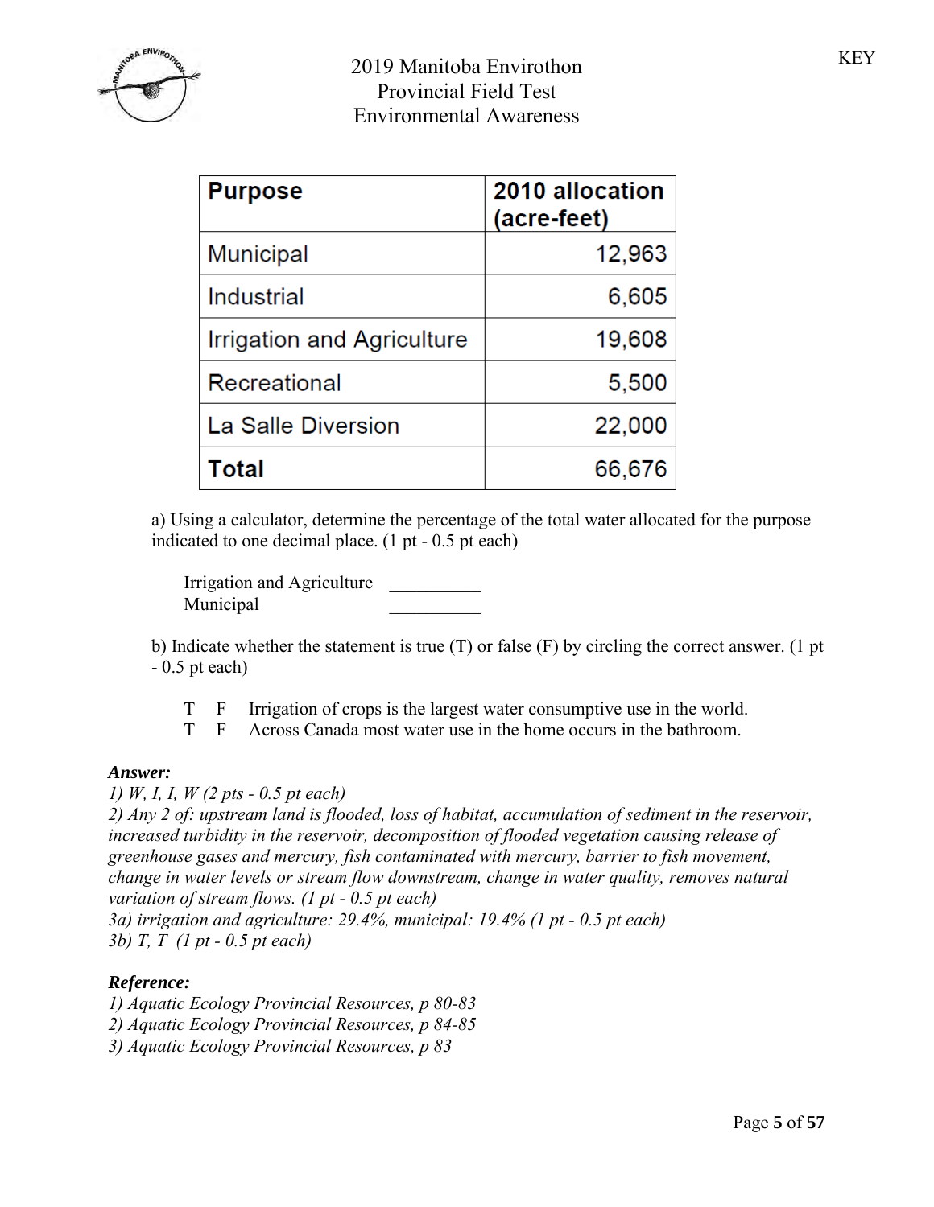| Purpose | 2010 allocation (acre-feet) |
|---|---|
| Municipal | 12,963 |
| Industrial | 6,605 |
| Irrigation and Agriculture | 19,608 |
| Recreational | 5,500 |
| La Salle Diversion | 22,000 |
| **Total** | **66,676** |

a) Using a calculator, determine the percentage of the total water allocated for the purpose indicated to one decimal place. (1 pt - 0.5 pt each)

Irrigation and Agriculture __________
Municipal __________

b) Indicate whether the statement is true (T) or false (F) by circling the correct answer. (1 pt - 0.5 pt each)

T F Irrigation of crops is the largest water consumptive use in the world.
T F Across Canada most water use in the home occurs in the bathroom.

***Answer:***
*1) W, I, I, W (2 pts - 0.5 pt each)*
*2) Any 2 of: upstream land is flooded, loss of habitat, accumulation of sediment in the reservoir, increased turbidity in the reservoir, decomposition of flooded vegetation causing release of greenhouse gases and mercury, fish contaminated with mercury, barrier to fish movement, change in water levels or stream flow downstream, change in water quality, removes natural variation of stream flows. (1 pt - 0.5 pt each)*
*3a) irrigation and agriculture: 29.4%, municipal: 19.4% (1 pt - 0.5 pt each)*
*3b) T, T (1 pt - 0.5 pt each)*

***Reference:***
*1) Aquatic Ecology Provincial Resources, p 80-83*
*2) Aquatic Ecology Provincial Resources, p 84-85*
*3) Aquatic Ecology Provincial Resources, p 83*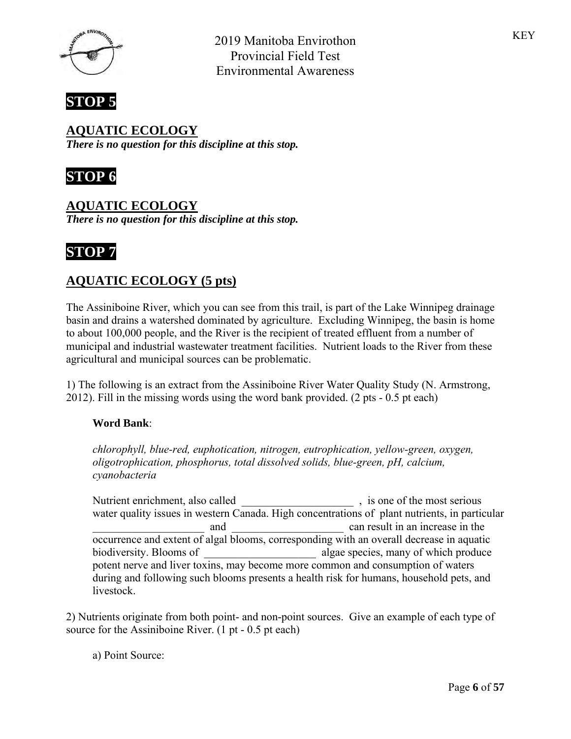KEY

2019 Manitoba Envirothon
Provincial Field Test
Environmental Awareness

# STOP 5

## AQUATIC ECOLOGY

***There is no question for this discipline at this stop.***

# STOP 6

## AQUATIC ECOLOGY

***There is no question for this discipline at this stop.***

# STOP 7

## AQUATIC ECOLOGY (5 pts)

The Assiniboine River, which you can see from this trail, is part of the Lake Winnipeg drainage basin and drains a watershed dominated by agriculture. Excluding Winnipeg, the basin is home to about 100,000 people, and the River is the recipient of treated effluent from a number of municipal and industrial wastewater treatment facilities. Nutrient loads to the River from these agricultural and municipal sources can be problematic.

1) The following is an extract from the Assiniboine River Water Quality Study (N. Armstrong, 2012). Fill in the missing words using the word bank provided. (2 pts - 0.5 pt each)

**Word Bank**:

*chlorophyll, blue-red, euphotication, nitrogen, eutrophication, yellow-green, oxygen, oligotrophication, phosphorus, total dissolved solids, blue-green, pH, calcium, cyanobacteria*

Nutrient enrichment, also called ____________________ , is one of the most serious water quality issues in western Canada. High concentrations of plant nutrients, in particular ____________________ and ____________________ can result in an increase in the occurrence and extent of algal blooms, corresponding with an overall decrease in aquatic biodiversity. Blooms of ____________________ algae species, many of which produce potent nerve and liver toxins, may become more common and consumption of waters during and following such blooms presents a health risk for humans, household pets, and livestock.

2) Nutrients originate from both point- and non-point sources. Give an example of each type of source for the Assiniboine River. (1 pt - 0.5 pt each)

a) Point Source: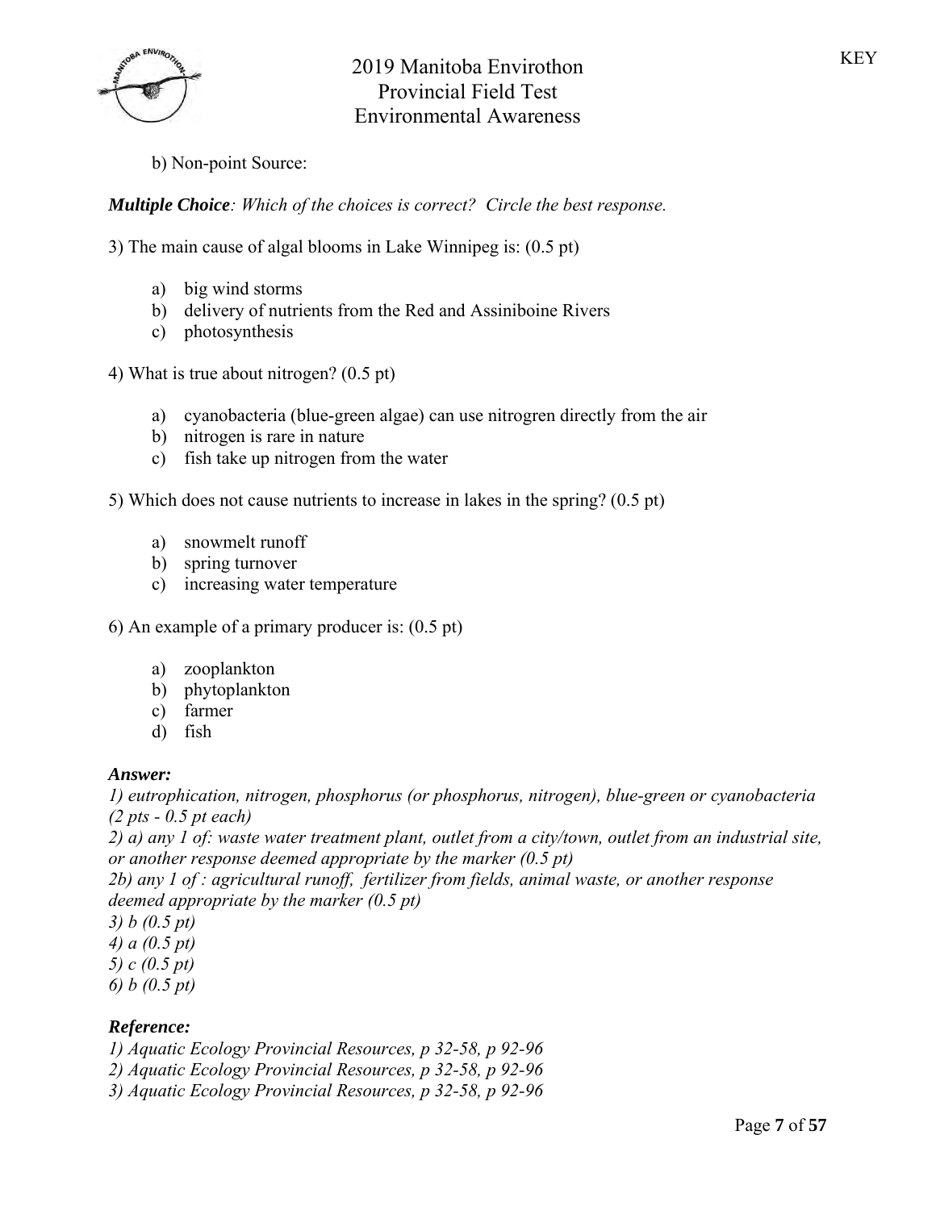b) Non-point Source:

***Multiple Choice**: Which of the choices is correct? Circle the best response.*

3) The main cause of algal blooms in Lake Winnipeg is: (0.5 pt)

a) big wind storms
b) delivery of nutrients from the Red and Assiniboine Rivers
c) photosynthesis

4) What is true about nitrogen? (0.5 pt)

a) cyanobacteria (blue-green algae) can use nitrogren directly from the air
b) nitrogen is rare in nature
c) fish take up nitrogen from the water

5) Which does not cause nutrients to increase in lakes in the spring? (0.5 pt)

a) snowmelt runoff
b) spring turnover
c) increasing water temperature

6) An example of a primary producer is: (0.5 pt)

a) zooplankton
b) phytoplankton
c) farmer
d) fish

***Answer:***

*1) eutrophication, nitrogen, phosphorus (or phosphorus, nitrogen), blue-green or cyanobacteria (2 pts - 0.5 pt each)*
*2) a) any 1 of: waste water treatment plant, outlet from a city/town, outlet from an industrial site, or another response deemed appropriate by the marker (0.5 pt)*
*2b) any 1 of : agricultural runoff, fertilizer from fields, animal waste, or another response deemed appropriate by the marker (0.5 pt)*
*3) b (0.5 pt)*
*4) a (0.5 pt)*
*5) c (0.5 pt)*
*6) b (0.5 pt)*

***Reference:***

*1) Aquatic Ecology Provincial Resources, p 32-58, p 92-96*
*2) Aquatic Ecology Provincial Resources, p 32-58, p 92-96*
*3) Aquatic Ecology Provincial Resources, p 32-58, p 92-96*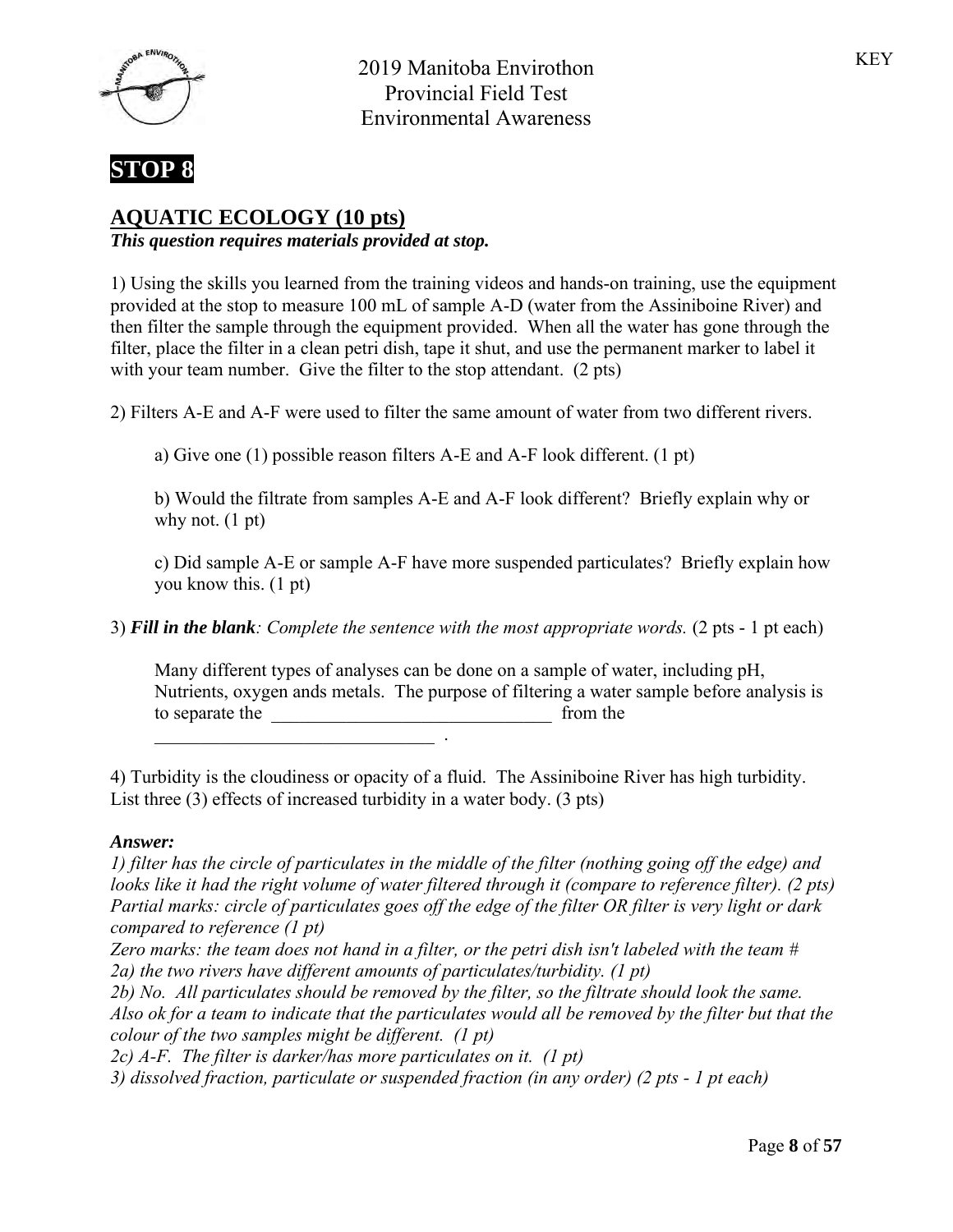KEY

2019 Manitoba Envirothon
Provincial Field Test
Environmental Awareness

# STOP 8

## AQUATIC ECOLOGY (10 pts)

***This question requires materials provided at stop.***

1) Using the skills you learned from the training videos and hands-on training, use the equipment provided at the stop to measure 100 mL of sample A-D (water from the Assiniboine River) and then filter the sample through the equipment provided. When all the water has gone through the filter, place the filter in a clean petri dish, tape it shut, and use the permanent marker to label it with your team number. Give the filter to the stop attendant. (2 pts)

2) Filters A-E and A-F were used to filter the same amount of water from two different rivers.

a) Give one (1) possible reason filters A-E and A-F look different. (1 pt)

b) Would the filtrate from samples A-E and A-F look different? Briefly explain why or why not. (1 pt)

c) Did sample A-E or sample A-F have more suspended particulates? Briefly explain how you know this. (1 pt)

3) ***Fill in the blank****: Complete the sentence with the most appropriate words.* (2 pts - 1 pt each)

Many different types of analyses can be done on a sample of water, including pH, Nutrients, oxygen ands metals. The purpose of filtering a water sample before analysis is to separate the ______________________________ from the ______________________________ .

4) Turbidity is the cloudiness or opacity of a fluid. The Assiniboine River has high turbidity. List three (3) effects of increased turbidity in a water body. (3 pts)

***Answer:***

*1) filter has the circle of particulates in the middle of the filter (nothing going off the edge) and looks like it had the right volume of water filtered through it (compare to reference filter). (2 pts)*
*Partial marks: circle of particulates goes off the edge of the filter OR filter is very light or dark compared to reference (1 pt)*
*Zero marks: the team does not hand in a filter, or the petri dish isn't labeled with the team #*
*2a) the two rivers have different amounts of particulates/turbidity. (1 pt)*
*2b) No. All particulates should be removed by the filter, so the filtrate should look the same. Also ok for a team to indicate that the particulates would all be removed by the filter but that the colour of the two samples might be different. (1 pt)*
*2c) A-F. The filter is darker/has more particulates on it. (1 pt)*
*3) dissolved fraction, particulate or suspended fraction (in any order) (2 pts - 1 pt each)*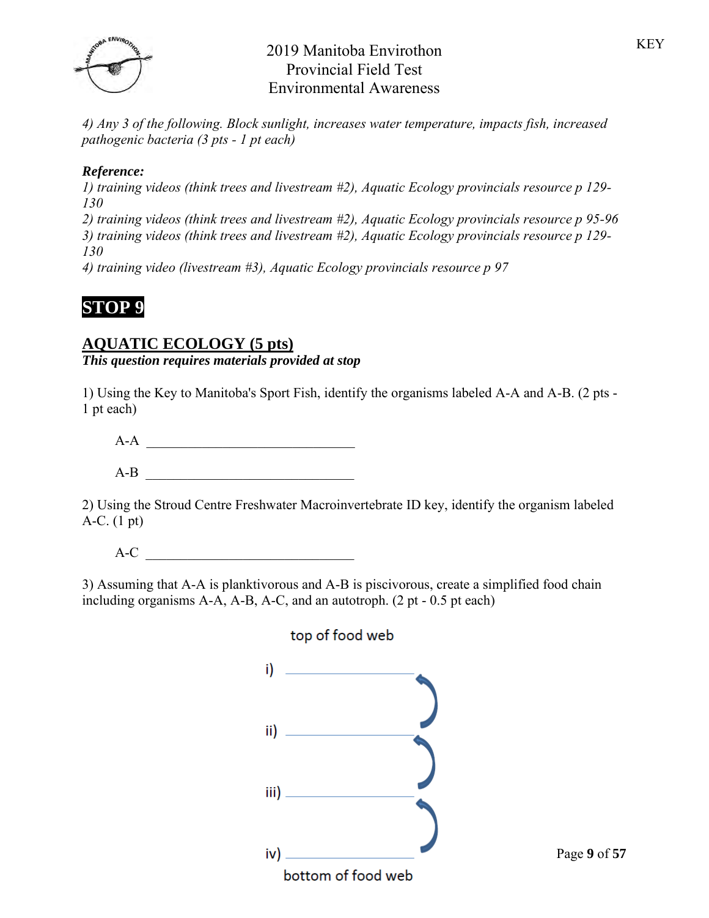*4) Any 3 of the following. Block sunlight, increases water temperature, impacts fish, increased pathogenic bacteria (3 pts - 1 pt each)*

***Reference:***

*1) training videos (think trees and livestream #2), Aquatic Ecology provincials resource p 129-130*

*2) training videos (think trees and livestream #2), Aquatic Ecology provincials resource p 95-96*

*3) training videos (think trees and livestream #2), Aquatic Ecology provincials resource p 129-130*

*4) training video (livestream #3), Aquatic Ecology provincials resource p 97*

# STOP 9

## AQUATIC ECOLOGY (5 pts)

***This question requires materials provided at stop***

1) Using the Key to Manitoba's Sport Fish, identify the organisms labeled A-A and A-B. (2 pts - 1 pt each)

A-A ______________________________

A-B ______________________________

2) Using the Stroud Centre Freshwater Macroinvertebrate ID key, identify the organism labeled A-C. (1 pt)

A-C ______________________________

3) Assuming that A-A is planktivorous and A-B is piscivorous, create a simplified food chain including organisms A-A, A-B, A-C, and an autotroph. (2 pt - 0.5 pt each)

top of food web

i) ______________________________

ii) ______________________________

iii) ______________________________

iv) ______________________________

bottom of food web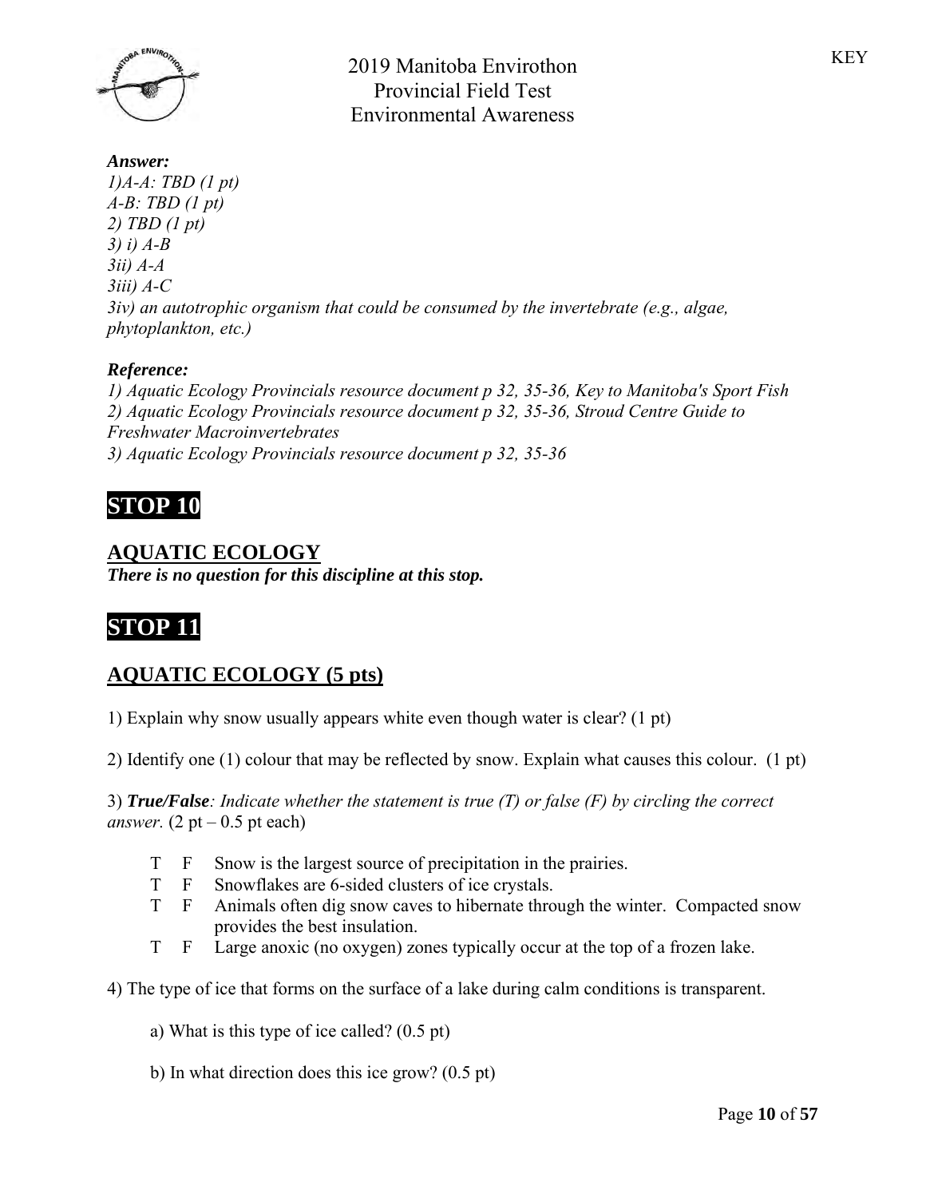***Answer:***

*1)A-A: TBD (1 pt)*
*A-B: TBD (1 pt)*
*2) TBD (1 pt)*
*3) i) A-B*
*3ii) A-A*
*3iii) A-C*
*3iv) an autotrophic organism that could be consumed by the invertebrate (e.g., algae, phytoplankton, etc.)*

***Reference:***

*1) Aquatic Ecology Provincials resource document p 32, 35-36, Key to Manitoba's Sport Fish*
*2) Aquatic Ecology Provincials resource document p 32, 35-36, Stroud Centre Guide to Freshwater Macroinvertebrates*
*3) Aquatic Ecology Provincials resource document p 32, 35-36*

# STOP 10

## AQUATIC ECOLOGY

***There is no question for this discipline at this stop.***

# STOP 11

## AQUATIC ECOLOGY (5 pts)

1) Explain why snow usually appears white even though water is clear? (1 pt)

2) Identify one (1) colour that may be reflected by snow. Explain what causes this colour. (1 pt)

3) ***True/False****: Indicate whether the statement is true (T) or false (F) by circling the correct answer.* (2 pt – 0.5 pt each)

- T F Snow is the largest source of precipitation in the prairies.
- T F Snowflakes are 6-sided clusters of ice crystals.
- T F Animals often dig snow caves to hibernate through the winter. Compacted snow provides the best insulation.
- T F Large anoxic (no oxygen) zones typically occur at the top of a frozen lake.

4) The type of ice that forms on the surface of a lake during calm conditions is transparent.

a) What is this type of ice called? (0.5 pt)

b) In what direction does this ice grow? (0.5 pt)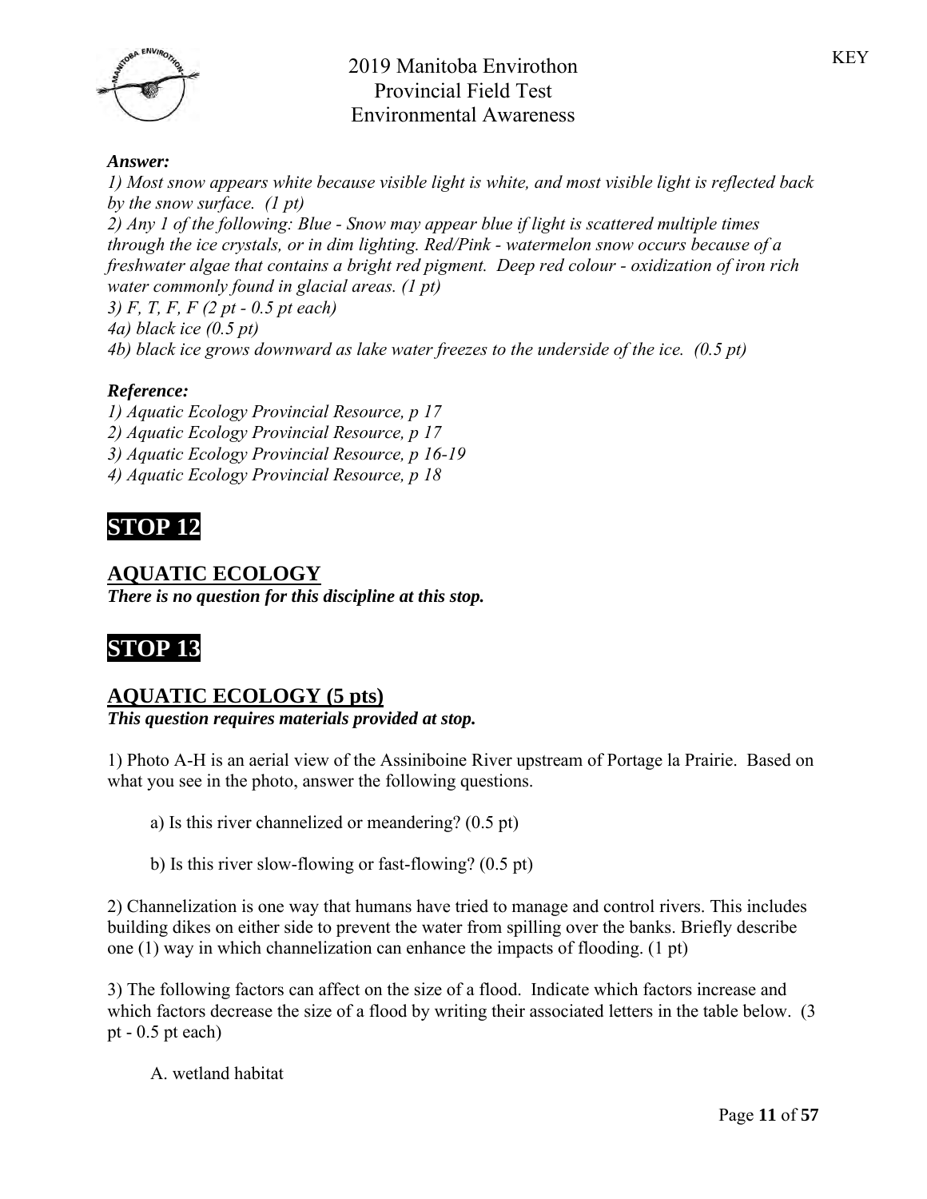***Answer:***

*1) Most snow appears white because visible light is white, and most visible light is reflected back by the snow surface. (1 pt)*
*2) Any 1 of the following: Blue - Snow may appear blue if light is scattered multiple times through the ice crystals, or in dim lighting. Red/Pink - watermelon snow occurs because of a freshwater algae that contains a bright red pigment. Deep red colour - oxidization of iron rich water commonly found in glacial areas. (1 pt)*
*3) F, T, F, F (2 pt - 0.5 pt each)*
*4a) black ice (0.5 pt)*
*4b) black ice grows downward as lake water freezes to the underside of the ice. (0.5 pt)*

***Reference:***

*1) Aquatic Ecology Provincial Resource, p 17*
*2) Aquatic Ecology Provincial Resource, p 17*
*3) Aquatic Ecology Provincial Resource, p 16-19*
*4) Aquatic Ecology Provincial Resource, p 18*

# STOP 12

## AQUATIC ECOLOGY

***There is no question for this discipline at this stop.***

# STOP 13

## AQUATIC ECOLOGY (5 pts)

***This question requires materials provided at stop.***

1) Photo A-H is an aerial view of the Assiniboine River upstream of Portage la Prairie. Based on what you see in the photo, answer the following questions.

a) Is this river channelized or meandering? (0.5 pt)

b) Is this river slow-flowing or fast-flowing? (0.5 pt)

2) Channelization is one way that humans have tried to manage and control rivers. This includes building dikes on either side to prevent the water from spilling over the banks. Briefly describe one (1) way in which channelization can enhance the impacts of flooding. (1 pt)

3) The following factors can affect on the size of a flood. Indicate which factors increase and which factors decrease the size of a flood by writing their associated letters in the table below. (3 pt - 0.5 pt each)

A. wetland habitat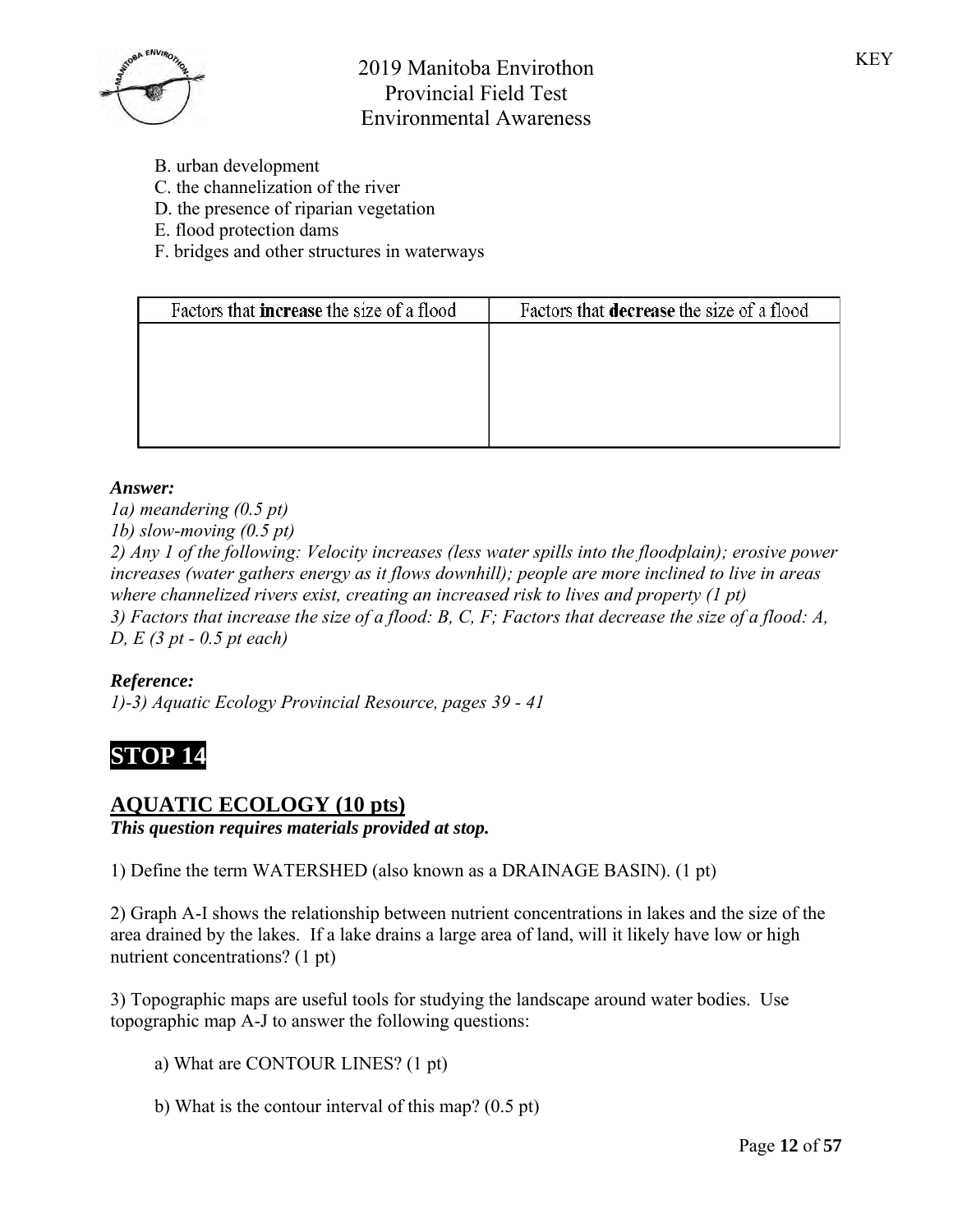B. urban development
C. the channelization of the river
D. the presence of riparian vegetation
E. flood protection dams
F. bridges and other structures in waterways

| Factors that **increase** the size of a flood | Factors that **decrease** the size of a flood |
| --- | --- |
| | |

***Answer:***

*1a) meandering (0.5 pt)*
*1b) slow-moving (0.5 pt)*
*2) Any 1 of the following: Velocity increases (less water spills into the floodplain); erosive power increases (water gathers energy as it flows downhill); people are more inclined to live in areas where channelized rivers exist, creating an increased risk to lives and property (1 pt)*
*3) Factors that increase the size of a flood: B, C, F; Factors that decrease the size of a flood: A, D, E (3 pt - 0.5 pt each)*

***Reference:***

*1)-3) Aquatic Ecology Provincial Resource, pages 39 - 41*

# STOP 14

## AQUATIC ECOLOGY (10 pts)

***This question requires materials provided at stop.***

1) Define the term WATERSHED (also known as a DRAINAGE BASIN). (1 pt)

2) Graph A-I shows the relationship between nutrient concentrations in lakes and the size of the area drained by the lakes. If a lake drains a large area of land, will it likely have low or high nutrient concentrations? (1 pt)

3) Topographic maps are useful tools for studying the landscape around water bodies. Use topographic map A-J to answer the following questions:

a) What are CONTOUR LINES? (1 pt)

b) What is the contour interval of this map? (0.5 pt)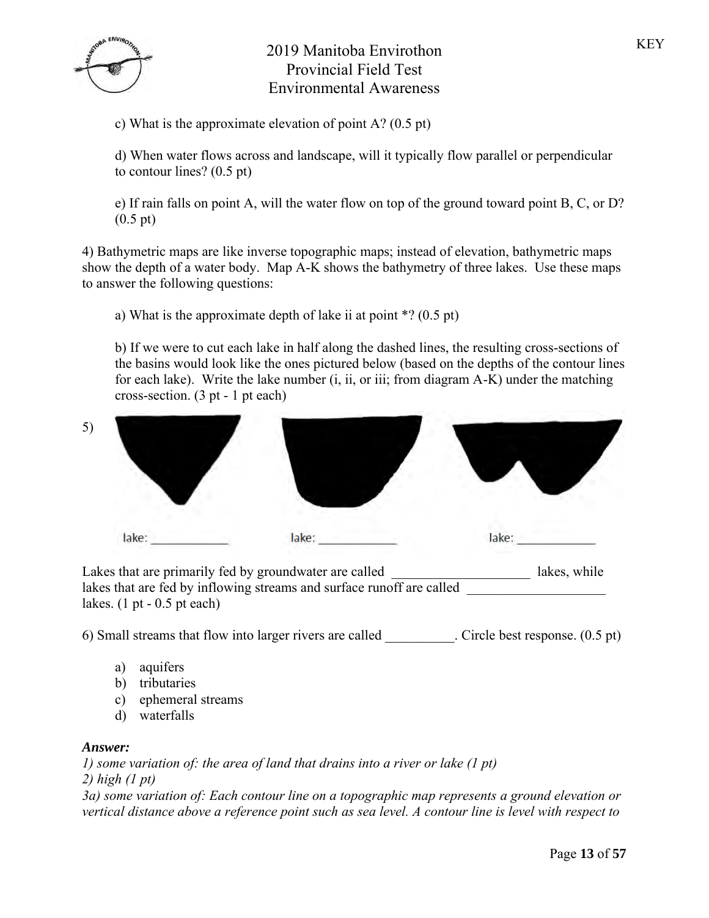c) What is the approximate elevation of point A? (0.5 pt)

d) When water flows across and landscape, will it typically flow parallel or perpendicular to contour lines? (0.5 pt)

e) If rain falls on point A, will the water flow on top of the ground toward point B, C, or D? (0.5 pt)

4) Bathymetric maps are like inverse topographic maps; instead of elevation, bathymetric maps show the depth of a water body. Map A-K shows the bathymetry of three lakes. Use these maps to answer the following questions:

a) What is the approximate depth of lake ii at point *? (0.5 pt)

b) If we were to cut each lake in half along the dashed lines, the resulting cross-sections of the basins would look like the ones pictured below (based on the depths of the contour lines for each lake). Write the lake number (i, ii, or iii; from diagram A-K) under the matching cross-section. (3 pt - 1 pt each)

5)

lake: ____________ lake: ____________ lake: ____________

Lakes that are primarily fed by groundwater are called ____________________ lakes, while lakes that are fed by inflowing streams and surface runoff are called ____________________ lakes. (1 pt - 0.5 pt each)

6) Small streams that flow into larger rivers are called __________. Circle best response. (0.5 pt)

a) aquifers
b) tributaries
c) ephemeral streams
d) waterfalls

***Answer:***

*1) some variation of: the area of land that drains into a river or lake (1 pt)*
*2) high (1 pt)*
*3a) some variation of: Each contour line on a topographic map represents a ground elevation or vertical distance above a reference point such as sea level. A contour line is level with respect to*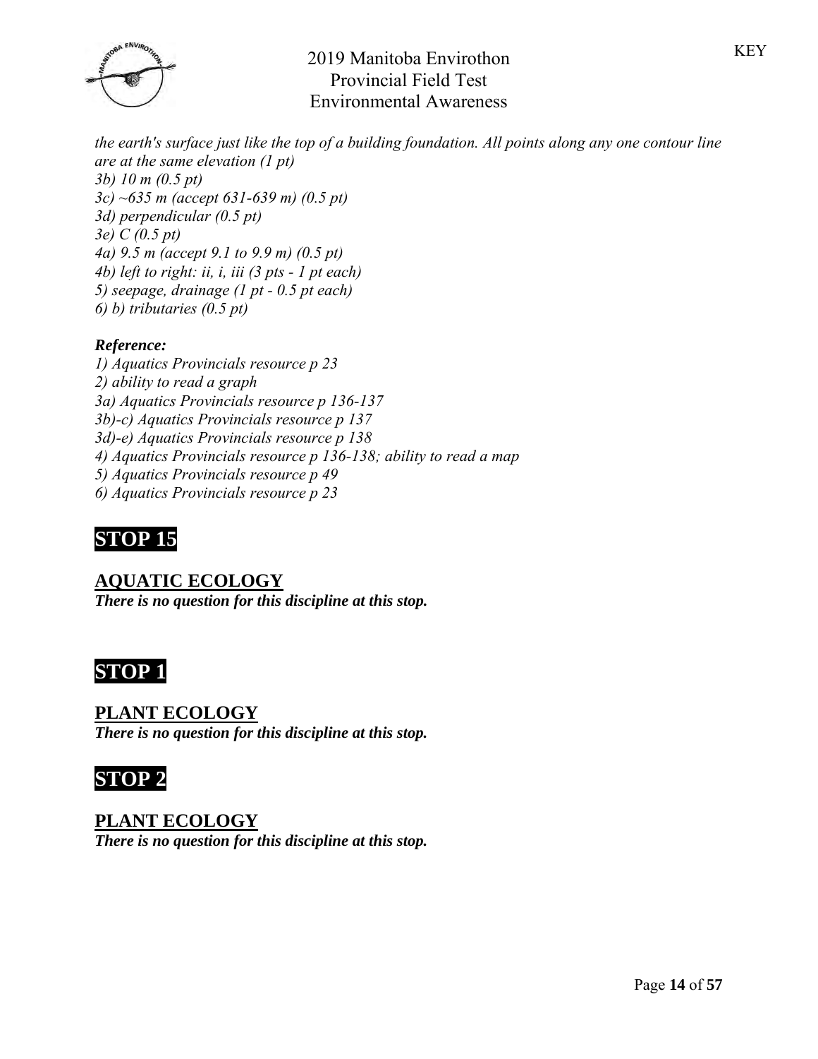*the earth's surface just like the top of a building foundation. All points along any one contour line are at the same elevation (1 pt)*
*3b) 10 m (0.5 pt)*
*3c) ~635 m (accept 631-639 m) (0.5 pt)*
*3d) perpendicular (0.5 pt)*
*3e) C (0.5 pt)*
*4a) 9.5 m (accept 9.1 to 9.9 m) (0.5 pt)*
*4b) left to right: ii, i, iii (3 pts - 1 pt each)*
*5) seepage, drainage (1 pt - 0.5 pt each)*
*6) b) tributaries (0.5 pt)*

***Reference:***
*1) Aquatics Provincials resource p 23*
*2) ability to read a graph*
*3a) Aquatics Provincials resource p 136-137*
*3b)-c) Aquatics Provincials resource p 137*
*3d)-e) Aquatics Provincials resource p 138*
*4) Aquatics Provincials resource p 136-138; ability to read a map*
*5) Aquatics Provincials resource p 49*
*6) Aquatics Provincials resource p 23*

# STOP 15

## AQUATIC ECOLOGY

***There is no question for this discipline at this stop.***

# STOP 1

## PLANT ECOLOGY

***There is no question for this discipline at this stop.***

# STOP 2

## PLANT ECOLOGY

***There is no question for this discipline at this stop.***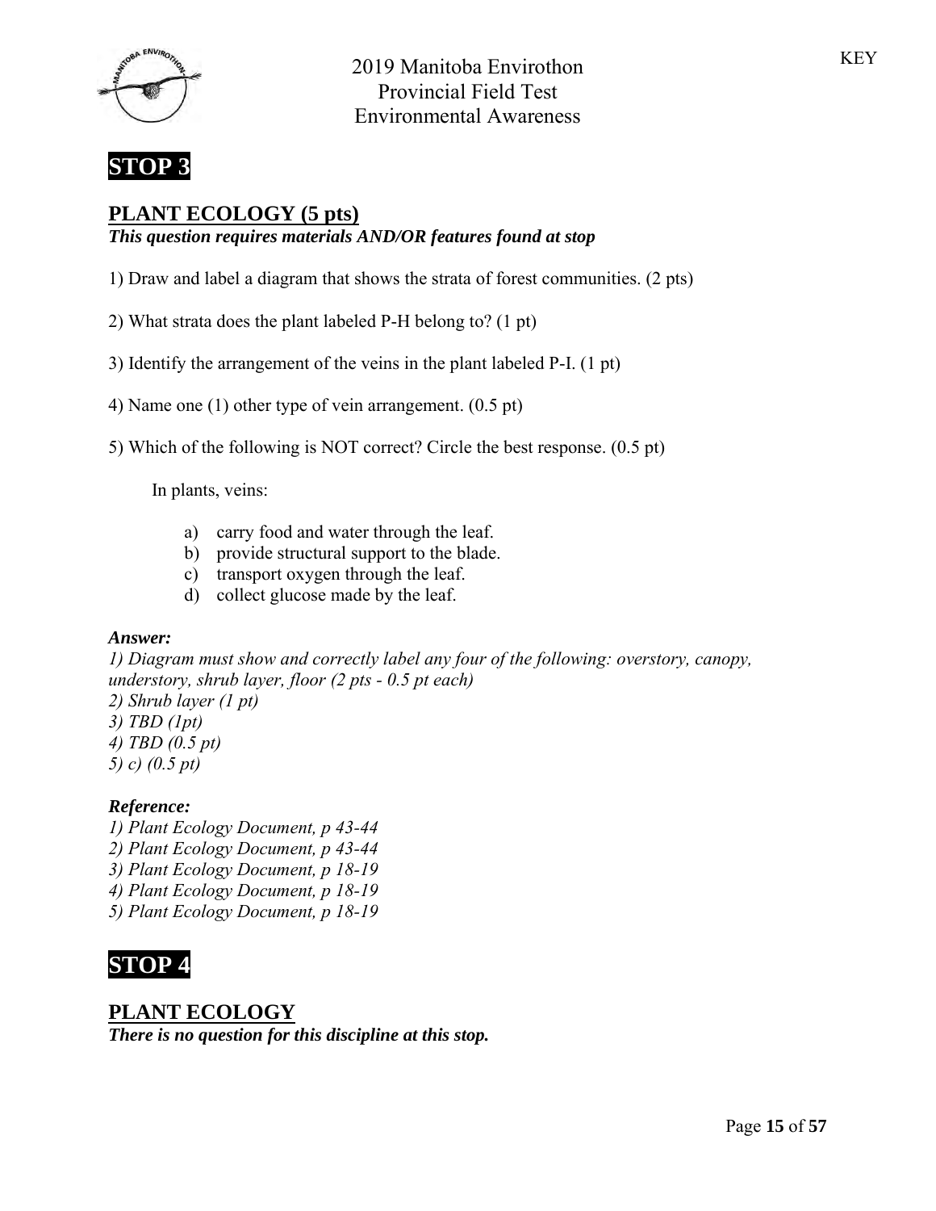## STOP 3

### PLANT ECOLOGY (5 pts)

***This question requires materials AND/OR features found at stop***

1) Draw and label a diagram that shows the strata of forest communities. (2 pts)

2) What strata does the plant labeled P-H belong to? (1 pt)

3) Identify the arrangement of the veins in the plant labeled P-I. (1 pt)

4) Name one (1) other type of vein arrangement. (0.5 pt)

5) Which of the following is NOT correct? Circle the best response. (0.5 pt)

In plants, veins:

a) carry food and water through the leaf.
b) provide structural support to the blade.
c) transport oxygen through the leaf.
d) collect glucose made by the leaf.

***Answer:***

*1) Diagram must show and correctly label any four of the following: overstory, canopy, understory, shrub layer, floor (2 pts - 0.5 pt each)*
*2) Shrub layer (1 pt)*
*3) TBD (1pt)*
*4) TBD (0.5 pt)*
*5) c) (0.5 pt)*

***Reference:***

*1) Plant Ecology Document, p 43-44*
*2) Plant Ecology Document, p 43-44*
*3) Plant Ecology Document, p 18-19*
*4) Plant Ecology Document, p 18-19*
*5) Plant Ecology Document, p 18-19*

## STOP 4

### PLANT ECOLOGY

***There is no question for this discipline at this stop.***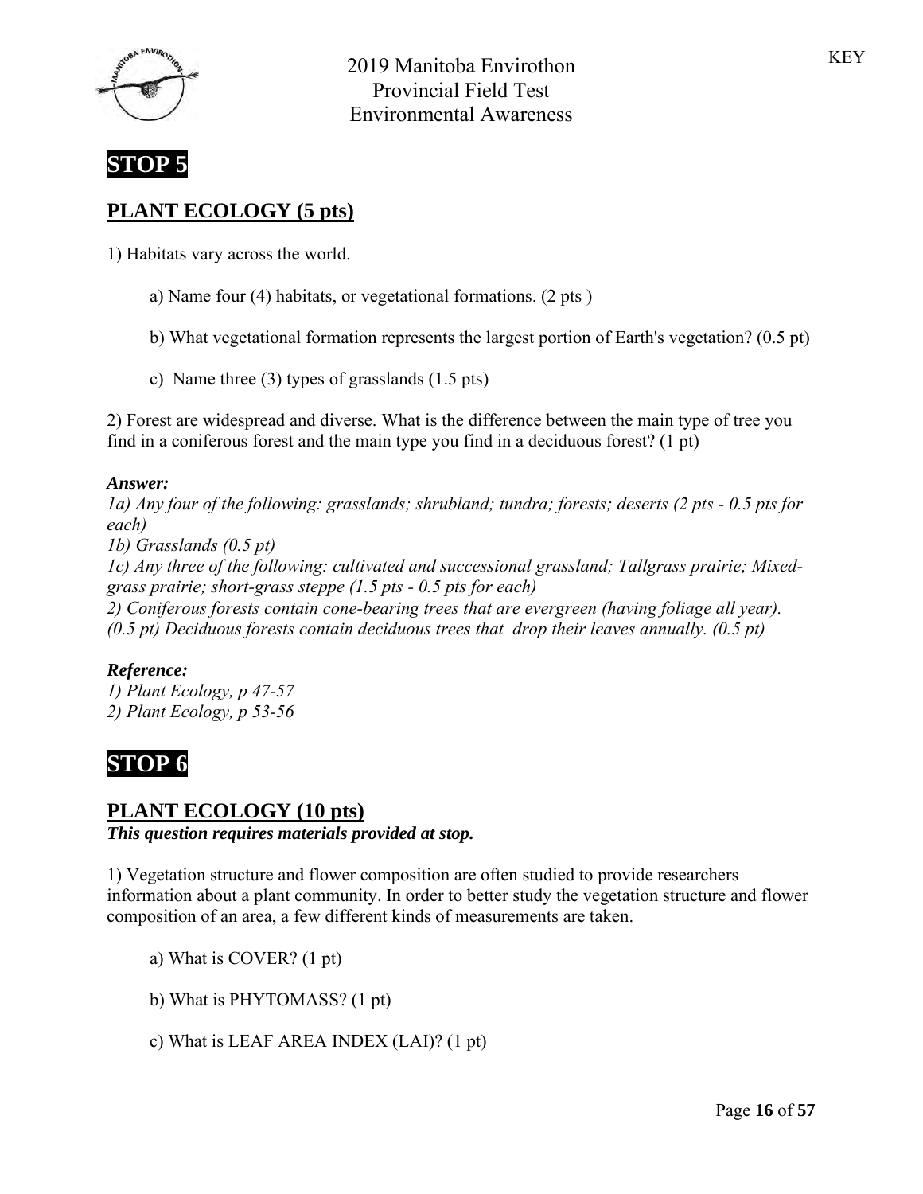KEY

2019 Manitoba Envirothon
Provincial Field Test
Environmental Awareness

## STOP 5

## PLANT ECOLOGY (5 pts)

1) Habitats vary across the world.

   a) Name four (4) habitats, or vegetational formations. (2 pts )

   b) What vegetational formation represents the largest portion of Earth's vegetation? (0.5 pt)

   c) Name three (3) types of grasslands (1.5 pts)

2) Forest are widespread and diverse. What is the difference between the main type of tree you find in a coniferous forest and the main type you find in a deciduous forest? (1 pt)

***Answer:***
*1a) Any four of the following: grasslands; shrubland; tundra; forests; deserts (2 pts - 0.5 pts for each)*
*1b) Grasslands (0.5 pt)*
*1c) Any three of the following: cultivated and successional grassland; Tallgrass prairie; Mixed-grass prairie; short-grass steppe (1.5 pts - 0.5 pts for each)*
*2) Coniferous forests contain cone-bearing trees that are evergreen (having foliage all year). (0.5 pt) Deciduous forests contain deciduous trees that drop their leaves annually. (0.5 pt)*

***Reference:***
*1) Plant Ecology, p 47-57*
*2) Plant Ecology, p 53-56*

## STOP 6

## PLANT ECOLOGY (10 pts)

***This question requires materials provided at stop.***

1) Vegetation structure and flower composition are often studied to provide researchers information about a plant community. In order to better study the vegetation structure and flower composition of an area, a few different kinds of measurements are taken.

   a) What is COVER? (1 pt)

   b) What is PHYTOMASS? (1 pt)

   c) What is LEAF AREA INDEX (LAI)? (1 pt)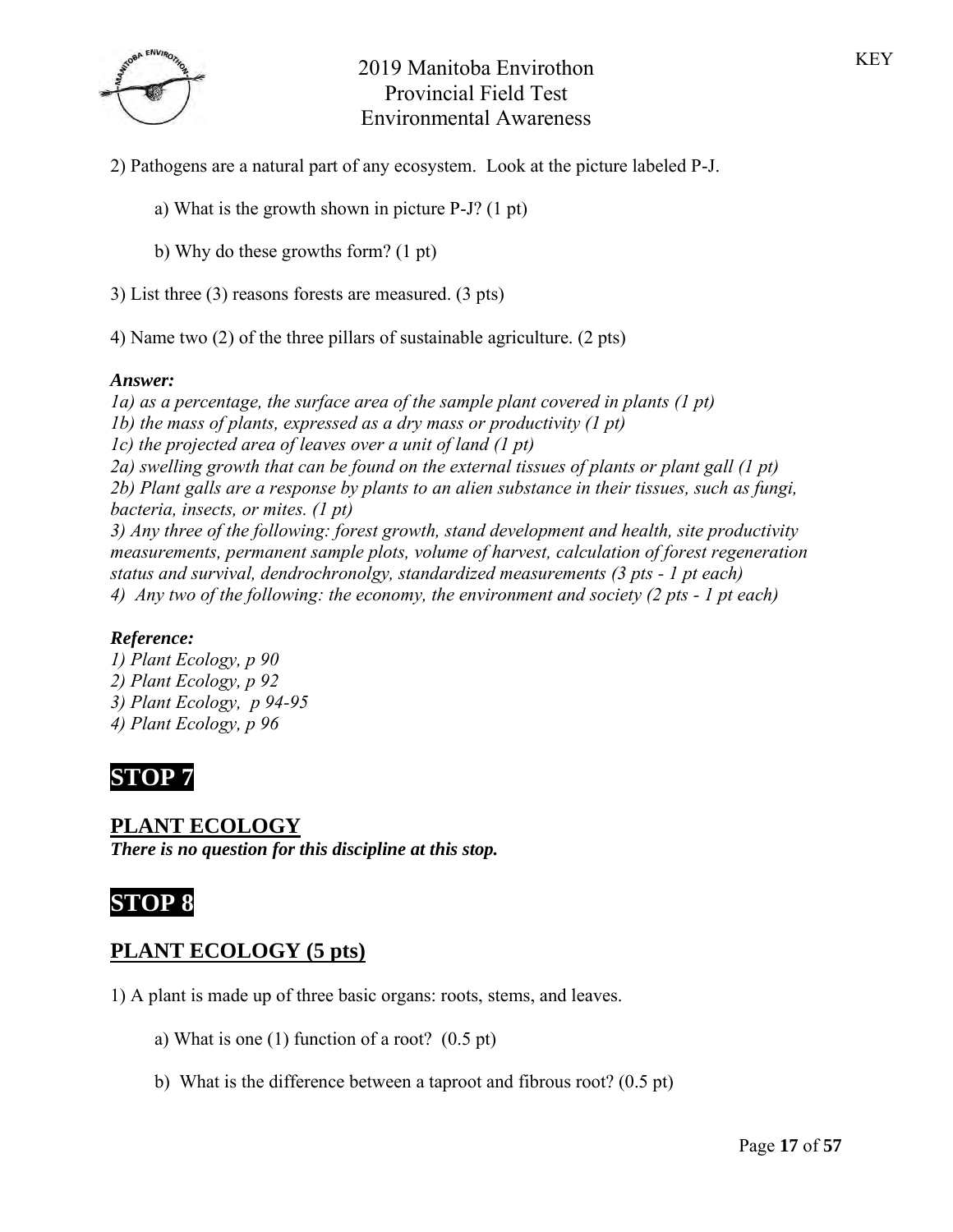2) Pathogens are a natural part of any ecosystem. Look at the picture labeled P-J.

a) What is the growth shown in picture P-J? (1 pt)

b) Why do these growths form? (1 pt)

3) List three (3) reasons forests are measured. (3 pts)

4) Name two (2) of the three pillars of sustainable agriculture. (2 pts)

***Answer:***

*1a) as a percentage, the surface area of the sample plant covered in plants (1 pt)*
*1b) the mass of plants, expressed as a dry mass or productivity (1 pt)*
*1c) the projected area of leaves over a unit of land (1 pt)*
*2a) swelling growth that can be found on the external tissues of plants or plant gall (1 pt)*
*2b) Plant galls are a response by plants to an alien substance in their tissues, such as fungi, bacteria, insects, or mites. (1 pt)*
*3) Any three of the following: forest growth, stand development and health, site productivity measurements, permanent sample plots, volume of harvest, calculation of forest regeneration status and survival, dendrochronolgy, standardized measurements (3 pts - 1 pt each)*
*4) Any two of the following: the economy, the environment and society (2 pts - 1 pt each)*

***Reference:***

*1) Plant Ecology, p 90*
*2) Plant Ecology, p 92*
*3) Plant Ecology, p 94-95*
*4) Plant Ecology, p 96*

# STOP 7

## PLANT ECOLOGY

***There is no question for this discipline at this stop.***

# STOP 8

## PLANT ECOLOGY (5 pts)

1) A plant is made up of three basic organs: roots, stems, and leaves.

a) What is one (1) function of a root? (0.5 pt)

b) What is the difference between a taproot and fibrous root? (0.5 pt)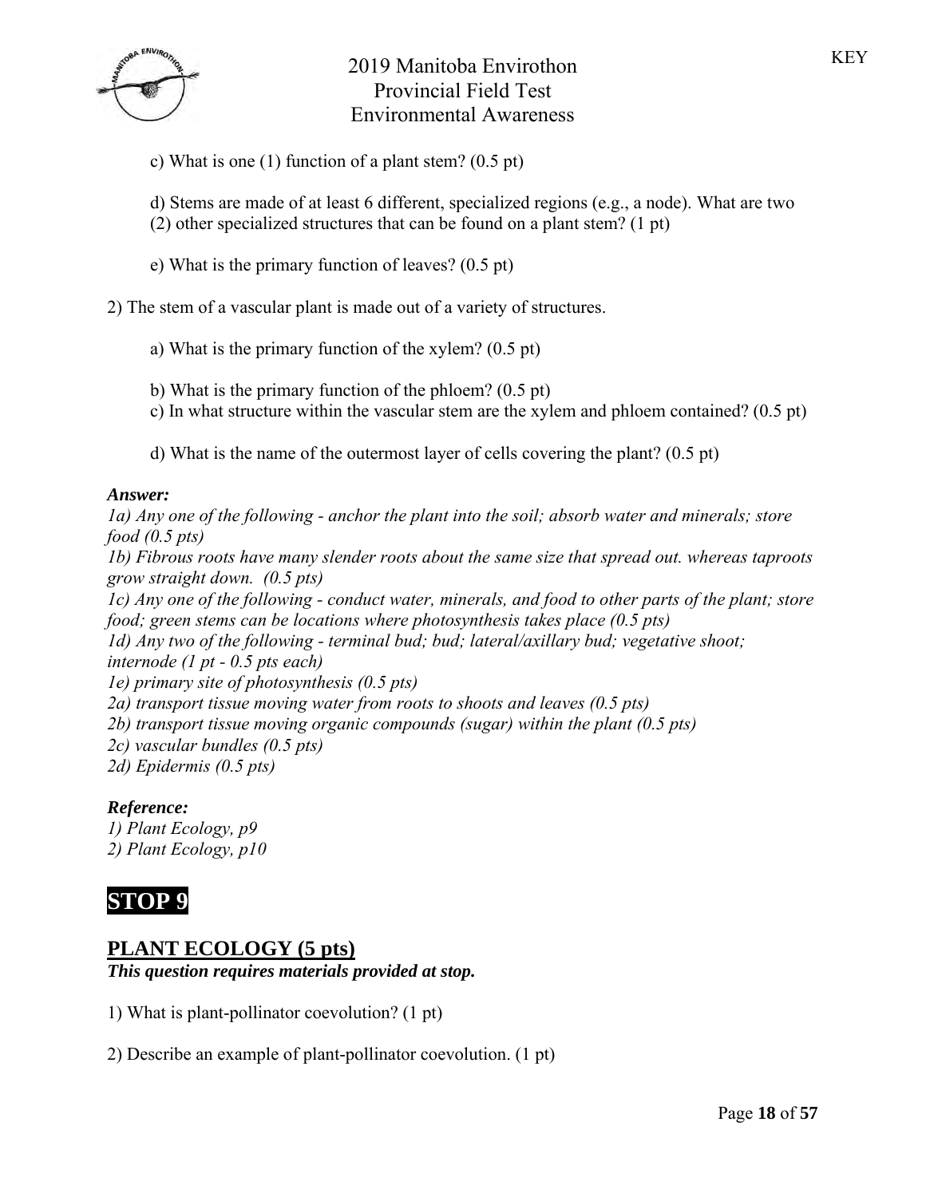c) What is one (1) function of a plant stem? (0.5 pt)

d) Stems are made of at least 6 different, specialized regions (e.g., a node). What are two (2) other specialized structures that can be found on a plant stem? (1 pt)

e) What is the primary function of leaves? (0.5 pt)

2) The stem of a vascular plant is made out of a variety of structures.

a) What is the primary function of the xylem? (0.5 pt)

b) What is the primary function of the phloem? (0.5 pt)

c) In what structure within the vascular stem are the xylem and phloem contained? (0.5 pt)

d) What is the name of the outermost layer of cells covering the plant? (0.5 pt)

***Answer:***

*1a) Any one of the following - anchor the plant into the soil; absorb water and minerals; store food (0.5 pts)*

*1b) Fibrous roots have many slender roots about the same size that spread out. whereas taproots grow straight down. (0.5 pts)*

*1c) Any one of the following - conduct water, minerals, and food to other parts of the plant; store food; green stems can be locations where photosynthesis takes place (0.5 pts)*

*1d) Any two of the following - terminal bud; bud; lateral/axillary bud; vegetative shoot; internode (1 pt - 0.5 pts each)*

*1e) primary site of photosynthesis (0.5 pts)*

*2a) transport tissue moving water from roots to shoots and leaves (0.5 pts)*

*2b) transport tissue moving organic compounds (sugar) within the plant (0.5 pts)*

*2c) vascular bundles (0.5 pts)*

*2d) Epidermis (0.5 pts)*

***Reference:***

*1) Plant Ecology, p9*

*2) Plant Ecology, p10*

# STOP 9

## PLANT ECOLOGY (5 pts)

***This question requires materials provided at stop.***

1) What is plant-pollinator coevolution? (1 pt)

2) Describe an example of plant-pollinator coevolution. (1 pt)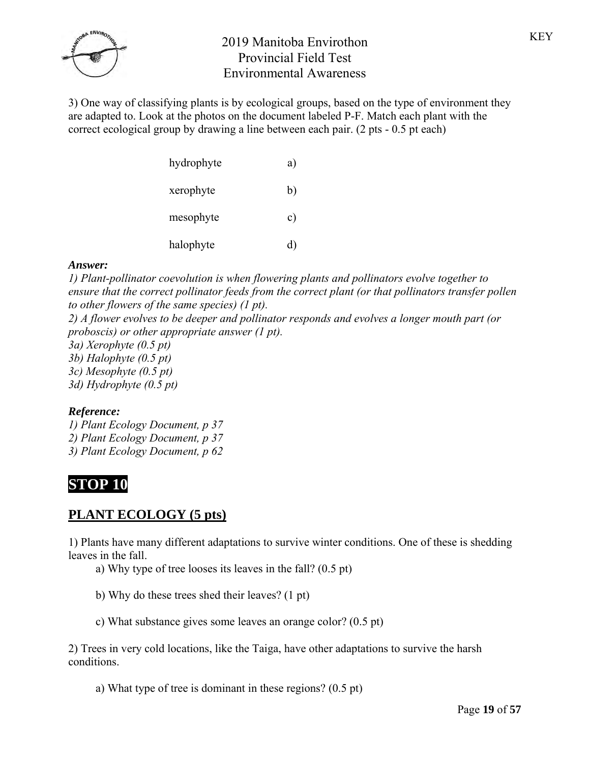3) One way of classifying plants is by ecological groups, based on the type of environment they are adapted to. Look at the photos on the document labeled P-F. Match each plant with the correct ecological group by drawing a line between each pair. (2 pts - 0.5 pt each)

| | |
|---|---|
| hydrophyte | a) |
| xerophyte | b) |
| mesophyte | c) |
| halophyte | d) |

***Answer:***

*1) Plant-pollinator coevolution is when flowering plants and pollinators evolve together to ensure that the correct pollinator feeds from the correct plant (or that pollinators transfer pollen to other flowers of the same species) (1 pt).*
*2) A flower evolves to be deeper and pollinator responds and evolves a longer mouth part (or proboscis) or other appropriate answer (1 pt).*
*3a) Xerophyte (0.5 pt)*
*3b) Halophyte (0.5 pt)*
*3c) Mesophyte (0.5 pt)*
*3d) Hydrophyte (0.5 pt)*

***Reference:***

*1) Plant Ecology Document, p 37*
*2) Plant Ecology Document, p 37*
*3) Plant Ecology Document, p 62*

# STOP 10

## PLANT ECOLOGY (5 pts)

1) Plants have many different adaptations to survive winter conditions. One of these is shedding leaves in the fall.

a) Why type of tree looses its leaves in the fall? (0.5 pt)

b) Why do these trees shed their leaves? (1 pt)

c) What substance gives some leaves an orange color? (0.5 pt)

2) Trees in very cold locations, like the Taiga, have other adaptations to survive the harsh conditions.

a) What type of tree is dominant in these regions? (0.5 pt)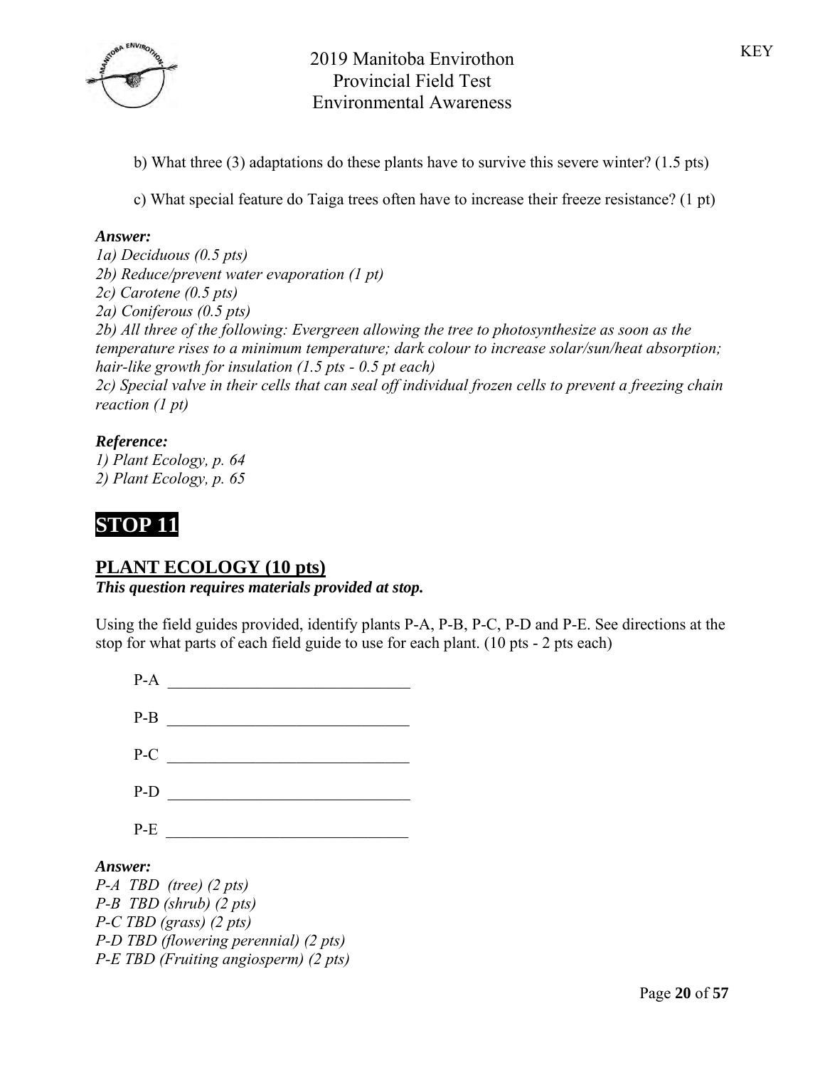b) What three (3) adaptations do these plants have to survive this severe winter? (1.5 pts)

c) What special feature do Taiga trees often have to increase their freeze resistance? (1 pt)

***Answer:***

*1a) Deciduous (0.5 pts)*
*2b) Reduce/prevent water evaporation (1 pt)*
*2c) Carotene (0.5 pts)*
*2a) Coniferous (0.5 pts)*
*2b) All three of the following: Evergreen allowing the tree to photosynthesize as soon as the temperature rises to a minimum temperature; dark colour to increase solar/sun/heat absorption; hair-like growth for insulation (1.5 pts - 0.5 pt each)*
*2c) Special valve in their cells that can seal off individual frozen cells to prevent a freezing chain reaction (1 pt)*

***Reference:***

*1) Plant Ecology, p. 64*
*2) Plant Ecology, p. 65*

# STOP 11

## PLANT ECOLOGY (10 pts)

***This question requires materials provided at stop.***

Using the field guides provided, identify plants P-A, P-B, P-C, P-D and P-E. See directions at the stop for what parts of each field guide to use for each plant. (10 pts - 2 pts each)

P-A ______________________________

P-B ______________________________

P-C ______________________________

P-D ______________________________

P-E ______________________________

***Answer:***

*P-A TBD (tree) (2 pts)*
*P-B TBD (shrub) (2 pts)*
*P-C TBD (grass) (2 pts)*
*P-D TBD (flowering perennial) (2 pts)*
*P-E TBD (Fruiting angiosperm) (2 pts)*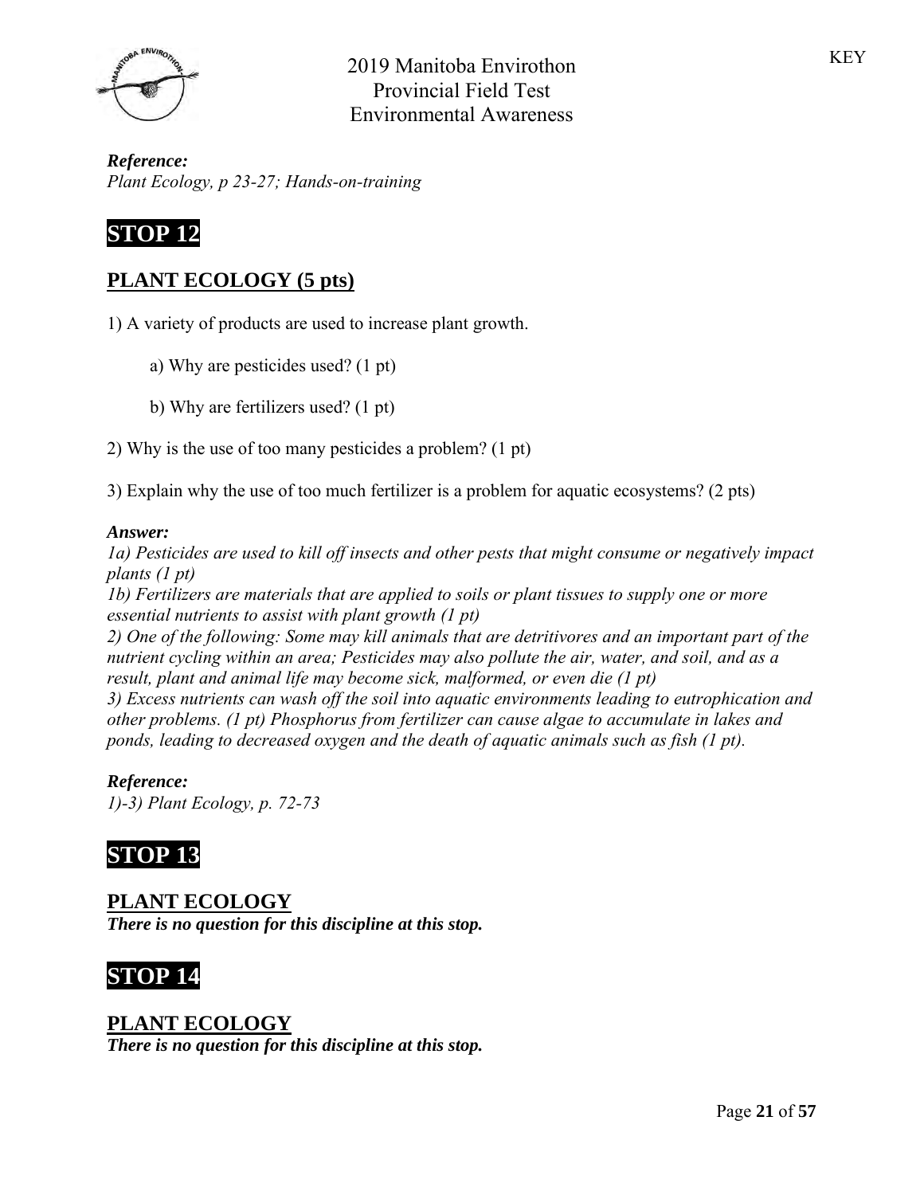*Reference:*
*Plant Ecology, p 23-27; Hands-on-training*

## STOP 12

### PLANT ECOLOGY (5 pts)

1) A variety of products are used to increase plant growth.

  a) Why are pesticides used? (1 pt)

  b) Why are fertilizers used? (1 pt)

2) Why is the use of too many pesticides a problem? (1 pt)

3) Explain why the use of too much fertilizer is a problem for aquatic ecosystems? (2 pts)

***Answer:***
*1a) Pesticides are used to kill off insects and other pests that might consume or negatively impact plants (1 pt)*
*1b) Fertilizers are materials that are applied to soils or plant tissues to supply one or more essential nutrients to assist with plant growth (1 pt)*
*2) One of the following: Some may kill animals that are detritivores and an important part of the nutrient cycling within an area; Pesticides may also pollute the air, water, and soil, and as a result, plant and animal life may become sick, malformed, or even die (1 pt)*
*3) Excess nutrients can wash off the soil into aquatic environments leading to eutrophication and other problems. (1 pt) Phosphorus from fertilizer can cause algae to accumulate in lakes and ponds, leading to decreased oxygen and the death of aquatic animals such as fish (1 pt).*

***Reference:***
*1)-3) Plant Ecology, p. 72-73*

## STOP 13

### PLANT ECOLOGY
***There is no question for this discipline at this stop.***

## STOP 14

### PLANT ECOLOGY
***There is no question for this discipline at this stop.***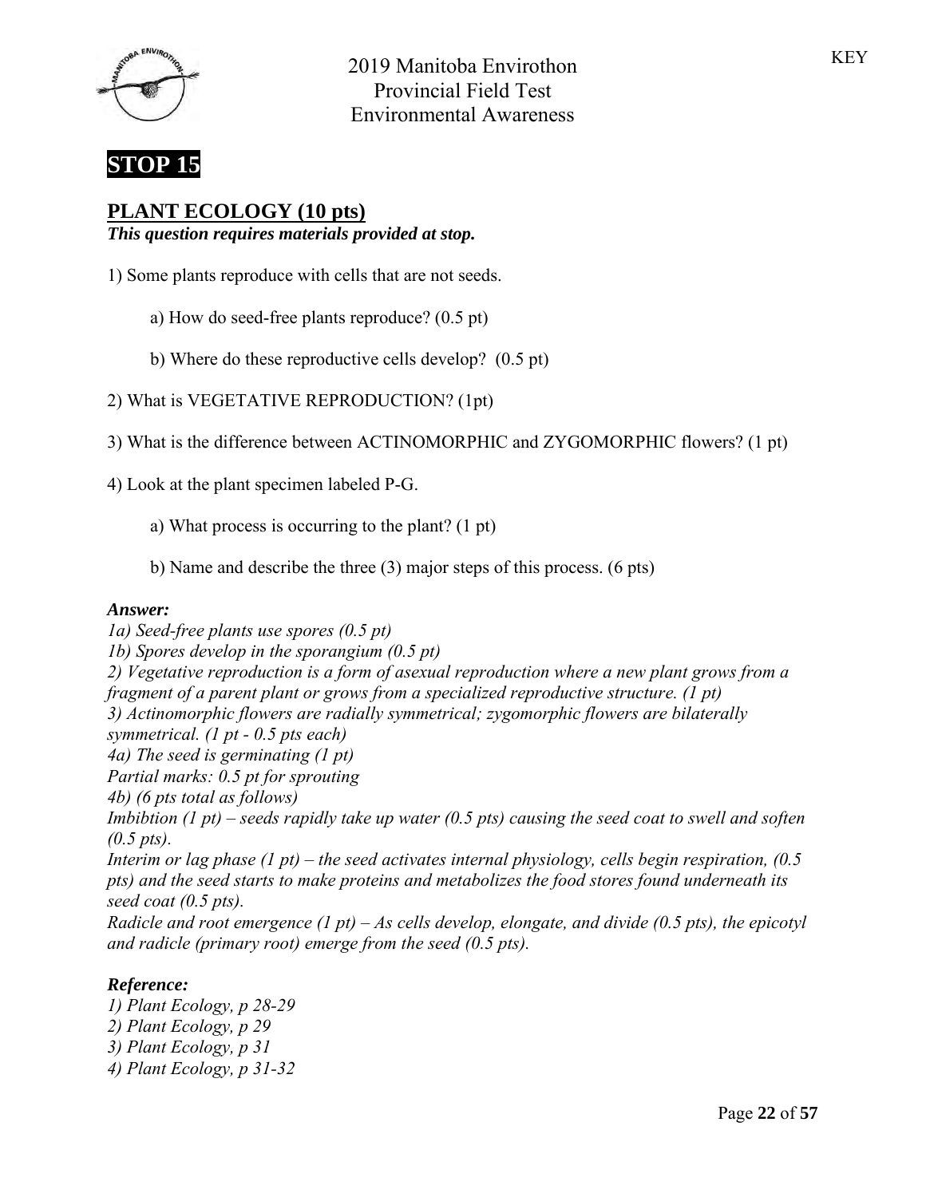# STOP 15

## PLANT ECOLOGY (10 pts)

***This question requires materials provided at stop.***

1) Some plants reproduce with cells that are not seeds.

   a) How do seed-free plants reproduce? (0.5 pt)

   b) Where do these reproductive cells develop? (0.5 pt)

2) What is VEGETATIVE REPRODUCTION? (1pt)

3) What is the difference between ACTINOMORPHIC and ZYGOMORPHIC flowers? (1 pt)

4) Look at the plant specimen labeled P-G.

   a) What process is occurring to the plant? (1 pt)

   b) Name and describe the three (3) major steps of this process. (6 pts)

***Answer:***

*1a) Seed-free plants use spores (0.5 pt)*
*1b) Spores develop in the sporangium (0.5 pt)*
*2) Vegetative reproduction is a form of asexual reproduction where a new plant grows from a fragment of a parent plant or grows from a specialized reproductive structure. (1 pt)*
*3) Actinomorphic flowers are radially symmetrical; zygomorphic flowers are bilaterally symmetrical. (1 pt - 0.5 pts each)*
*4a) The seed is germinating (1 pt)*
*Partial marks: 0.5 pt for sprouting*
*4b) (6 pts total as follows)*
*Imbibtion (1 pt) – seeds rapidly take up water (0.5 pts) causing the seed coat to swell and soften (0.5 pts).*
*Interim or lag phase (1 pt) – the seed activates internal physiology, cells begin respiration, (0.5 pts) and the seed starts to make proteins and metabolizes the food stores found underneath its seed coat (0.5 pts).*
*Radicle and root emergence (1 pt) – As cells develop, elongate, and divide (0.5 pts), the epicotyl and radicle (primary root) emerge from the seed (0.5 pts).*

***Reference:***

*1) Plant Ecology, p 28-29*
*2) Plant Ecology, p 29*
*3) Plant Ecology, p 31*
*4) Plant Ecology, p 31-32*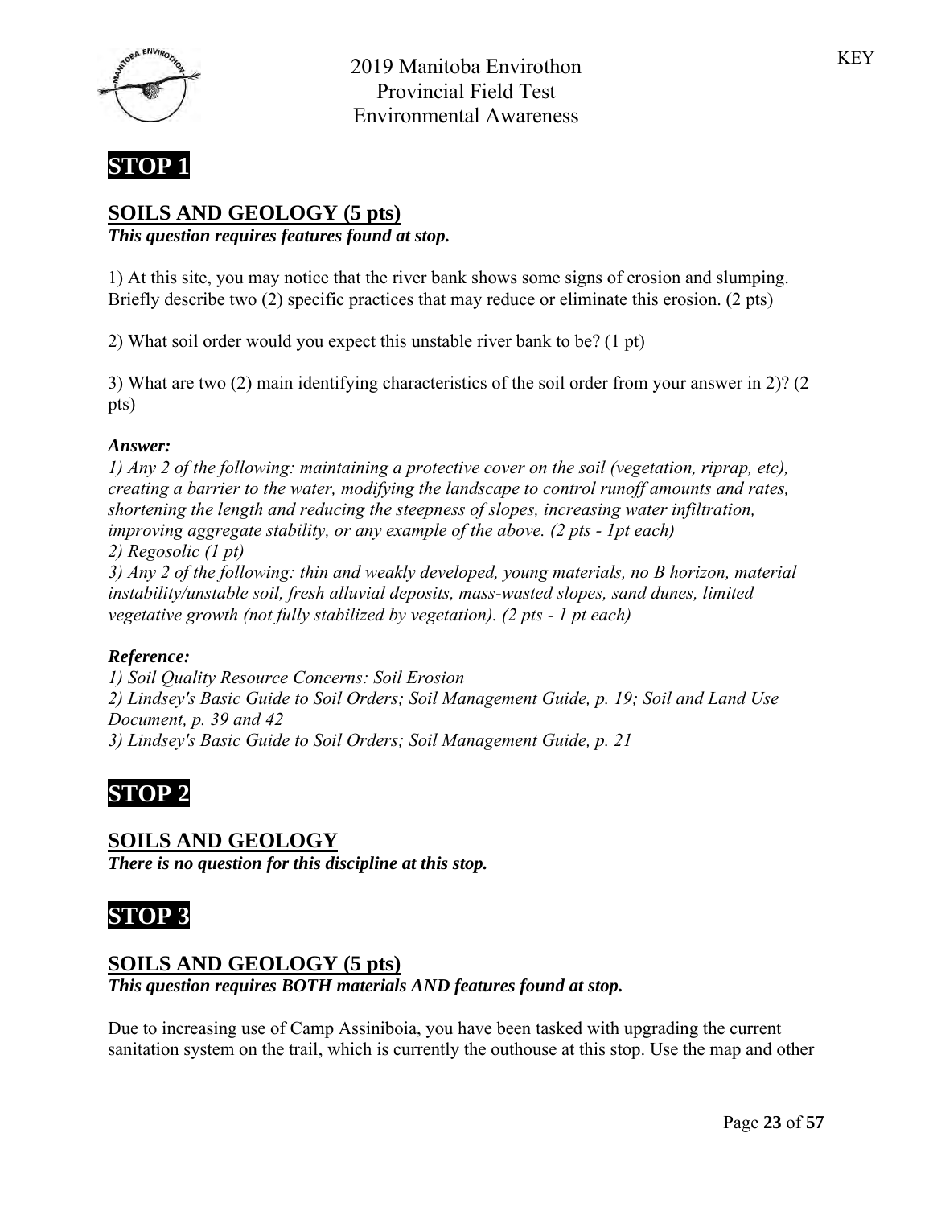## STOP 1

### SOILS AND GEOLOGY (5 pts)

***This question requires features found at stop.***

1) At this site, you may notice that the river bank shows some signs of erosion and slumping. Briefly describe two (2) specific practices that may reduce or eliminate this erosion. (2 pts)

2) What soil order would you expect this unstable river bank to be? (1 pt)

3) What are two (2) main identifying characteristics of the soil order from your answer in 2)? (2 pts)

***Answer:***

*1) Any 2 of the following: maintaining a protective cover on the soil (vegetation, riprap, etc), creating a barrier to the water, modifying the landscape to control runoff amounts and rates, shortening the length and reducing the steepness of slopes, increasing water infiltration, improving aggregate stability, or any example of the above. (2 pts - 1pt each)*
*2) Regosolic (1 pt)*
*3) Any 2 of the following: thin and weakly developed, young materials, no B horizon, material instability/unstable soil, fresh alluvial deposits, mass-wasted slopes, sand dunes, limited vegetative growth (not fully stabilized by vegetation). (2 pts - 1 pt each)*

***Reference:***

*1) Soil Quality Resource Concerns: Soil Erosion*
*2) Lindsey's Basic Guide to Soil Orders; Soil Management Guide, p. 19; Soil and Land Use Document, p. 39 and 42*
*3) Lindsey's Basic Guide to Soil Orders; Soil Management Guide, p. 21*

## STOP 2

### SOILS AND GEOLOGY

***There is no question for this discipline at this stop.***

## STOP 3

### SOILS AND GEOLOGY (5 pts)

***This question requires BOTH materials AND features found at stop.***

Due to increasing use of Camp Assiniboia, you have been tasked with upgrading the current sanitation system on the trail, which is currently the outhouse at this stop. Use the map and other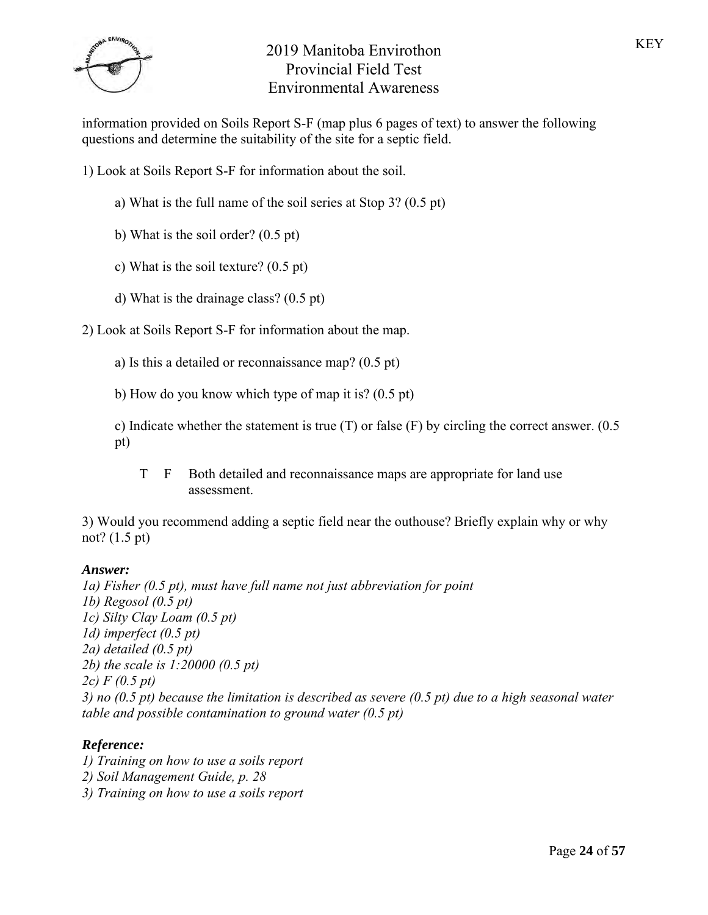information provided on Soils Report S-F (map plus 6 pages of text) to answer the following questions and determine the suitability of the site for a septic field.

1) Look at Soils Report S-F for information about the soil.

   a) What is the full name of the soil series at Stop 3? (0.5 pt)

   b) What is the soil order? (0.5 pt)

   c) What is the soil texture? (0.5 pt)

   d) What is the drainage class? (0.5 pt)

2) Look at Soils Report S-F for information about the map.

   a) Is this a detailed or reconnaissance map? (0.5 pt)

   b) How do you know which type of map it is? (0.5 pt)

   c) Indicate whether the statement is true (T) or false (F) by circling the correct answer. (0.5 pt)

   T  F  Both detailed and reconnaissance maps are appropriate for land use assessment.

3) Would you recommend adding a septic field near the outhouse? Briefly explain why or why not? (1.5 pt)

***Answer:***

*1a) Fisher (0.5 pt), must have full name not just abbreviation for point*
*1b) Regosol (0.5 pt)*
*1c) Silty Clay Loam (0.5 pt)*
*1d) imperfect (0.5 pt)*
*2a) detailed (0.5 pt)*
*2b) the scale is 1:20000 (0.5 pt)*
*2c) F (0.5 pt)*
*3) no (0.5 pt) because the limitation is described as severe (0.5 pt) due to a high seasonal water table and possible contamination to ground water (0.5 pt)*

***Reference:***

*1) Training on how to use a soils report*
*2) Soil Management Guide, p. 28*
*3) Training on how to use a soils report*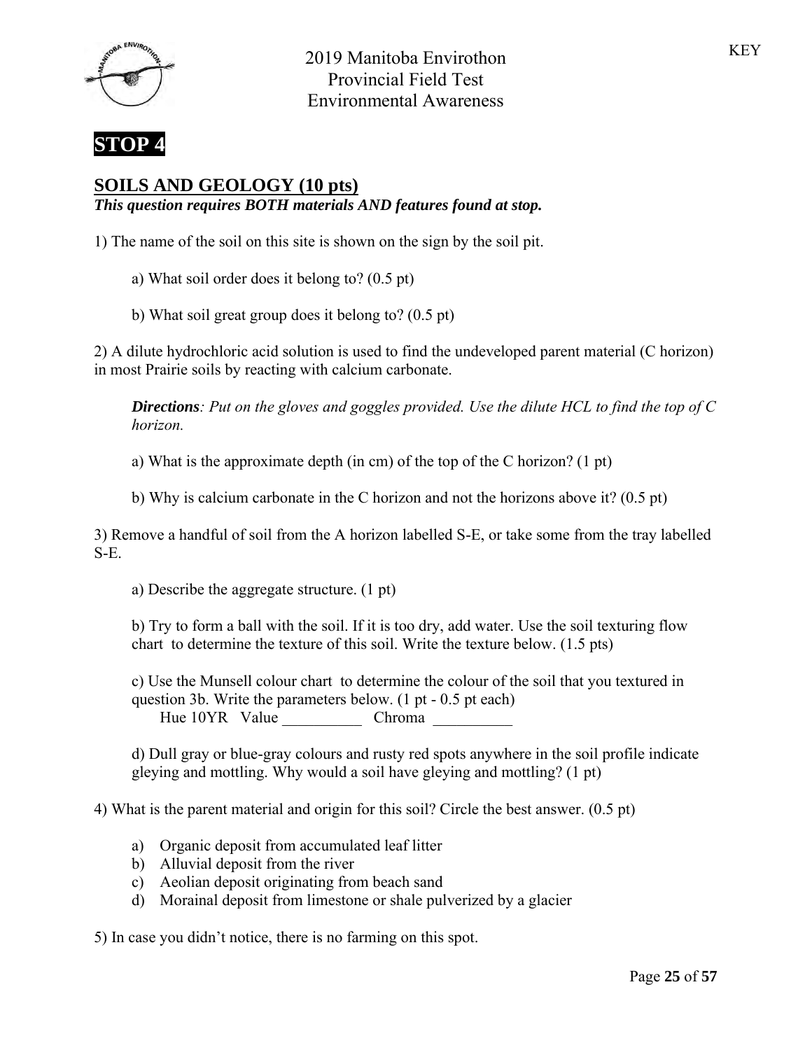KEY

## STOP 4

## SOILS AND GEOLOGY (10 pts)

***This question requires BOTH materials AND features found at stop.***

1) The name of the soil on this site is shown on the sign by the soil pit.

   a) What soil order does it belong to? (0.5 pt)

   b) What soil great group does it belong to? (0.5 pt)

2) A dilute hydrochloric acid solution is used to find the undeveloped parent material (C horizon) in most Prairie soils by reacting with calcium carbonate.

   ***Directions**: Put on the gloves and goggles provided. Use the dilute HCL to find the top of C horizon.*

   a) What is the approximate depth (in cm) of the top of the C horizon? (1 pt)

   b) Why is calcium carbonate in the C horizon and not the horizons above it? (0.5 pt)

3) Remove a handful of soil from the A horizon labelled S-E, or take some from the tray labelled S-E.

   a) Describe the aggregate structure. (1 pt)

   b) Try to form a ball with the soil. If it is too dry, add water. Use the soil texturing flow chart to determine the texture of this soil. Write the texture below. (1.5 pts)

   c) Use the Munsell colour chart to determine the colour of the soil that you textured in question 3b. Write the parameters below. (1 pt - 0.5 pt each)
   Hue 10YR Value __________ Chroma __________

   d) Dull gray or blue-gray colours and rusty red spots anywhere in the soil profile indicate gleying and mottling. Why would a soil have gleying and mottling? (1 pt)

4) What is the parent material and origin for this soil? Circle the best answer. (0.5 pt)

   a) Organic deposit from accumulated leaf litter
   b) Alluvial deposit from the river
   c) Aeolian deposit originating from beach sand
   d) Morainal deposit from limestone or shale pulverized by a glacier

5) In case you didn't notice, there is no farming on this spot.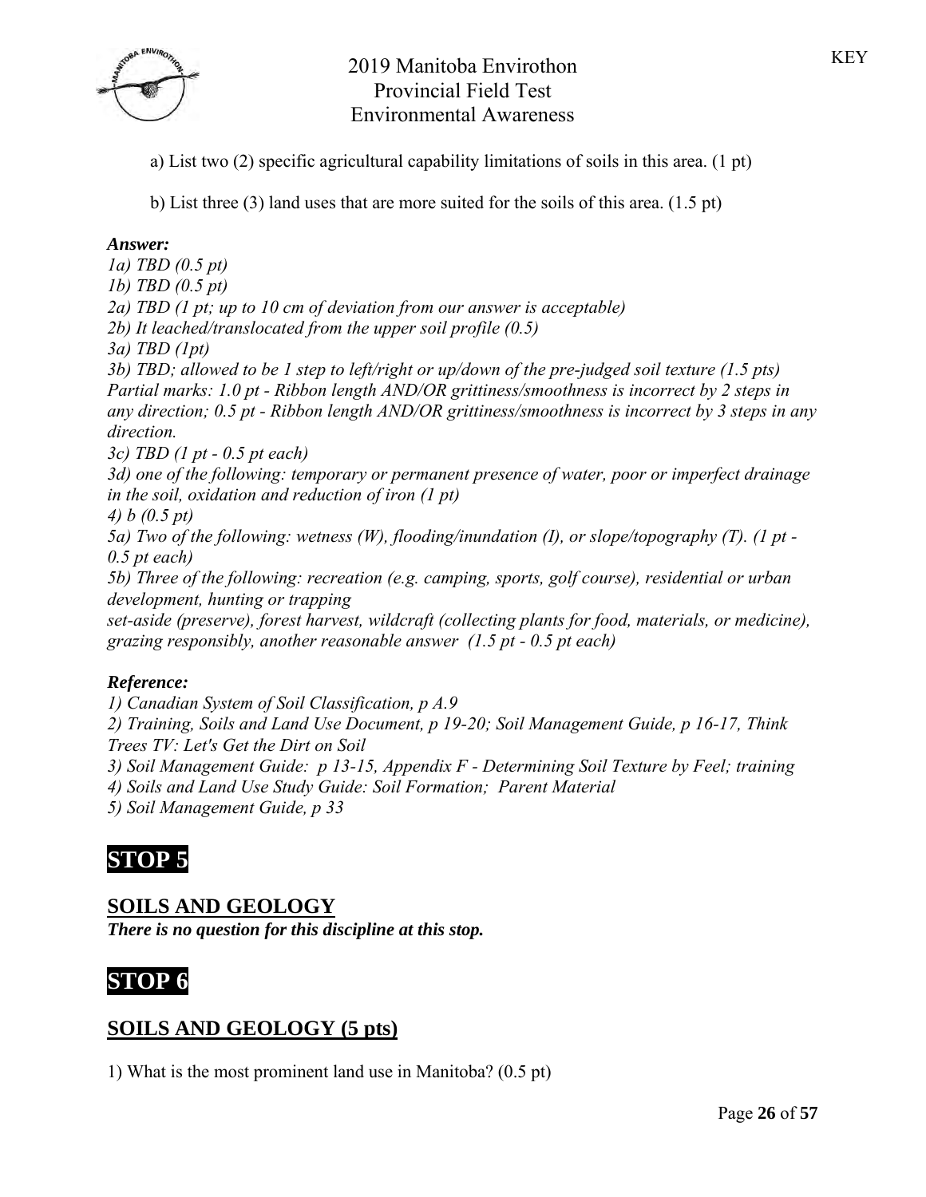a) List two (2) specific agricultural capability limitations of soils in this area. (1 pt)

b) List three (3) land uses that are more suited for the soils of this area. (1.5 pt)

***Answer:***

*1a) TBD (0.5 pt)*
*1b) TBD (0.5 pt)*
*2a) TBD (1 pt; up to 10 cm of deviation from our answer is acceptable)*
*2b) It leached/translocated from the upper soil profile (0.5)*
*3a) TBD (1pt)*
*3b) TBD; allowed to be 1 step to left/right or up/down of the pre-judged soil texture (1.5 pts) Partial marks: 1.0 pt - Ribbon length AND/OR grittiness/smoothness is incorrect by 2 steps in any direction; 0.5 pt - Ribbon length AND/OR grittiness/smoothness is incorrect by 3 steps in any direction.*
*3c) TBD (1 pt - 0.5 pt each)*
*3d) one of the following: temporary or permanent presence of water, poor or imperfect drainage in the soil, oxidation and reduction of iron (1 pt)*
*4) b (0.5 pt)*
*5a) Two of the following: wetness (W), flooding/inundation (I), or slope/topography (T). (1 pt - 0.5 pt each)*
*5b) Three of the following: recreation (e.g. camping, sports, golf course), residential or urban development, hunting or trapping*
*set-aside (preserve), forest harvest, wildcraft (collecting plants for food, materials, or medicine), grazing responsibly, another reasonable answer (1.5 pt - 0.5 pt each)*

***Reference:***

*1) Canadian System of Soil Classification, p A.9*
*2) Training, Soils and Land Use Document, p 19-20; Soil Management Guide, p 16-17, Think Trees TV: Let's Get the Dirt on Soil*
*3) Soil Management Guide: p 13-15, Appendix F - Determining Soil Texture by Feel; training*
*4) Soils and Land Use Study Guide: Soil Formation; Parent Material*
*5) Soil Management Guide, p 33*

# STOP 5

## SOILS AND GEOLOGY

***There is no question for this discipline at this stop.***

# STOP 6

## SOILS AND GEOLOGY (5 pts)

1) What is the most prominent land use in Manitoba? (0.5 pt)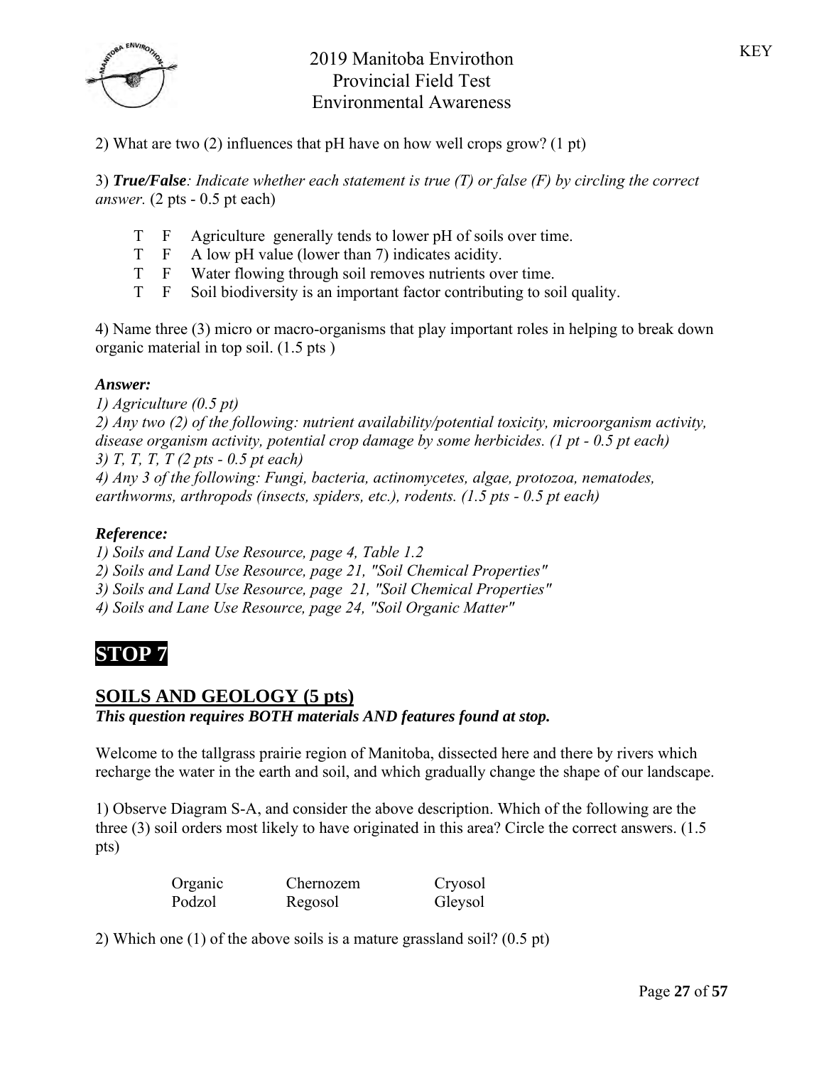2) What are two (2) influences that pH have on how well crops grow? (1 pt)

3) ***True/False**: Indicate whether each statement is true (T) or false (F) by circling the correct answer.* (2 pts - 0.5 pt each)

- T F Agriculture generally tends to lower pH of soils over time.
- T F A low pH value (lower than 7) indicates acidity.
- T F Water flowing through soil removes nutrients over time.
- T F Soil biodiversity is an important factor contributing to soil quality.

4) Name three (3) micro or macro-organisms that play important roles in helping to break down organic material in top soil. (1.5 pts )

***Answer:***

*1) Agriculture (0.5 pt)*
*2) Any two (2) of the following: nutrient availability/potential toxicity, microorganism activity, disease organism activity, potential crop damage by some herbicides. (1 pt - 0.5 pt each)*
*3) T, T, T, T (2 pts - 0.5 pt each)*
*4) Any 3 of the following: Fungi, bacteria, actinomycetes, algae, protozoa, nematodes, earthworms, arthropods (insects, spiders, etc.), rodents. (1.5 pts - 0.5 pt each)*

***Reference:***

*1) Soils and Land Use Resource, page 4, Table 1.2*
*2) Soils and Land Use Resource, page 21, "Soil Chemical Properties"*
*3) Soils and Land Use Resource, page 21, "Soil Chemical Properties"*
*4) Soils and Lane Use Resource, page 24, "Soil Organic Matter"*

# STOP 7

## SOILS AND GEOLOGY (5 pts)

***This question requires BOTH materials AND features found at stop.***

Welcome to the tallgrass prairie region of Manitoba, dissected here and there by rivers which recharge the water in the earth and soil, and which gradually change the shape of our landscape.

1) Observe Diagram S-A, and consider the above description. Which of the following are the three (3) soil orders most likely to have originated in this area? Circle the correct answers. (1.5 pts)

| | | |
|---|---|---|
| Organic | Chernozem | Cryosol |
| Podzol | Regosol | Gleysol |

2) Which one (1) of the above soils is a mature grassland soil? (0.5 pt)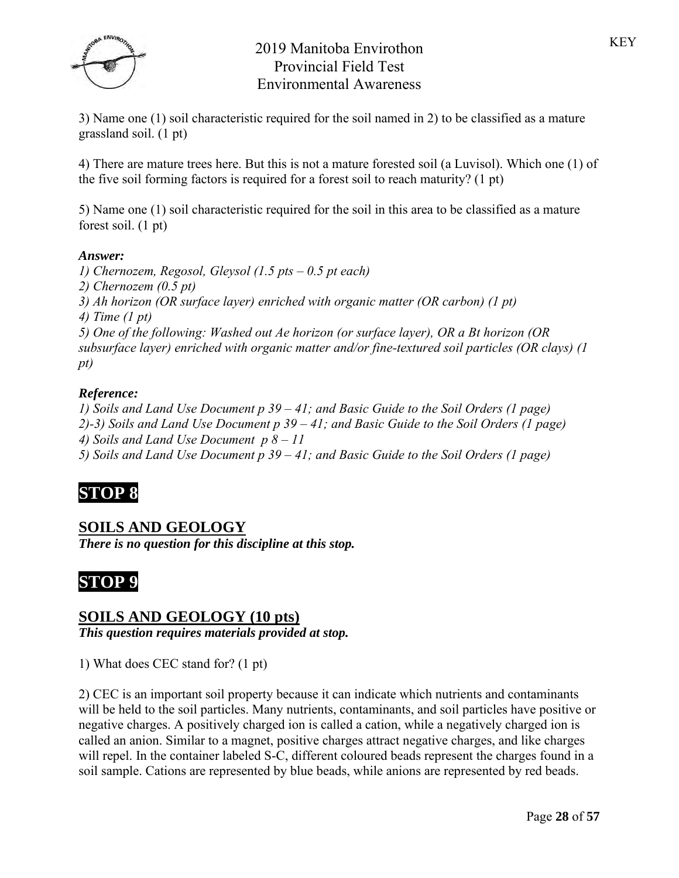3) Name one (1) soil characteristic required for the soil named in 2) to be classified as a mature grassland soil. (1 pt)

4) There are mature trees here. But this is not a mature forested soil (a Luvisol). Which one (1) of the five soil forming factors is required for a forest soil to reach maturity? (1 pt)

5) Name one (1) soil characteristic required for the soil in this area to be classified as a mature forest soil. (1 pt)

***Answer:***

*1) Chernozem, Regosol, Gleysol (1.5 pts – 0.5 pt each)*
*2) Chernozem (0.5 pt)*
*3) Ah horizon (OR surface layer) enriched with organic matter (OR carbon) (1 pt)*
*4) Time (1 pt)*
*5) One of the following: Washed out Ae horizon (or surface layer), OR a Bt horizon (OR subsurface layer) enriched with organic matter and/or fine-textured soil particles (OR clays) (1 pt)*

***Reference:***

*1) Soils and Land Use Document p 39 – 41; and Basic Guide to the Soil Orders (1 page)*
*2)-3) Soils and Land Use Document p 39 – 41; and Basic Guide to the Soil Orders (1 page)*
*4) Soils and Land Use Document p 8 – 11*
*5) Soils and Land Use Document p 39 – 41; and Basic Guide to the Soil Orders (1 page)*

# STOP 8

## SOILS AND GEOLOGY

***There is no question for this discipline at this stop.***

# STOP 9

## SOILS AND GEOLOGY (10 pts)

***This question requires materials provided at stop.***

1) What does CEC stand for? (1 pt)

2) CEC is an important soil property because it can indicate which nutrients and contaminants will be held to the soil particles. Many nutrients, contaminants, and soil particles have positive or negative charges. A positively charged ion is called a cation, while a negatively charged ion is called an anion. Similar to a magnet, positive charges attract negative charges, and like charges will repel. In the container labeled S-C, different coloured beads represent the charges found in a soil sample. Cations are represented by blue beads, while anions are represented by red beads.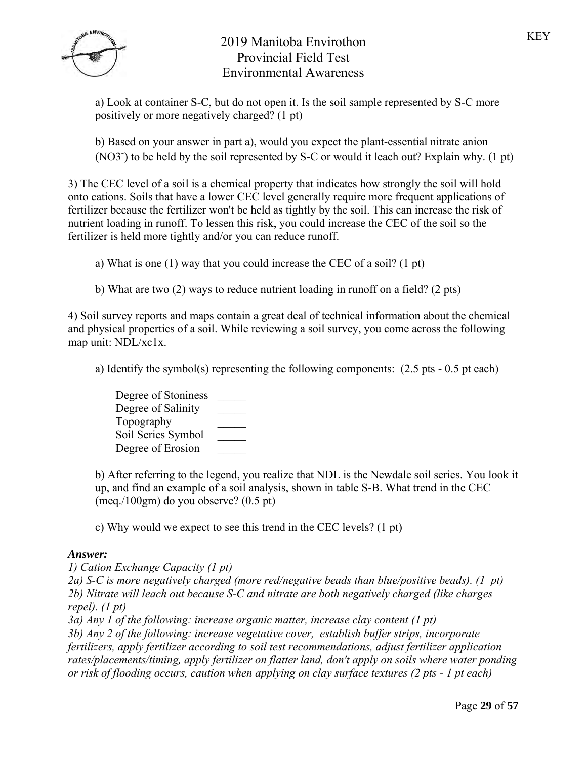a) Look at container S-C, but do not open it. Is the soil sample represented by S-C more positively or more negatively charged? (1 pt)

b) Based on your answer in part a), would you expect the plant-essential nitrate anion ($NO_3^-$) to be held by the soil represented by S-C or would it leach out? Explain why. (1 pt)

3) The CEC level of a soil is a chemical property that indicates how strongly the soil will hold onto cations. Soils that have a lower CEC level generally require more frequent applications of fertilizer because the fertilizer won't be held as tightly by the soil. This can increase the risk of nutrient loading in runoff. To lessen this risk, you could increase the CEC of the soil so the fertilizer is held more tightly and/or you can reduce runoff.

a) What is one (1) way that you could increase the CEC of a soil? (1 pt)

b) What are two (2) ways to reduce nutrient loading in runoff on a field? (2 pts)

4) Soil survey reports and maps contain a great deal of technical information about the chemical and physical properties of a soil. While reviewing a soil survey, you come across the following map unit: NDL/xc1x.

a) Identify the symbol(s) representing the following components: (2.5 pts - 0.5 pt each)

Degree of Stoniness _____
Degree of Salinity _____
Topography _____
Soil Series Symbol _____
Degree of Erosion _____

b) After referring to the legend, you realize that NDL is the Newdale soil series. You look it up, and find an example of a soil analysis, shown in table S-B. What trend in the CEC (meq./100gm) do you observe? (0.5 pt)

c) Why would we expect to see this trend in the CEC levels? (1 pt)

***Answer:***

*1) Cation Exchange Capacity (1 pt)*

*2a) S-C is more negatively charged (more red/negative beads than blue/positive beads). (1 pt)*

*2b) Nitrate will leach out because S-C and nitrate are both negatively charged (like charges repel). (1 pt)*

*3a) Any 1 of the following: increase organic matter, increase clay content (1 pt)*

*3b) Any 2 of the following: increase vegetative cover, establish buffer strips, incorporate fertilizers, apply fertilizer according to soil test recommendations, adjust fertilizer application rates/placements/timing, apply fertilizer on flatter land, don't apply on soils where water ponding or risk of flooding occurs, caution when applying on clay surface textures (2 pts - 1 pt each)*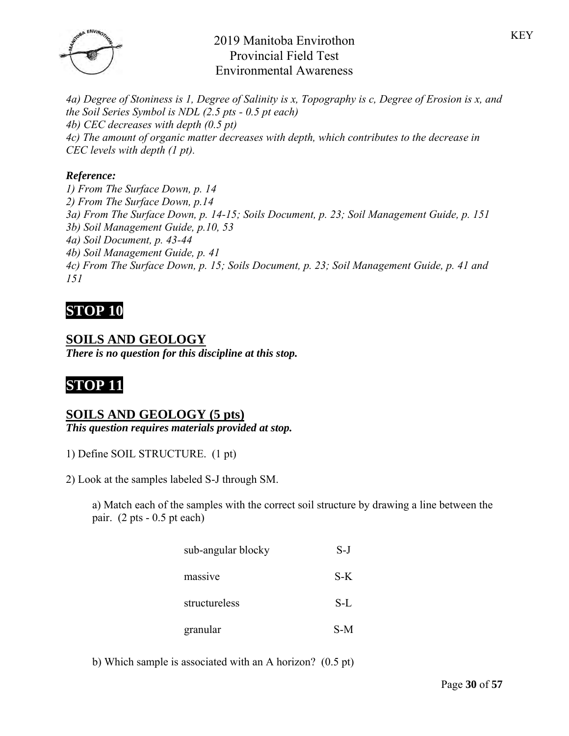*4a) Degree of Stoniness is 1, Degree of Salinity is x, Topography is c, Degree of Erosion is x, and the Soil Series Symbol is NDL (2.5 pts - 0.5 pt each)*
*4b) CEC decreases with depth (0.5 pt)*
*4c) The amount of organic matter decreases with depth, which contributes to the decrease in CEC levels with depth (1 pt).*

***Reference:***
*1) From The Surface Down, p. 14*
*2) From The Surface Down, p.14*
*3a) From The Surface Down, p. 14-15; Soils Document, p. 23; Soil Management Guide, p. 151*
*3b) Soil Management Guide, p.10, 53*
*4a) Soil Document, p. 43-44*
*4b) Soil Management Guide, p. 41*
*4c) From The Surface Down, p. 15; Soils Document, p. 23; Soil Management Guide, p. 41 and 151*

# STOP 10

## SOILS AND GEOLOGY

***There is no question for this discipline at this stop.***

# STOP 11

## SOILS AND GEOLOGY (5 pts)

***This question requires materials provided at stop.***

1) Define SOIL STRUCTURE. (1 pt)

2) Look at the samples labeled S-J through SM.

a) Match each of the samples with the correct soil structure by drawing a line between the pair. (2 pts - 0.5 pt each)

| | |
|---|---|
| sub-angular blocky | S-J |
| massive | S-K |
| structureless | S-L |
| granular | S-M |

b) Which sample is associated with an A horizon? (0.5 pt)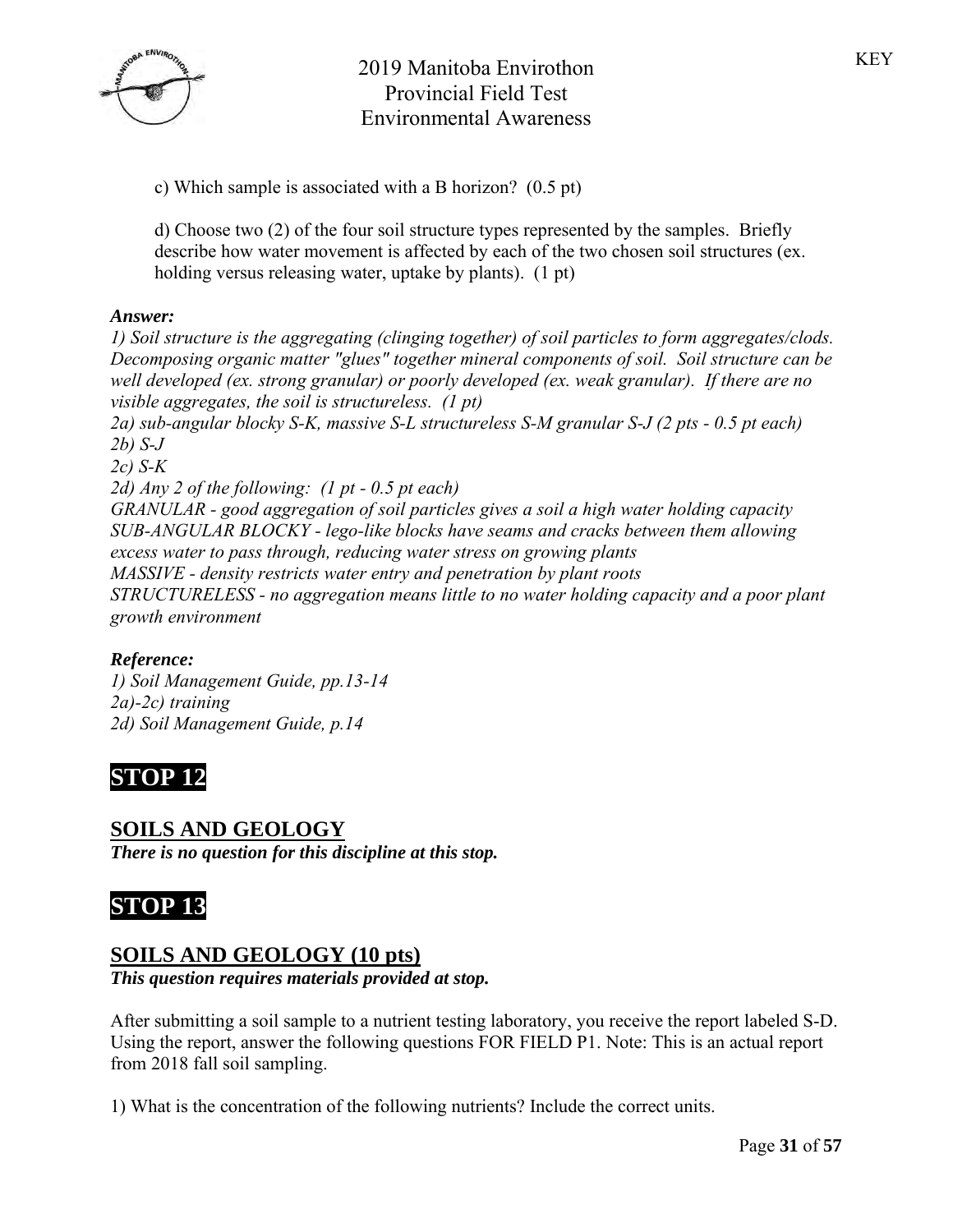c) Which sample is associated with a B horizon? (0.5 pt)

d) Choose two (2) of the four soil structure types represented by the samples. Briefly describe how water movement is affected by each of the two chosen soil structures (ex. holding versus releasing water, uptake by plants). (1 pt)

***Answer:***

*1) Soil structure is the aggregating (clinging together) of soil particles to form aggregates/clods. Decomposing organic matter "glues" together mineral components of soil. Soil structure can be well developed (ex. strong granular) or poorly developed (ex. weak granular). If there are no visible aggregates, the soil is structureless. (1 pt)*

*2a) sub-angular blocky S-K, massive S-L structureless S-M granular S-J (2 pts - 0.5 pt each)*

*2b) S-J*

*2c) S-K*

*2d) Any 2 of the following: (1 pt - 0.5 pt each)*

*GRANULAR - good aggregation of soil particles gives a soil a high water holding capacity*

*SUB-ANGULAR BLOCKY - lego-like blocks have seams and cracks between them allowing excess water to pass through, reducing water stress on growing plants*

*MASSIVE - density restricts water entry and penetration by plant roots*

*STRUCTURELESS - no aggregation means little to no water holding capacity and a poor plant growth environment*

***Reference:***

*1) Soil Management Guide, pp.13-14*

*2a)-2c) training*

*2d) Soil Management Guide, p.14*

# STOP 12

## SOILS AND GEOLOGY

***There is no question for this discipline at this stop.***

# STOP 13

## SOILS AND GEOLOGY (10 pts)

***This question requires materials provided at stop.***

After submitting a soil sample to a nutrient testing laboratory, you receive the report labeled S-D. Using the report, answer the following questions FOR FIELD P1. Note: This is an actual report from 2018 fall soil sampling.

1) What is the concentration of the following nutrients? Include the correct units.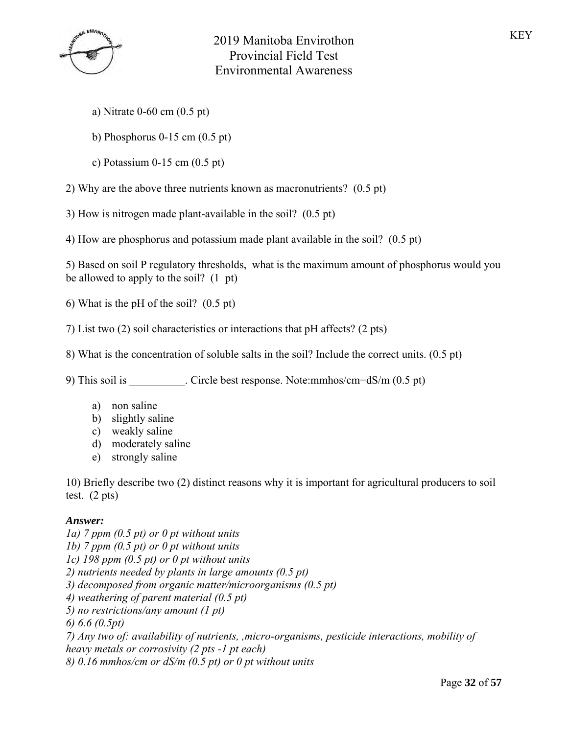a) Nitrate 0-60 cm (0.5 pt)

b) Phosphorus 0-15 cm (0.5 pt)

c) Potassium 0-15 cm (0.5 pt)

2) Why are the above three nutrients known as macronutrients? (0.5 pt)

3) How is nitrogen made plant-available in the soil? (0.5 pt)

4) How are phosphorus and potassium made plant available in the soil? (0.5 pt)

5) Based on soil P regulatory thresholds, what is the maximum amount of phosphorus would you be allowed to apply to the soil? (1 pt)

6) What is the pH of the soil? (0.5 pt)

7) List two (2) soil characteristics or interactions that pH affects? (2 pts)

8) What is the concentration of soluble salts in the soil? Include the correct units. (0.5 pt)

9) This soil is __________. Circle best response. Note:mmhos/cm=dS/m (0.5 pt)

a) non saline
b) slightly saline
c) weakly saline
d) moderately saline
e) strongly saline

10) Briefly describe two (2) distinct reasons why it is important for agricultural producers to soil test. (2 pts)

***Answer:***

*1a) 7 ppm (0.5 pt) or 0 pt without units*
*1b) 7 ppm (0.5 pt) or 0 pt without units*
*1c) 198 ppm (0.5 pt) or 0 pt without units*
*2) nutrients needed by plants in large amounts (0.5 pt)*
*3) decomposed from organic matter/microorganisms (0.5 pt)*
*4) weathering of parent material (0.5 pt)*
*5) no restrictions/any amount (1 pt)*
*6) 6.6 (0.5pt)*
*7) Any two of: availability of nutrients, ,micro-organisms, pesticide interactions, mobility of heavy metals or corrosivity (2 pts -1 pt each)*
*8) 0.16 mmhos/cm or dS/m (0.5 pt) or 0 pt without units*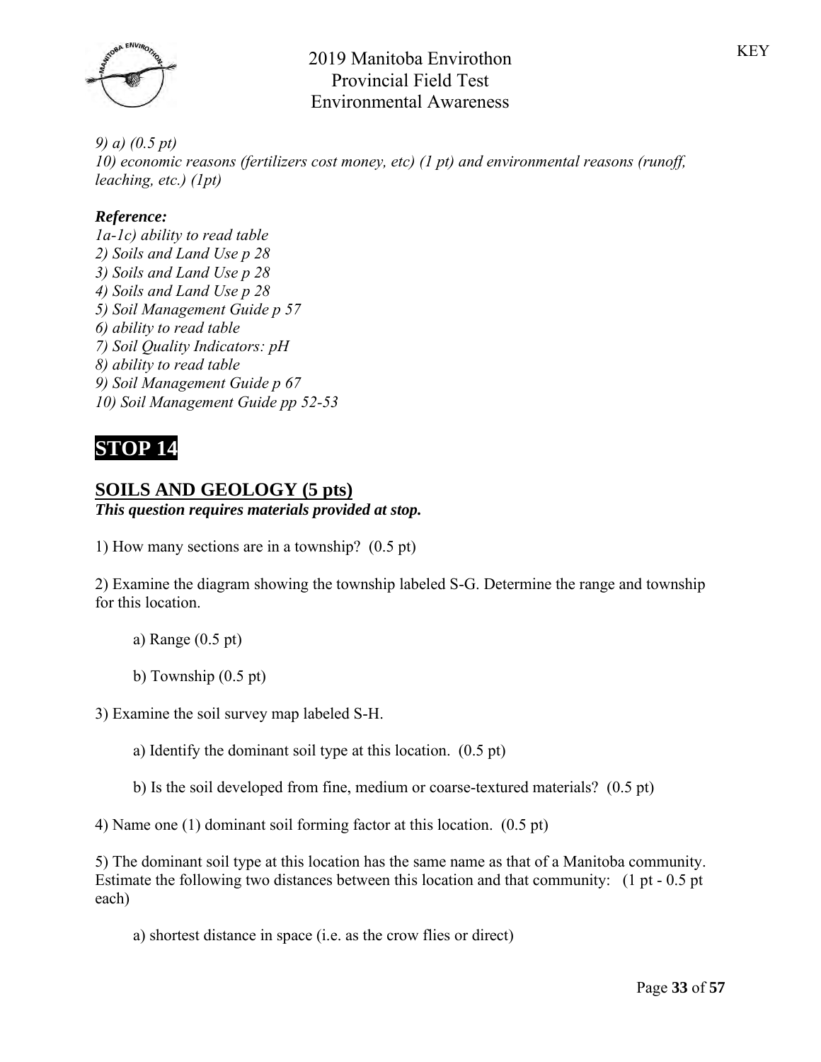KEY

*9) a) (0.5 pt)*
*10) economic reasons (fertilizers cost money, etc) (1 pt) and environmental reasons (runoff, leaching, etc.) (1pt)*

***Reference:***
*1a-1c) ability to read table*
*2) Soils and Land Use p 28*
*3) Soils and Land Use p 28*
*4) Soils and Land Use p 28*
*5) Soil Management Guide p 57*
*6) ability to read table*
*7) Soil Quality Indicators: pH*
*8) ability to read table*
*9) Soil Management Guide p 67*
*10) Soil Management Guide pp 52-53*

# STOP 14

## SOILS AND GEOLOGY (5 pts)

***This question requires materials provided at stop.***

1) How many sections are in a township? (0.5 pt)

2) Examine the diagram showing the township labeled S-G. Determine the range and township for this location.

a) Range (0.5 pt)

b) Township (0.5 pt)

3) Examine the soil survey map labeled S-H.

a) Identify the dominant soil type at this location. (0.5 pt)

b) Is the soil developed from fine, medium or coarse-textured materials? (0.5 pt)

4) Name one (1) dominant soil forming factor at this location. (0.5 pt)

5) The dominant soil type at this location has the same name as that of a Manitoba community. Estimate the following two distances between this location and that community: (1 pt - 0.5 pt each)

a) shortest distance in space (i.e. as the crow flies or direct)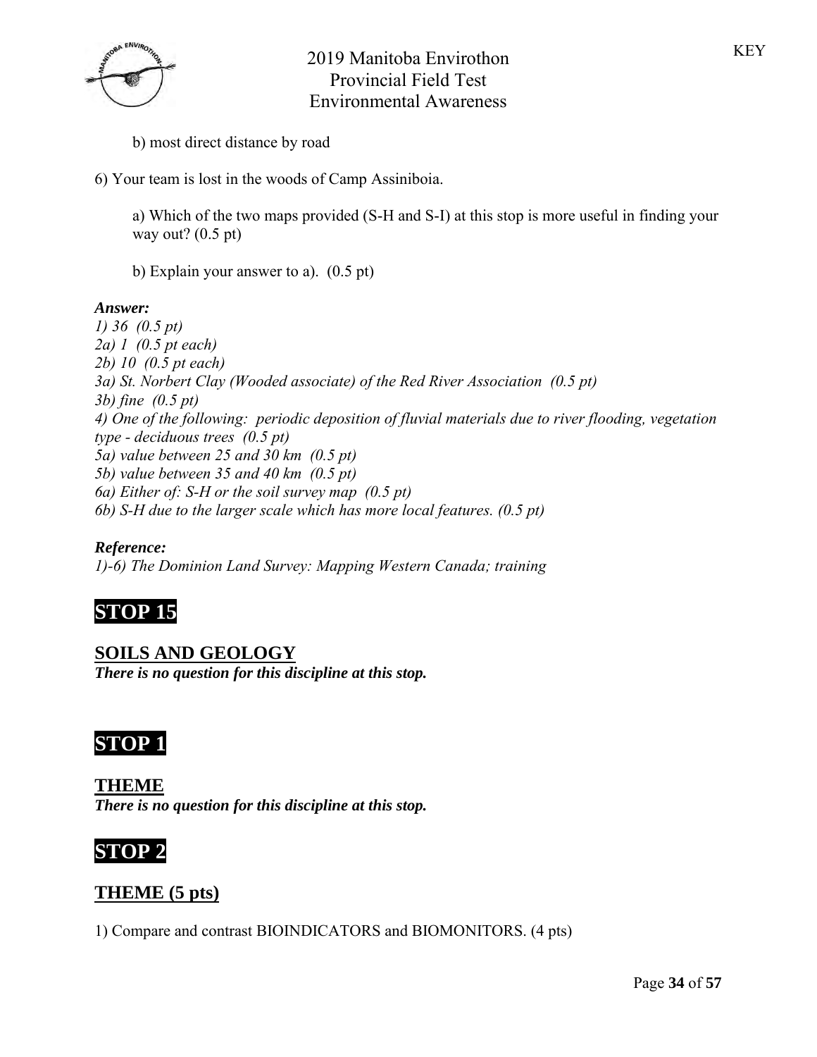b) most direct distance by road

6) Your team is lost in the woods of Camp Assiniboia.

a) Which of the two maps provided (S-H and S-I) at this stop is more useful in finding your way out? (0.5 pt)

b) Explain your answer to a). (0.5 pt)

***Answer:***

*1) 36 (0.5 pt)*
*2a) 1 (0.5 pt each)*
*2b) 10 (0.5 pt each)*
*3a) St. Norbert Clay (Wooded associate) of the Red River Association (0.5 pt)*
*3b) fine (0.5 pt)*
*4) One of the following: periodic deposition of fluvial materials due to river flooding, vegetation type - deciduous trees (0.5 pt)*
*5a) value between 25 and 30 km (0.5 pt)*
*5b) value between 35 and 40 km (0.5 pt)*
*6a) Either of: S-H or the soil survey map (0.5 pt)*
*6b) S-H due to the larger scale which has more local features. (0.5 pt)*

***Reference:***

*1)-6) The Dominion Land Survey: Mapping Western Canada; training*

# STOP 15

## SOILS AND GEOLOGY

***There is no question for this discipline at this stop.***

# STOP 1

## THEME

***There is no question for this discipline at this stop.***

# STOP 2

## THEME (5 pts)

1) Compare and contrast BIOINDICATORS and BIOMONITORS. (4 pts)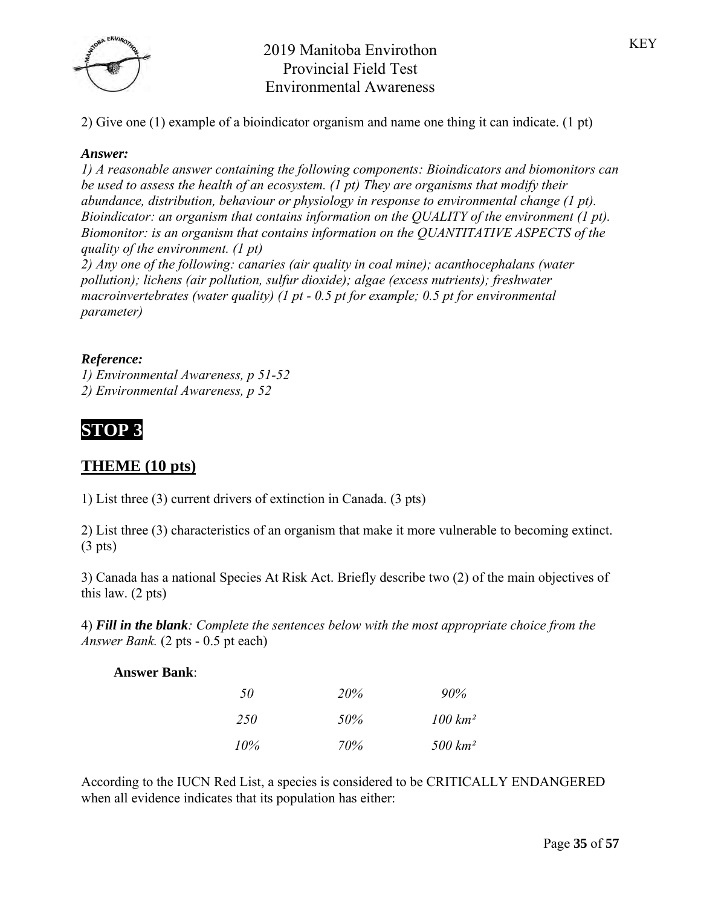2) Give one (1) example of a bioindicator organism and name one thing it can indicate. (1 pt)

***Answer:***

*1) A reasonable answer containing the following components: Bioindicators and biomonitors can be used to assess the health of an ecosystem. (1 pt) They are organisms that modify their abundance, distribution, behaviour or physiology in response to environmental change (1 pt). Bioindicator: an organism that contains information on the QUALITY of the environment (1 pt). Biomonitor: is an organism that contains information on the QUANTITATIVE ASPECTS of the quality of the environment. (1 pt)*

*2) Any one of the following: canaries (air quality in coal mine); acanthocephalans (water pollution); lichens (air pollution, sulfur dioxide); algae (excess nutrients); freshwater macroinvertebrates (water quality) (1 pt - 0.5 pt for example; 0.5 pt for environmental parameter)*

***Reference:***

*1) Environmental Awareness, p 51-52*
*2) Environmental Awareness, p 52*

# STOP 3

## THEME (10 pts)

1) List three (3) current drivers of extinction in Canada. (3 pts)

2) List three (3) characteristics of an organism that make it more vulnerable to becoming extinct. (3 pts)

3) Canada has a national Species At Risk Act. Briefly describe two (2) of the main objectives of this law. (2 pts)

4) ***Fill in the blank**: Complete the sentences below with the most appropriate choice from the Answer Bank.* (2 pts - 0.5 pt each)

**Answer Bank**:

| | | |
|---|---|---|
| *50* | *20%* | *90%* |
| *250* | *50%* | *100 km²* |
| *10%* | *70%* | *500 km²* |

According to the IUCN Red List, a species is considered to be CRITICALLY ENDANGERED when all evidence indicates that its population has either: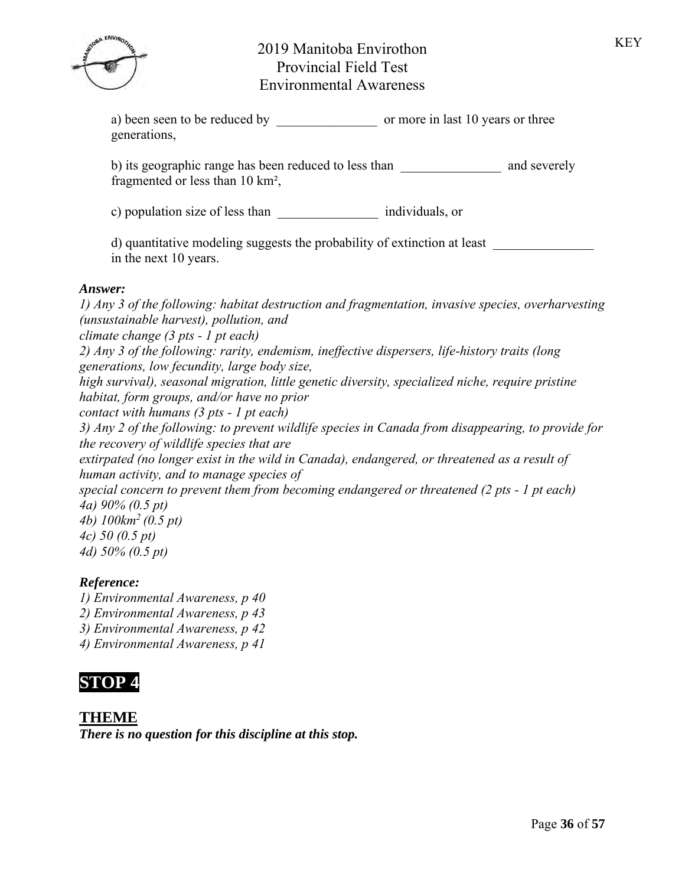a) been seen to be reduced by _______________ or more in last 10 years or three generations,

b) its geographic range has been reduced to less than _______________ and severely fragmented or less than 10 km²,

c) population size of less than _______________ individuals, or

d) quantitative modeling suggests the probability of extinction at least _______________ in the next 10 years.

***Answer:***

*1) Any 3 of the following: habitat destruction and fragmentation, invasive species, overharvesting (unsustainable harvest), pollution, and climate change (3 pts - 1 pt each)*

*2) Any 3 of the following: rarity, endemism, ineffective dispersers, life-history traits (long generations, low fecundity, large body size, high survival), seasonal migration, little genetic diversity, specialized niche, require pristine habitat, form groups, and/or have no prior contact with humans (3 pts - 1 pt each)*

*3) Any 2 of the following: to prevent wildlife species in Canada from disappearing, to provide for the recovery of wildlife species that are extirpated (no longer exist in the wild in Canada), endangered, or threatened as a result of human activity, and to manage species of special concern to prevent them from becoming endangered or threatened (2 pts - 1 pt each)*

*4a) 90% (0.5 pt)*

*4b) 100km² (0.5 pt)*

*4c) 50 (0.5 pt)*

*4d) 50% (0.5 pt)*

***Reference:***

*1) Environmental Awareness, p 40*

*2) Environmental Awareness, p 43*

*3) Environmental Awareness, p 42*

*4) Environmental Awareness, p 41*

# STOP 4

## THEME

***There is no question for this discipline at this stop.***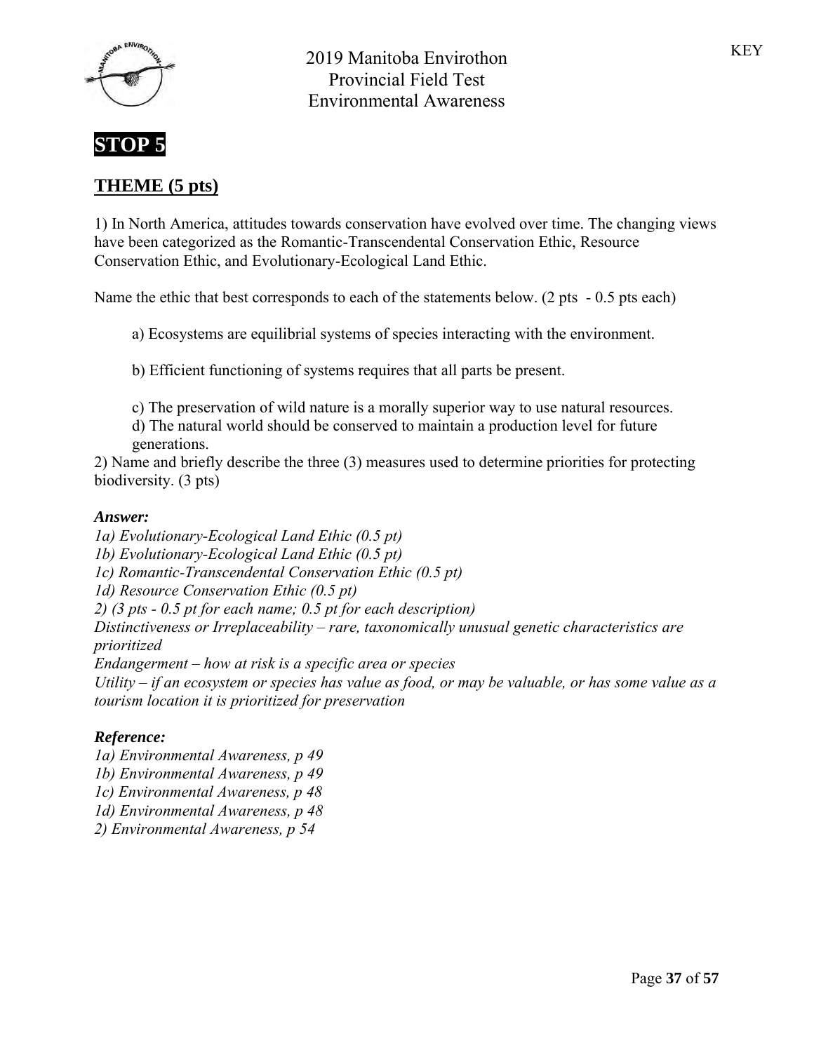# STOP 5

## THEME (5 pts)

1) In North America, attitudes towards conservation have evolved over time. The changing views have been categorized as the Romantic-Transcendental Conservation Ethic, Resource Conservation Ethic, and Evolutionary-Ecological Land Ethic.

Name the ethic that best corresponds to each of the statements below. (2 pts - 0.5 pts each)

a) Ecosystems are equilibrial systems of species interacting with the environment.

b) Efficient functioning of systems requires that all parts be present.

c) The preservation of wild nature is a morally superior way to use natural resources.

d) The natural world should be conserved to maintain a production level for future generations.

2) Name and briefly describe the three (3) measures used to determine priorities for protecting biodiversity. (3 pts)

***Answer:***

*1a) Evolutionary-Ecological Land Ethic (0.5 pt)*

*1b) Evolutionary-Ecological Land Ethic (0.5 pt)*

*1c) Romantic-Transcendental Conservation Ethic (0.5 pt)*

*1d) Resource Conservation Ethic (0.5 pt)*

*2) (3 pts - 0.5 pt for each name; 0.5 pt for each description)*

*Distinctiveness or Irreplaceability – rare, taxonomically unusual genetic characteristics are prioritized*

*Endangerment – how at risk is a specific area or species*

*Utility – if an ecosystem or species has value as food, or may be valuable, or has some value as a tourism location it is prioritized for preservation*

***Reference:***

*1a) Environmental Awareness, p 49*

*1b) Environmental Awareness, p 49*

*1c) Environmental Awareness, p 48*

*1d) Environmental Awareness, p 48*

*2) Environmental Awareness, p 54*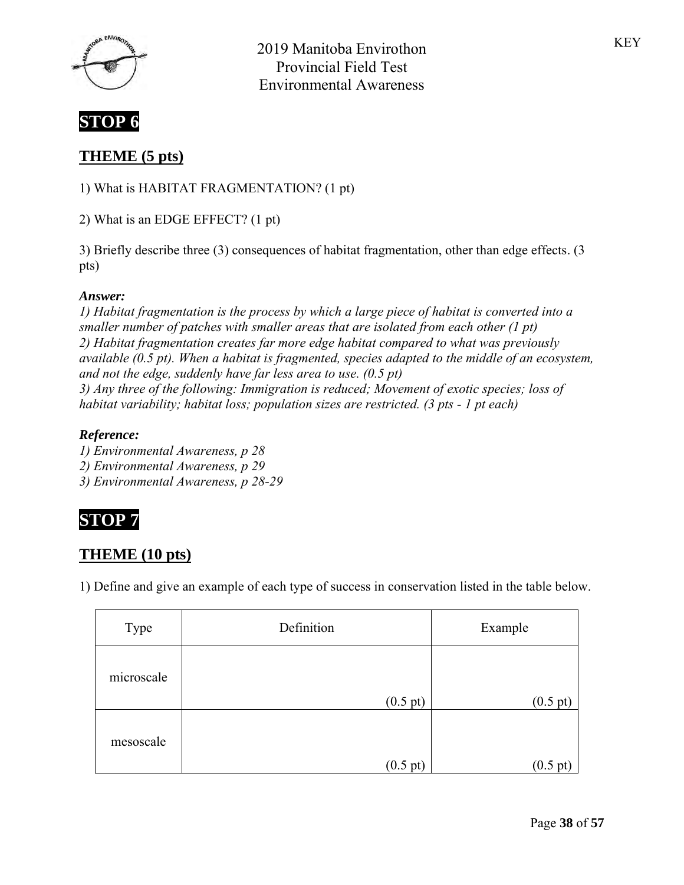KEY

# 2019 Manitoba Envirothon
## Provincial Field Test
## Environmental Awareness

## STOP 6

### THEME (5 pts)

1) What is HABITAT FRAGMENTATION? (1 pt)

2) What is an EDGE EFFECT? (1 pt)

3) Briefly describe three (3) consequences of habitat fragmentation, other than edge effects. (3 pts)

***Answer:***

*1) Habitat fragmentation is the process by which a large piece of habitat is converted into a smaller number of patches with smaller areas that are isolated from each other (1 pt)*
*2) Habitat fragmentation creates far more edge habitat compared to what was previously available (0.5 pt). When a habitat is fragmented, species adapted to the middle of an ecosystem, and not the edge, suddenly have far less area to use. (0.5 pt)*
*3) Any three of the following: Immigration is reduced; Movement of exotic species; loss of habitat variability; habitat loss; population sizes are restricted. (3 pts - 1 pt each)*

***Reference:***

*1) Environmental Awareness, p 28*
*2) Environmental Awareness, p 29*
*3) Environmental Awareness, p 28-29*

## STOP 7

### THEME (10 pts)

1) Define and give an example of each type of success in conservation listed in the table below.

| Type | Definition | Example |
|---|---|---|
| microscale | (0.5 pt) | (0.5 pt) |
| mesoscale | (0.5 pt) | (0.5 pt) |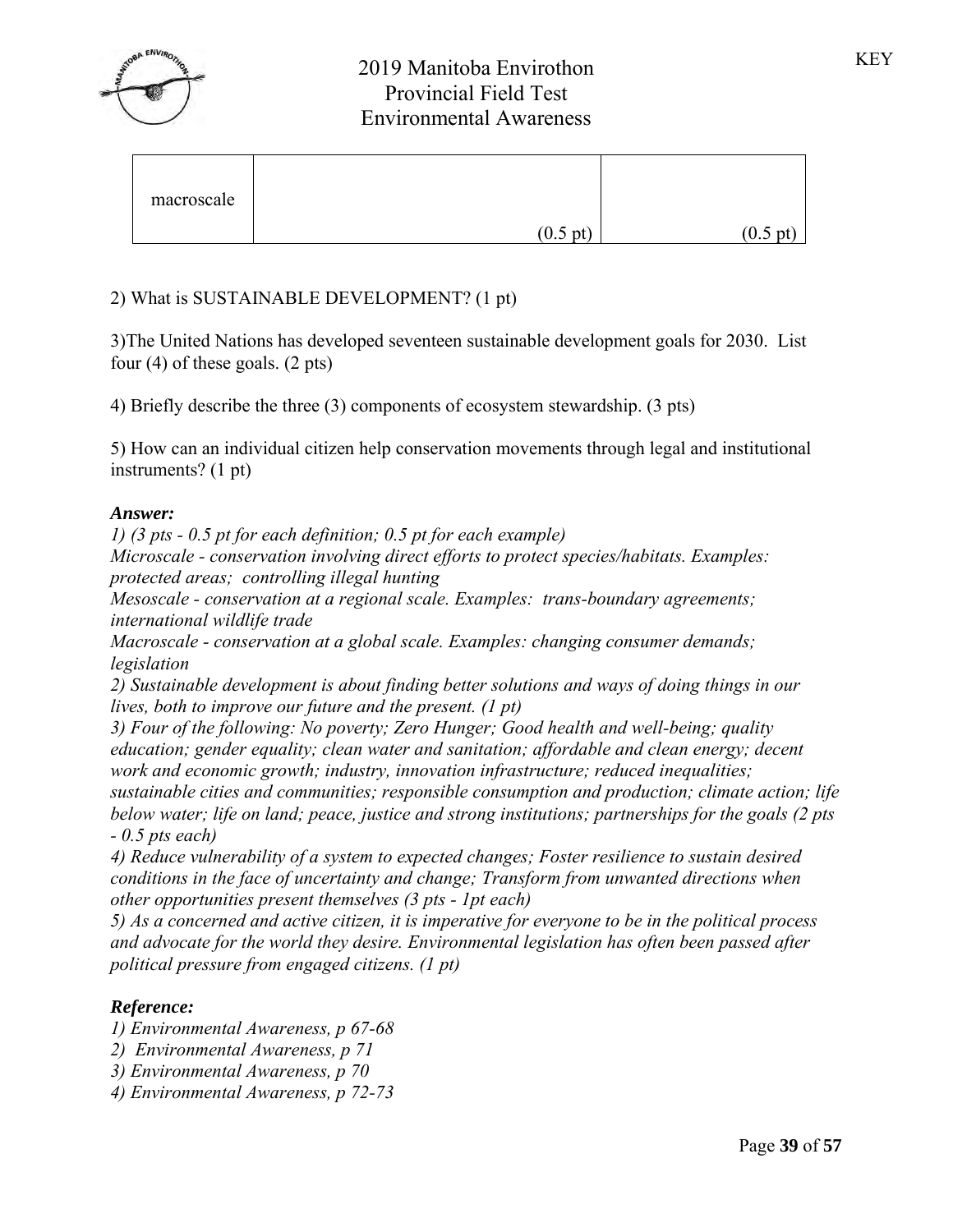| macroscale | (0.5 pt) | (0.5 pt) |
|---|---|---|

2) What is SUSTAINABLE DEVELOPMENT? (1 pt)

3)The United Nations has developed seventeen sustainable development goals for 2030. List four (4) of these goals. (2 pts)

4) Briefly describe the three (3) components of ecosystem stewardship. (3 pts)

5) How can an individual citizen help conservation movements through legal and institutional instruments? (1 pt)

***Answer:***

*1) (3 pts - 0.5 pt for each definition; 0.5 pt for each example)*
*Microscale - conservation involving direct efforts to protect species/habitats. Examples: protected areas; controlling illegal hunting*
*Mesoscale - conservation at a regional scale. Examples: trans-boundary agreements; international wildlife trade*
*Macroscale - conservation at a global scale. Examples: changing consumer demands; legislation*
*2) Sustainable development is about finding better solutions and ways of doing things in our lives, both to improve our future and the present. (1 pt)*
*3) Four of the following: No poverty; Zero Hunger; Good health and well-being; quality education; gender equality; clean water and sanitation; affordable and clean energy; decent work and economic growth; industry, innovation infrastructure; reduced inequalities; sustainable cities and communities; responsible consumption and production; climate action; life below water; life on land; peace, justice and strong institutions; partnerships for the goals (2 pts - 0.5 pts each)*
*4) Reduce vulnerability of a system to expected changes; Foster resilience to sustain desired conditions in the face of uncertainty and change; Transform from unwanted directions when other opportunities present themselves (3 pts - 1pt each)*
*5) As a concerned and active citizen, it is imperative for everyone to be in the political process and advocate for the world they desire. Environmental legislation has often been passed after political pressure from engaged citizens. (1 pt)*

***Reference:***

*1) Environmental Awareness, p 67-68*
*2) Environmental Awareness, p 71*
*3) Environmental Awareness, p 70*
*4) Environmental Awareness, p 72-73*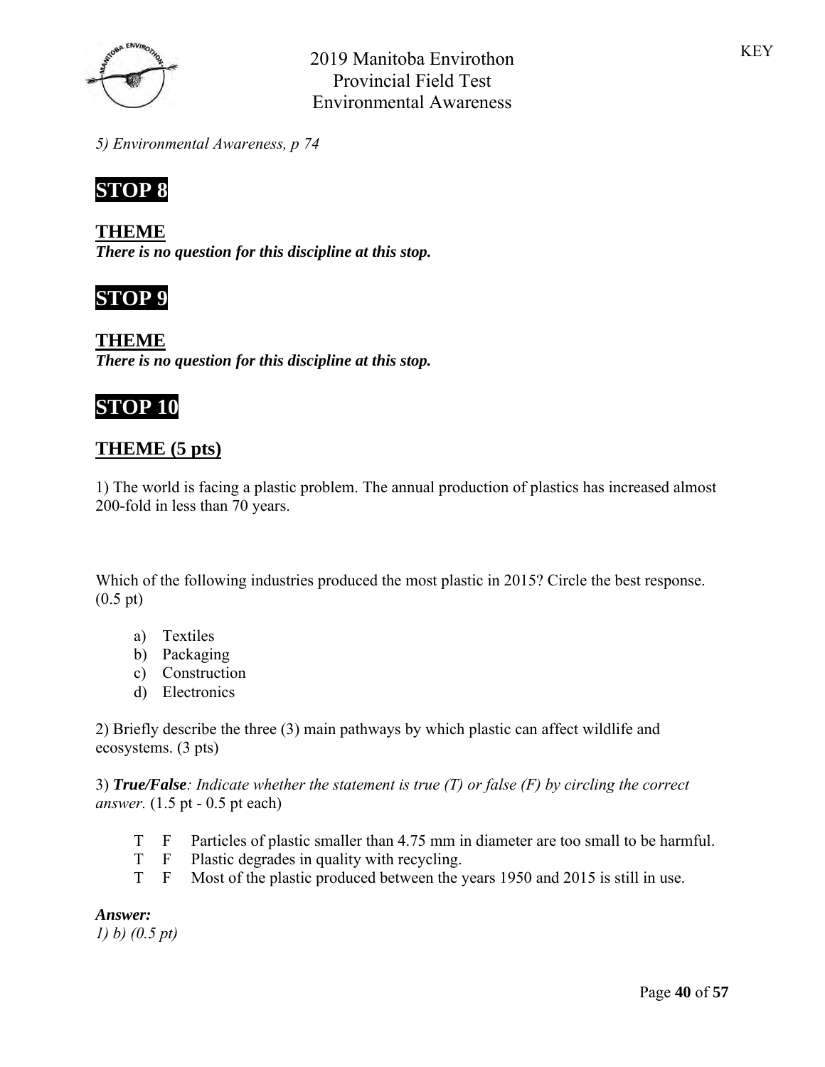*5) Environmental Awareness, p 74*

## STOP 8

### THEME
***There is no question for this discipline at this stop.***

## STOP 9

### THEME
***There is no question for this discipline at this stop.***

## STOP 10

### THEME (5 pts)

1) The world is facing a plastic problem. The annual production of plastics has increased almost 200-fold in less than 70 years.

Which of the following industries produced the most plastic in 2015? Circle the best response. (0.5 pt)

a) Textiles
b) Packaging
c) Construction
d) Electronics

2) Briefly describe the three (3) main pathways by which plastic can affect wildlife and ecosystems. (3 pts)

3) ***True/False****: Indicate whether the statement is true (T) or false (F) by circling the correct answer.* (1.5 pt - 0.5 pt each)

T F Particles of plastic smaller than 4.75 mm in diameter are too small to be harmful.
T F Plastic degrades in quality with recycling.
T F Most of the plastic produced between the years 1950 and 2015 is still in use.

***Answer:***
*1) b) (0.5 pt)*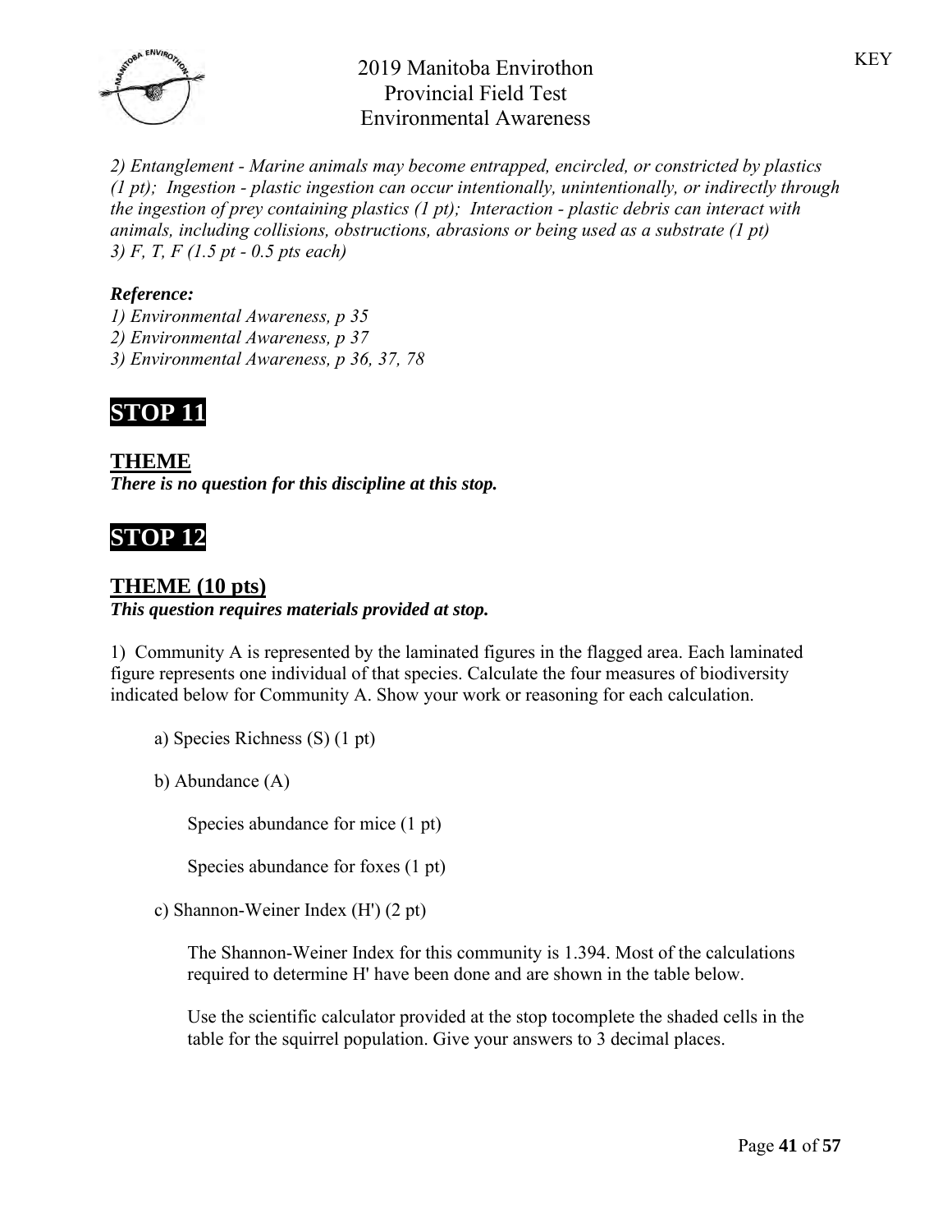*2) Entanglement - Marine animals may become entrapped, encircled, or constricted by plastics (1 pt); Ingestion - plastic ingestion can occur intentionally, unintentionally, or indirectly through the ingestion of prey containing plastics (1 pt); Interaction - plastic debris can interact with animals, including collisions, obstructions, abrasions or being used as a substrate (1 pt)*
*3) F, T, F (1.5 pt - 0.5 pts each)*

***Reference:***
*1) Environmental Awareness, p 35*
*2) Environmental Awareness, p 37*
*3) Environmental Awareness, p 36, 37, 78*

# STOP 11

## THEME
***There is no question for this discipline at this stop.***

# STOP 12

## THEME (10 pts)
***This question requires materials provided at stop.***

1) Community A is represented by the laminated figures in the flagged area. Each laminated figure represents one individual of that species. Calculate the four measures of biodiversity indicated below for Community A. Show your work or reasoning for each calculation.

a) Species Richness (S) (1 pt)

b) Abundance (A)

Species abundance for mice (1 pt)

Species abundance for foxes (1 pt)

c) Shannon-Weiner Index (H') (2 pt)

The Shannon-Weiner Index for this community is 1.394. Most of the calculations required to determine H' have been done and are shown in the table below.

Use the scientific calculator provided at the stop tocomplete the shaded cells in the table for the squirrel population. Give your answers to 3 decimal places.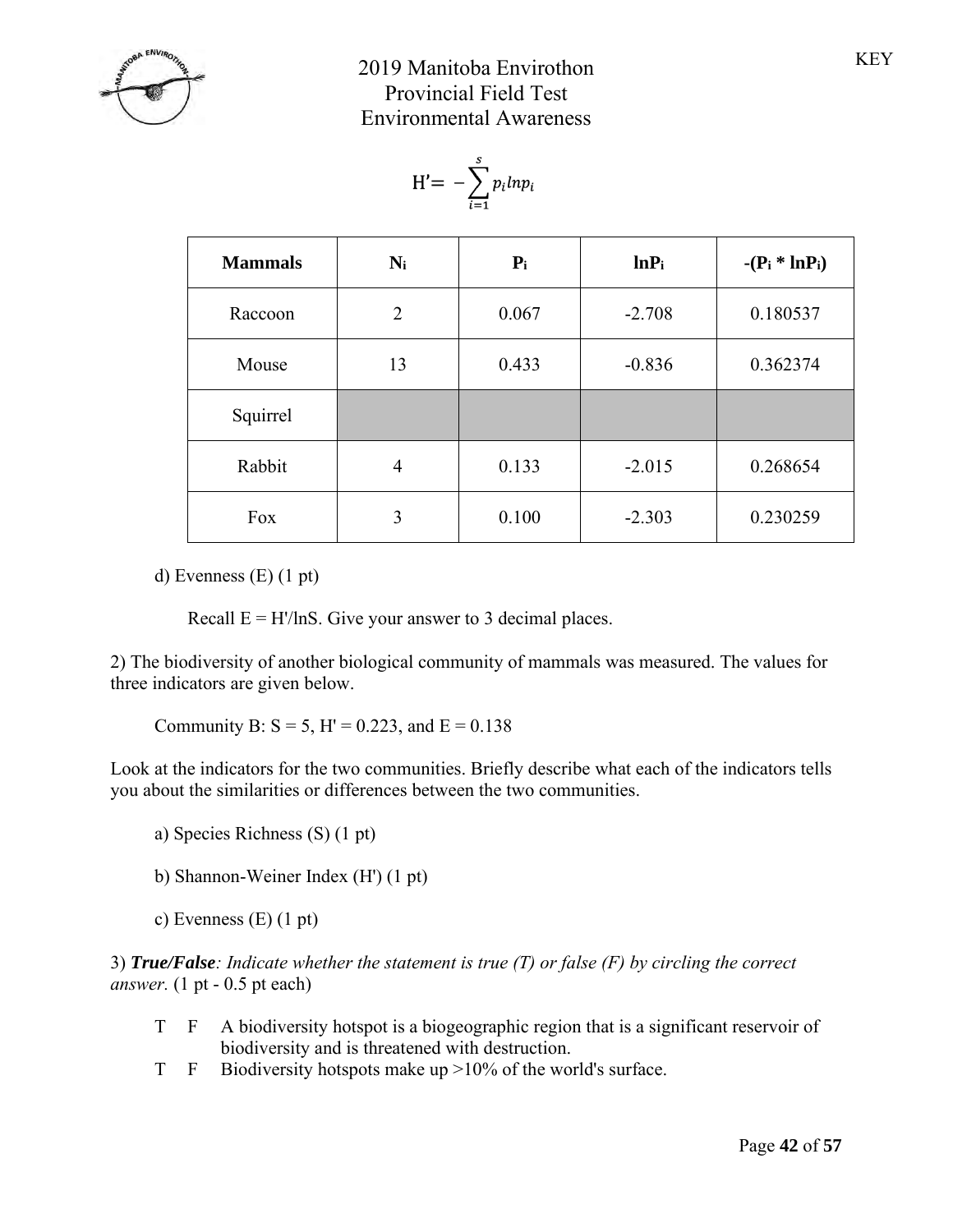KEY

# 2019 Manitoba Envirothon
## Provincial Field Test
## Environmental Awareness

$$H' = -\sum_{i=1}^{s} p_i ln p_i$$

| Mammals | $N_i$ | $P_i$ | $lnP_i$ | $-(P_i * lnP_i)$ |
|---|---|---|---|---|
| Raccoon | 2 | 0.067 | -2.708 | 0.180537 |
| Mouse | 13 | 0.433 | -0.836 | 0.362374 |
| Squirrel | | | | |
| Rabbit | 4 | 0.133 | -2.015 | 0.268654 |
| Fox | 3 | 0.100 | -2.303 | 0.230259 |

d) Evenness (E) (1 pt)

Recall E = H'/lnS. Give your answer to 3 decimal places.

2) The biodiversity of another biological community of mammals was measured. The values for three indicators are given below.

Community B: S = 5, H' = 0.223, and E = 0.138

Look at the indicators for the two communities. Briefly describe what each of the indicators tells you about the similarities or differences between the two communities.

a) Species Richness (S) (1 pt)

b) Shannon-Weiner Index (H') (1 pt)

c) Evenness (E) (1 pt)

3) ***True/False**: Indicate whether the statement is true (T) or false (F) by circling the correct answer.* (1 pt - 0.5 pt each)

T F A biodiversity hotspot is a biogeographic region that is a significant reservoir of biodiversity and is threatened with destruction.

T F Biodiversity hotspots make up >10% of the world's surface.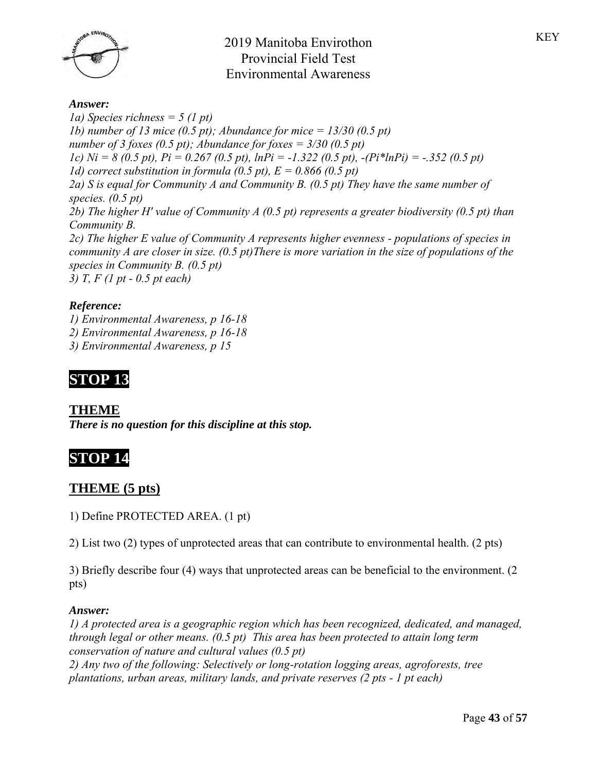***Answer:***

*1a) Species richness = 5 (1 pt)*
*1b) number of 13 mice (0.5 pt); Abundance for mice = 13/30 (0.5 pt)*
*number of 3 foxes (0.5 pt); Abundance for foxes = 3/30 (0.5 pt)*
*1c) Ni = 8 (0.5 pt), Pi = 0.267 (0.5 pt), lnPi = -1.322 (0.5 pt), -(Pi\*lnPi) = -.352 (0.5 pt)*
*1d) correct substitution in formula (0.5 pt), E = 0.866 (0.5 pt)*
*2a) S is equal for Community A and Community B. (0.5 pt) They have the same number of species. (0.5 pt)*
*2b) The higher H' value of Community A (0.5 pt) represents a greater biodiversity (0.5 pt) than Community B.*
*2c) The higher E value of Community A represents higher evenness - populations of species in community A are closer in size. (0.5 pt)There is more variation in the size of populations of the species in Community B. (0.5 pt)*
*3) T, F (1 pt - 0.5 pt each)*

***Reference:***

*1) Environmental Awareness, p 16-18*
*2) Environmental Awareness, p 16-18*
*3) Environmental Awareness, p 15*

# STOP 13

## THEME

***There is no question for this discipline at this stop.***

# STOP 14

## THEME (5 pts)

1) Define PROTECTED AREA. (1 pt)

2) List two (2) types of unprotected areas that can contribute to environmental health. (2 pts)

3) Briefly describe four (4) ways that unprotected areas can be beneficial to the environment. (2 pts)

***Answer:***

*1) A protected area is a geographic region which has been recognized, dedicated, and managed, through legal or other means. (0.5 pt) This area has been protected to attain long term conservation of nature and cultural values (0.5 pt)*
*2) Any two of the following: Selectively or long-rotation logging areas, agroforests, tree plantations, urban areas, military lands, and private reserves (2 pts - 1 pt each)*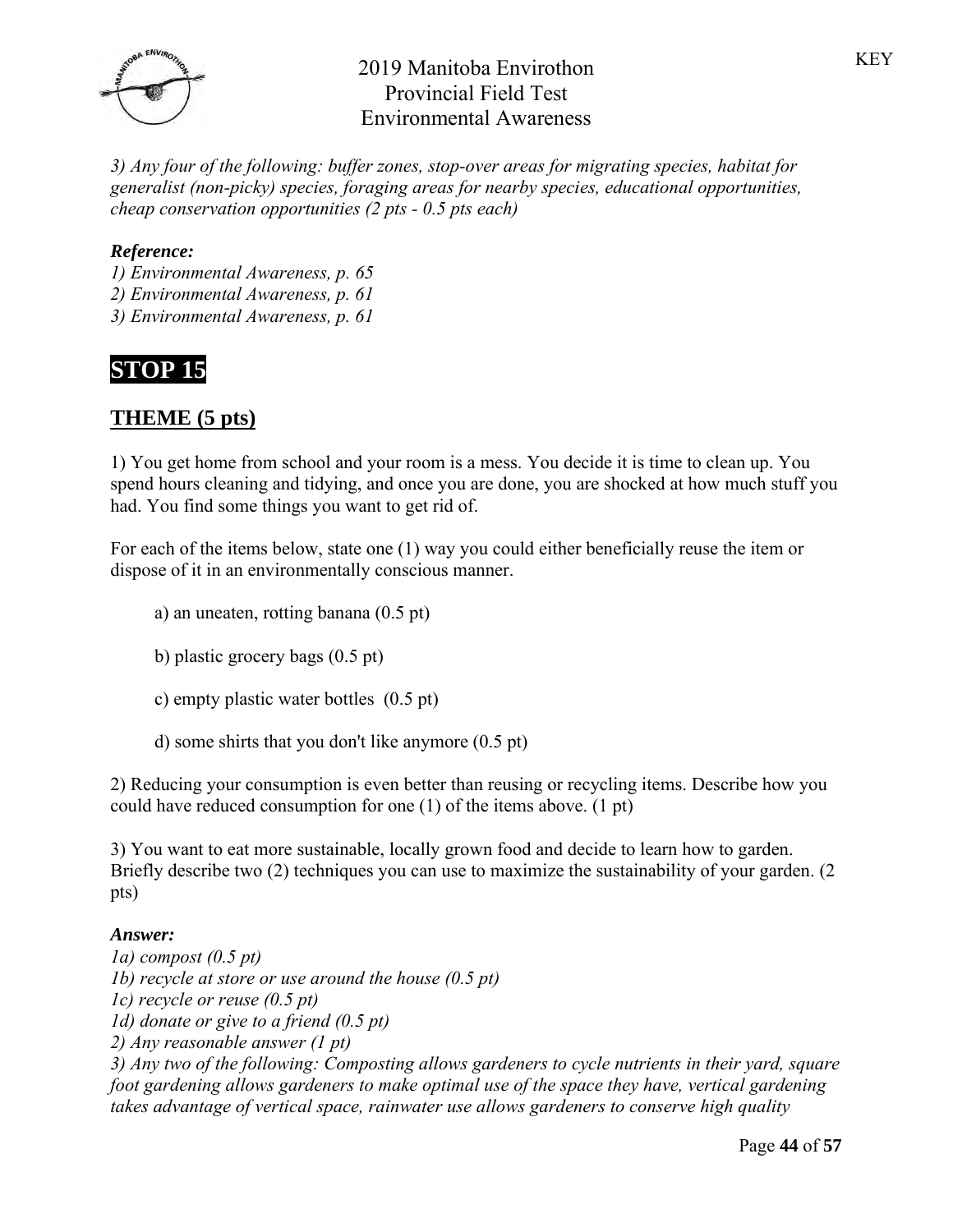3) Any four of the following: buffer zones, stop-over areas for migrating species, habitat for generalist (non-picky) species, foraging areas for nearby species, educational opportunities, cheap conservation opportunities (2 pts - 0.5 pts each)*

***Reference:***
*1) Environmental Awareness, p. 65*
*2) Environmental Awareness, p. 61*
*3) Environmental Awareness, p. 61*

# STOP 15

## THEME (5 pts)

1) You get home from school and your room is a mess. You decide it is time to clean up. You spend hours cleaning and tidying, and once you are done, you are shocked at how much stuff you had. You find some things you want to get rid of.

For each of the items below, state one (1) way you could either beneficially reuse the item or dispose of it in an environmentally conscious manner.

a) an uneaten, rotting banana (0.5 pt)

b) plastic grocery bags (0.5 pt)

c) empty plastic water bottles (0.5 pt)

d) some shirts that you don't like anymore (0.5 pt)

2) Reducing your consumption is even better than reusing or recycling items. Describe how you could have reduced consumption for one (1) of the items above. (1 pt)

3) You want to eat more sustainable, locally grown food and decide to learn how to garden. Briefly describe two (2) techniques you can use to maximize the sustainability of your garden. (2 pts)

***Answer:***
*1a) compost (0.5 pt)*
*1b) recycle at store or use around the house (0.5 pt)*
*1c) recycle or reuse (0.5 pt)*
*1d) donate or give to a friend (0.5 pt)*
*2) Any reasonable answer (1 pt)*
*3) Any two of the following: Composting allows gardeners to cycle nutrients in their yard, square foot gardening allows gardeners to make optimal use of the space they have, vertical gardening takes advantage of vertical space, rainwater use allows gardeners to conserve high quality*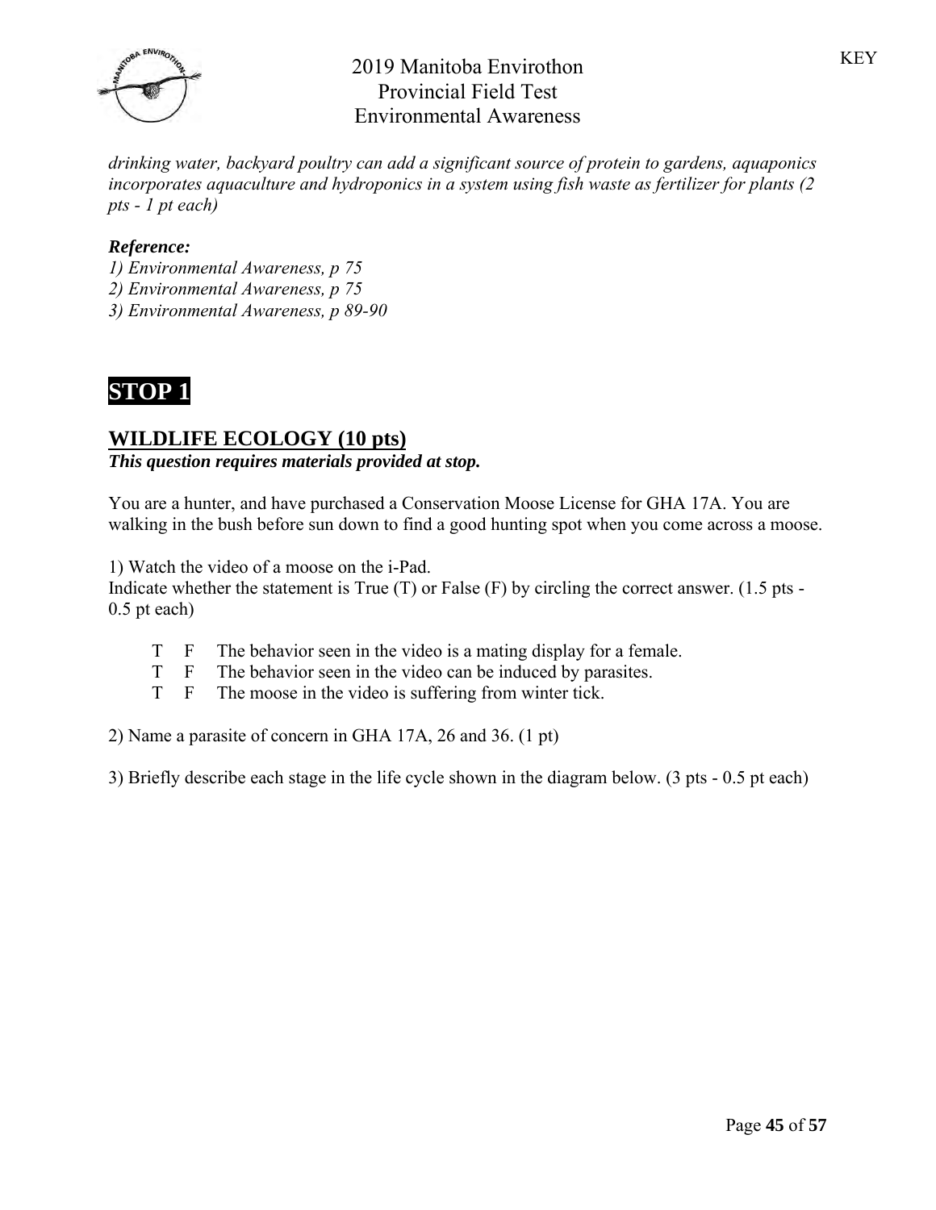*drinking water, backyard poultry can add a significant source of protein to gardens, aquaponics incorporates aquaculture and hydroponics in a system using fish waste as fertilizer for plants (2 pts - 1 pt each)*

***Reference:***

*1) Environmental Awareness, p 75*
*2) Environmental Awareness, p 75*
*3) Environmental Awareness, p 89-90*

# STOP 1

## WILDLIFE ECOLOGY (10 pts)

***This question requires materials provided at stop.***

You are a hunter, and have purchased a Conservation Moose License for GHA 17A. You are walking in the bush before sun down to find a good hunting spot when you come across a moose.

1) Watch the video of a moose on the i-Pad.
Indicate whether the statement is True (T) or False (F) by circling the correct answer. (1.5 pts - 0.5 pt each)

T F The behavior seen in the video is a mating display for a female.
T F The behavior seen in the video can be induced by parasites.
T F The moose in the video is suffering from winter tick.

2) Name a parasite of concern in GHA 17A, 26 and 36. (1 pt)

3) Briefly describe each stage in the life cycle shown in the diagram below. (3 pts - 0.5 pt each)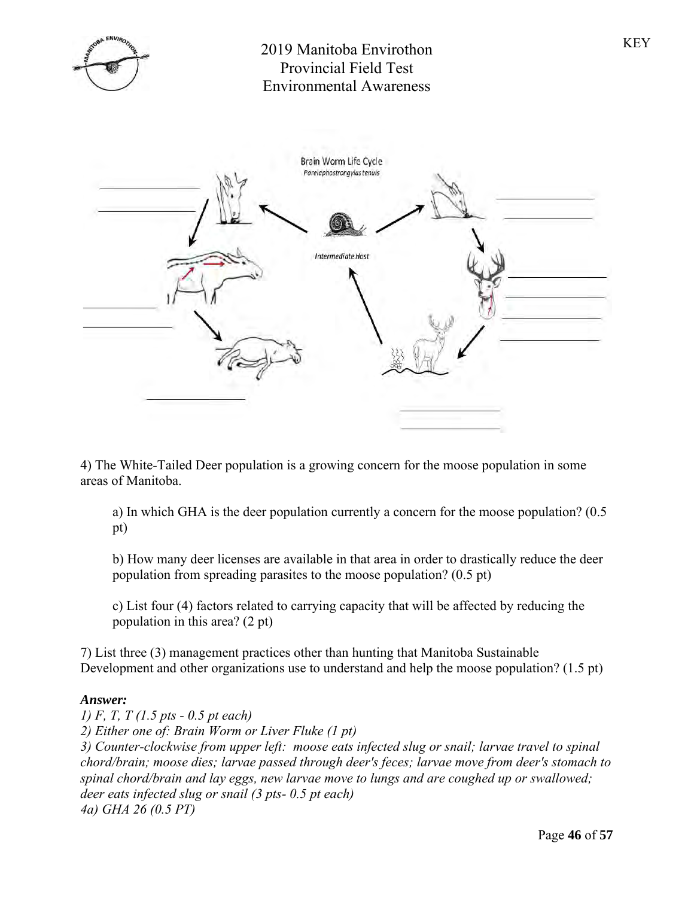KEY

# 2019 Manitoba Envirothon
## Provincial Field Test
## Environmental Awareness

Brain Worm Life Cycle
*Parelaphostrongylus tenuis*

Intermediate Host

4) The White-Tailed Deer population is a growing concern for the moose population in some areas of Manitoba.

a) In which GHA is the deer population currently a concern for the moose population? (0.5 pt)

b) How many deer licenses are available in that area in order to drastically reduce the deer population from spreading parasites to the moose population? (0.5 pt)

c) List four (4) factors related to carrying capacity that will be affected by reducing the population in this area? (2 pt)

7) List three (3) management practices other than hunting that Manitoba Sustainable Development and other organizations use to understand and help the moose population? (1.5 pt)

***Answer:***

*1) F, T, T (1.5 pts - 0.5 pt each)*
*2) Either one of: Brain Worm or Liver Fluke (1 pt)*
*3) Counter-clockwise from upper left: moose eats infected slug or snail; larvae travel to spinal chord/brain; moose dies; larvae passed through deer's feces; larvae move from deer's stomach to spinal chord/brain and lay eggs, new larvae move to lungs and are coughed up or swallowed; deer eats infected slug or snail (3 pts- 0.5 pt each)*
*4a) GHA 26 (0.5 PT)*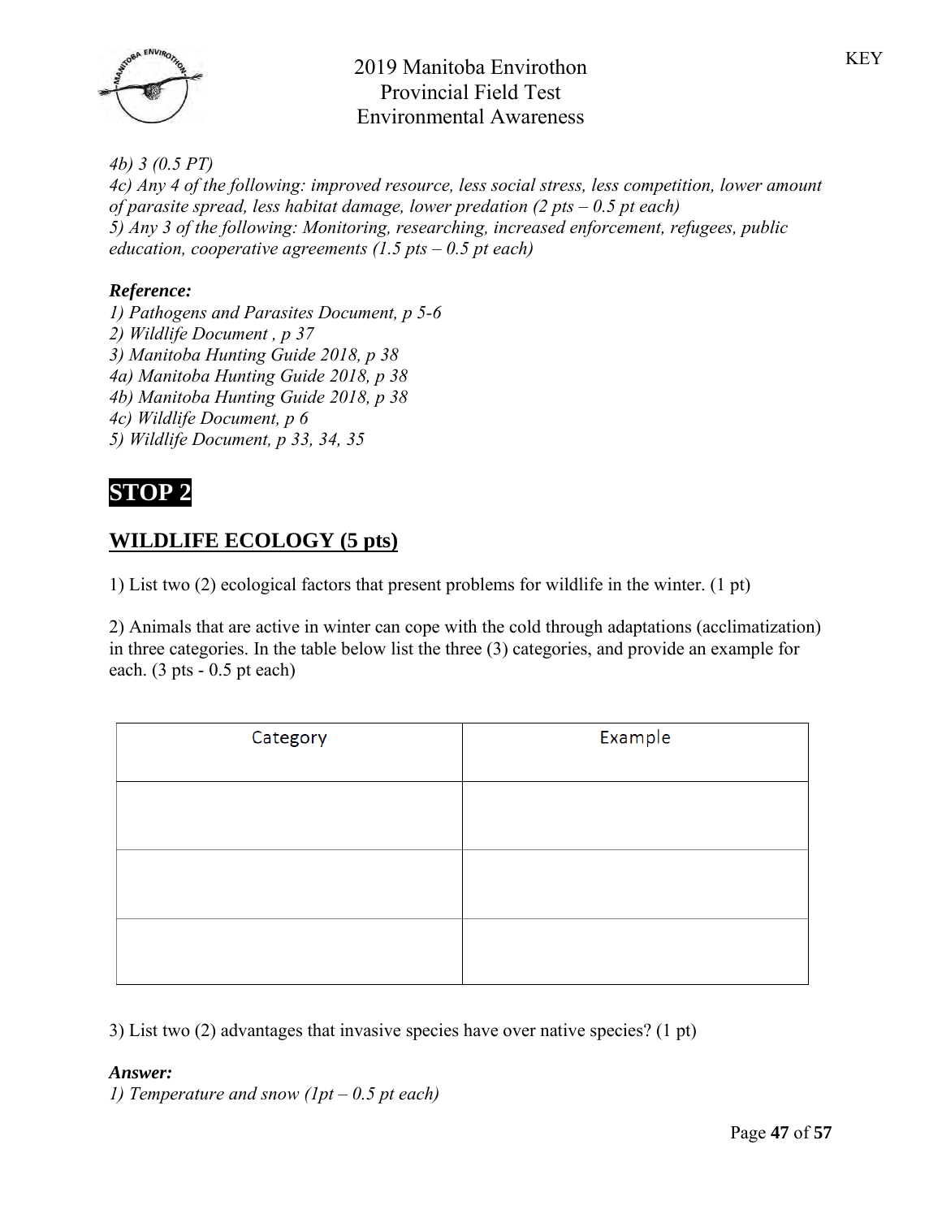*4b) 3 (0.5 PT)*
*4c) Any 4 of the following: improved resource, less social stress, less competition, lower amount of parasite spread, less habitat damage, lower predation (2 pts – 0.5 pt each)*
*5) Any 3 of the following: Monitoring, researching, increased enforcement, refugees, public education, cooperative agreements (1.5 pts – 0.5 pt each)*

***Reference:***
*1) Pathogens and Parasites Document, p 5-6*
*2) Wildlife Document , p 37*
*3) Manitoba Hunting Guide 2018, p 38*
*4a) Manitoba Hunting Guide 2018, p 38*
*4b) Manitoba Hunting Guide 2018, p 38*
*4c) Wildlife Document, p 6*
*5) Wildlife Document, p 33, 34, 35*

# STOP 2

## WILDLIFE ECOLOGY (5 pts)

1) List two (2) ecological factors that present problems for wildlife in the winter. (1 pt)

2) Animals that are active in winter can cope with the cold through adaptations (acclimatization) in three categories. In the table below list the three (3) categories, and provide an example for each. (3 pts - 0.5 pt each)

| Category | Example |
|---|---|
| | |
| | |
| | |

3) List two (2) advantages that invasive species have over native species? (1 pt)

***Answer:***
*1) Temperature and snow (1pt – 0.5 pt each)*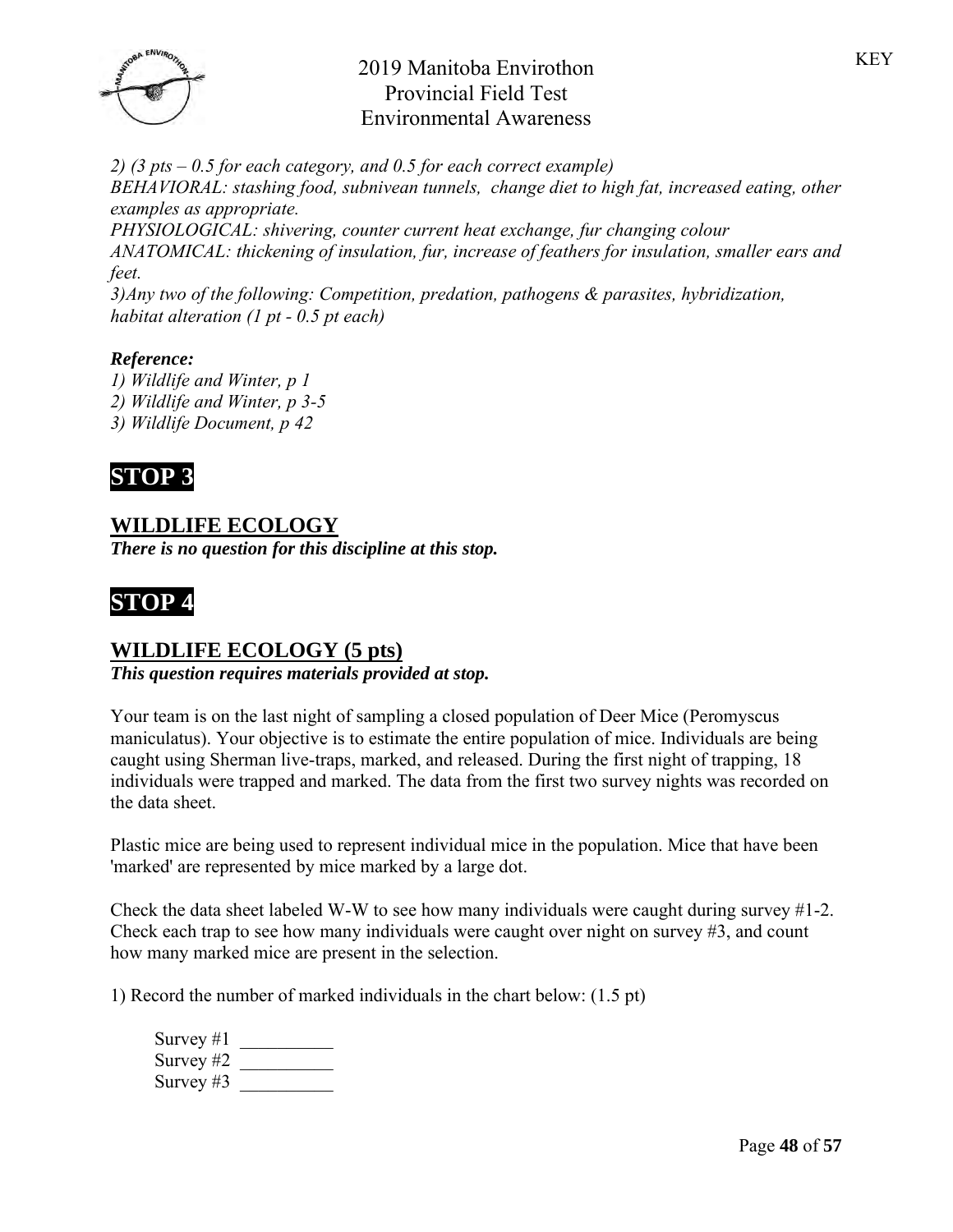*2) (3 pts – 0.5 for each category, and 0.5 for each correct example)*
*BEHAVIORAL: stashing food, subnivean tunnels, change diet to high fat, increased eating, other examples as appropriate.*
*PHYSIOLOGICAL: shivering, counter current heat exchange, fur changing colour*
*ANATOMICAL: thickening of insulation, fur, increase of feathers for insulation, smaller ears and feet.*
*3)Any two of the following: Competition, predation, pathogens & parasites, hybridization, habitat alteration (1 pt - 0.5 pt each)*

***Reference:***
*1) Wildlife and Winter, p 1*
*2) Wildlife and Winter, p 3-5*
*3) Wildlife Document, p 42*

# STOP 3

## WILDLIFE ECOLOGY

***There is no question for this discipline at this stop.***

# STOP 4

## WILDLIFE ECOLOGY (5 pts)

***This question requires materials provided at stop.***

Your team is on the last night of sampling a closed population of Deer Mice (Peromyscus maniculatus). Your objective is to estimate the entire population of mice. Individuals are being caught using Sherman live-traps, marked, and released. During the first night of trapping, 18 individuals were trapped and marked. The data from the first two survey nights was recorded on the data sheet.

Plastic mice are being used to represent individual mice in the population. Mice that have been 'marked' are represented by mice marked by a large dot.

Check the data sheet labeled W-W to see how many individuals were caught during survey #1-2. Check each trap to see how many individuals were caught over night on survey #3, and count how many marked mice are present in the selection.

1) Record the number of marked individuals in the chart below: (1.5 pt)

Survey #1 __________
Survey #2 __________
Survey #3 __________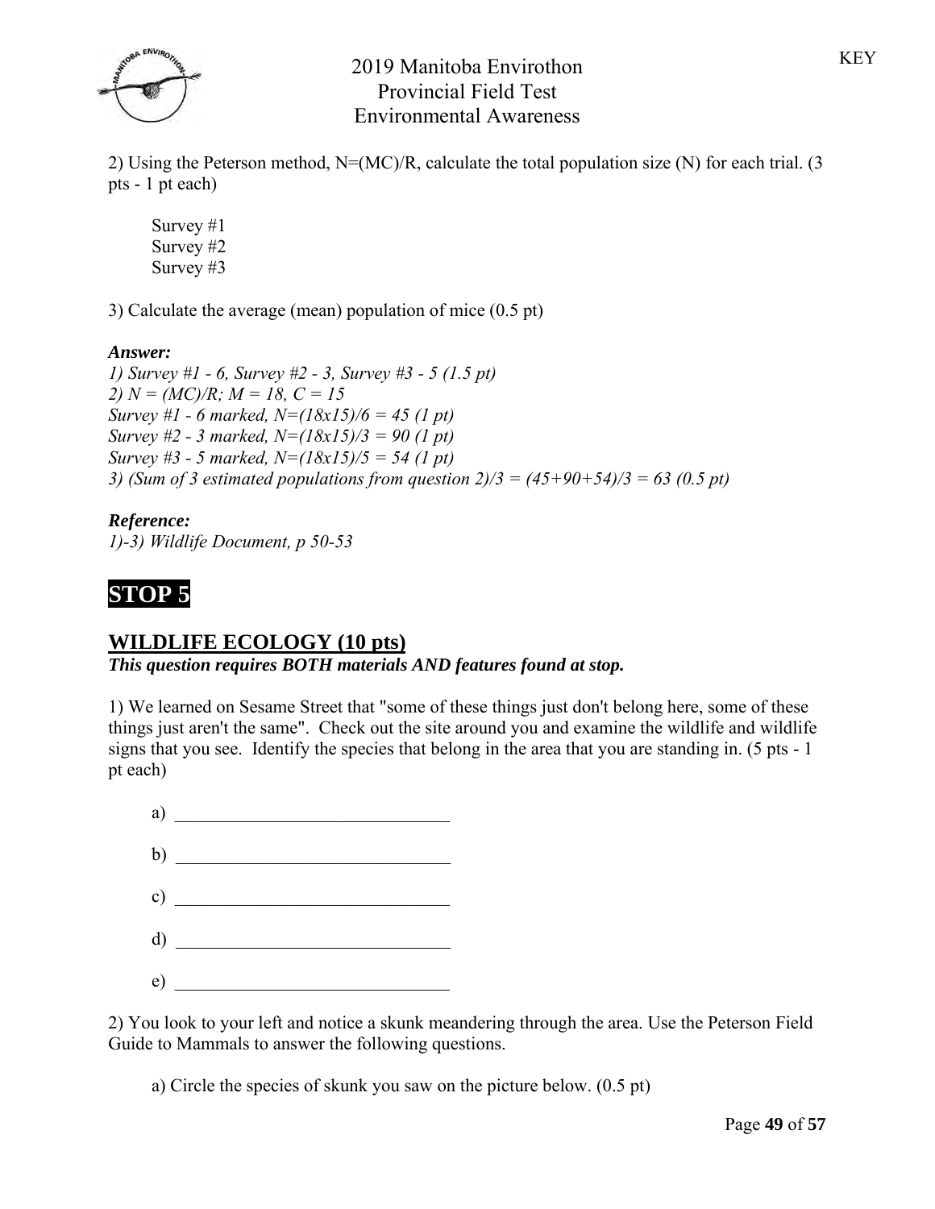2) Using the Peterson method, $N=(MC)/R$, calculate the total population size (N) for each trial. (3 pts - 1 pt each)

Survey #1
Survey #2
Survey #3

3) Calculate the average (mean) population of mice (0.5 pt)

***Answer:***
*1) Survey #1 - 6, Survey #2 - 3, Survey #3 - 5 (1.5 pt)*
*2) $N = (MC)/R$; $M = 18$, $C = 15$*
*Survey #1 - 6 marked, $N=(18x15)/6 = 45$ (1 pt)*
*Survey #2 - 3 marked, $N=(18x15)/3 = 90$ (1 pt)*
*Survey #3 - 5 marked, $N=(18x15)/5 = 54$ (1 pt)*
*3) (Sum of 3 estimated populations from question 2)/3 = $(45+90+54)/3 = 63$ (0.5 pt)*

***Reference:***
*1)-3) Wildlife Document, p 50-53*

# STOP 5

## WILDLIFE ECOLOGY (10 pts)

***This question requires BOTH materials AND features found at stop.***

1) We learned on Sesame Street that "some of these things just don't belong here, some of these things just aren't the same". Check out the site around you and examine the wildlife and wildlife signs that you see. Identify the species that belong in the area that you are standing in. (5 pts - 1 pt each)

a) ______________________________

b) ______________________________

c) ______________________________

d) ______________________________

e) ______________________________

2) You look to your left and notice a skunk meandering through the area. Use the Peterson Field Guide to Mammals to answer the following questions.

a) Circle the species of skunk you saw on the picture below. (0.5 pt)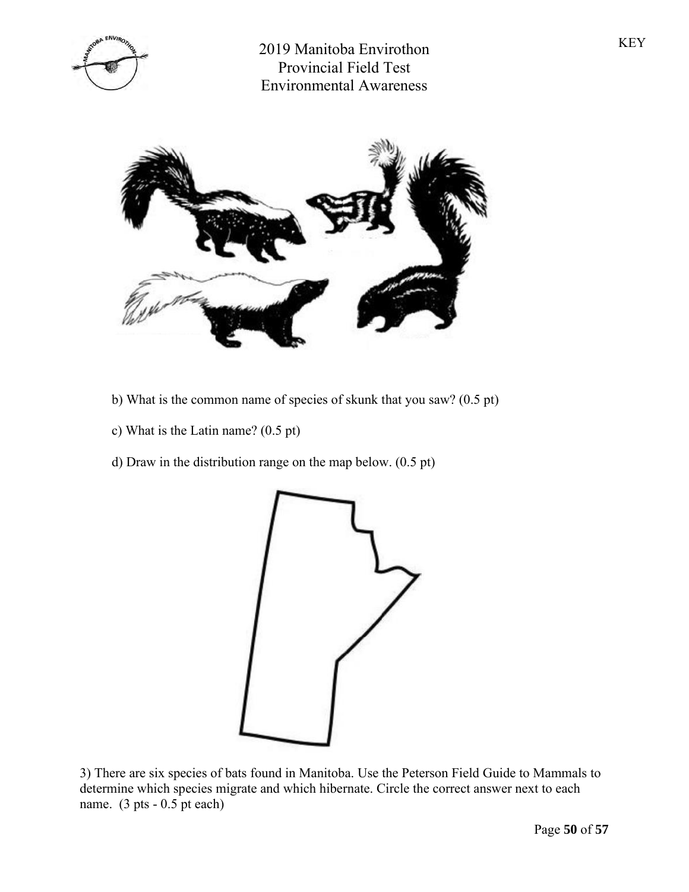b) What is the common name of species of skunk that you saw? (0.5 pt)

c) What is the Latin name? (0.5 pt)

d) Draw in the distribution range on the map below. (0.5 pt)

3) There are six species of bats found in Manitoba. Use the Peterson Field Guide to Mammals to determine which species migrate and which hibernate. Circle the correct answer next to each name. (3 pts - 0.5 pt each)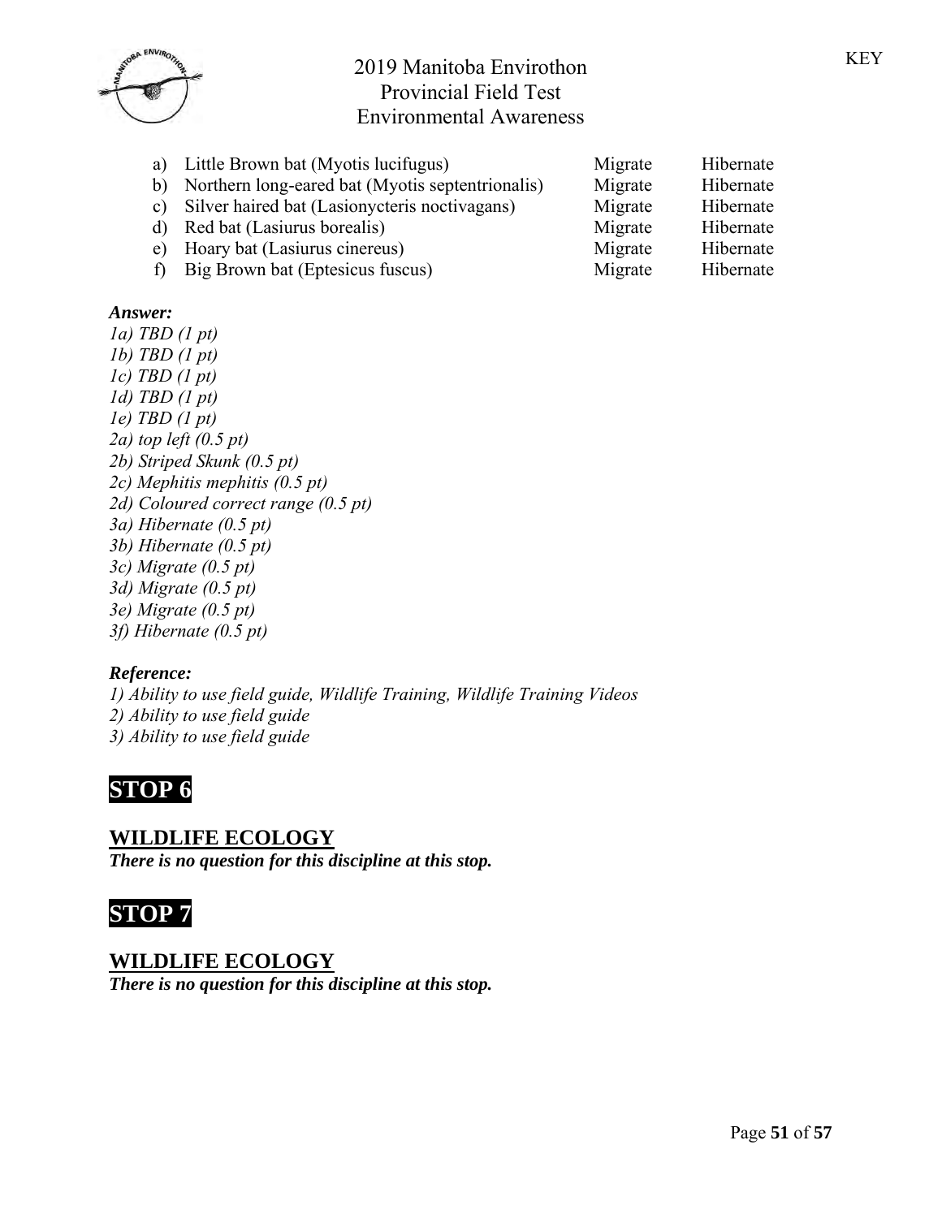| | | | |
|---|---|---|---|
| a) | Little Brown bat (Myotis lucifugus) | Migrate | Hibernate |
| b) | Northern long-eared bat (Myotis septentrionalis) | Migrate | Hibernate |
| c) | Silver haired bat (Lasionycteris noctivagans) | Migrate | Hibernate |
| d) | Red bat (Lasiurus borealis) | Migrate | Hibernate |
| e) | Hoary bat (Lasiurus cinereus) | Migrate | Hibernate |
| f) | Big Brown bat (Eptesicus fuscus) | Migrate | Hibernate |

***Answer:***

*1a) TBD (1 pt)*
*1b) TBD (1 pt)*
*1c) TBD (1 pt)*
*1d) TBD (1 pt)*
*1e) TBD (1 pt)*
*2a) top left (0.5 pt)*
*2b) Striped Skunk (0.5 pt)*
*2c) Mephitis mephitis (0.5 pt)*
*2d) Coloured correct range (0.5 pt)*
*3a) Hibernate (0.5 pt)*
*3b) Hibernate (0.5 pt)*
*3c) Migrate (0.5 pt)*
*3d) Migrate (0.5 pt)*
*3e) Migrate (0.5 pt)*
*3f) Hibernate (0.5 pt)*

***Reference:***

*1) Ability to use field guide, Wildlife Training, Wildlife Training Videos*
*2) Ability to use field guide*
*3) Ability to use field guide*

# STOP 6

## WILDLIFE ECOLOGY

***There is no question for this discipline at this stop.***

# STOP 7

## WILDLIFE ECOLOGY

***There is no question for this discipline at this stop.***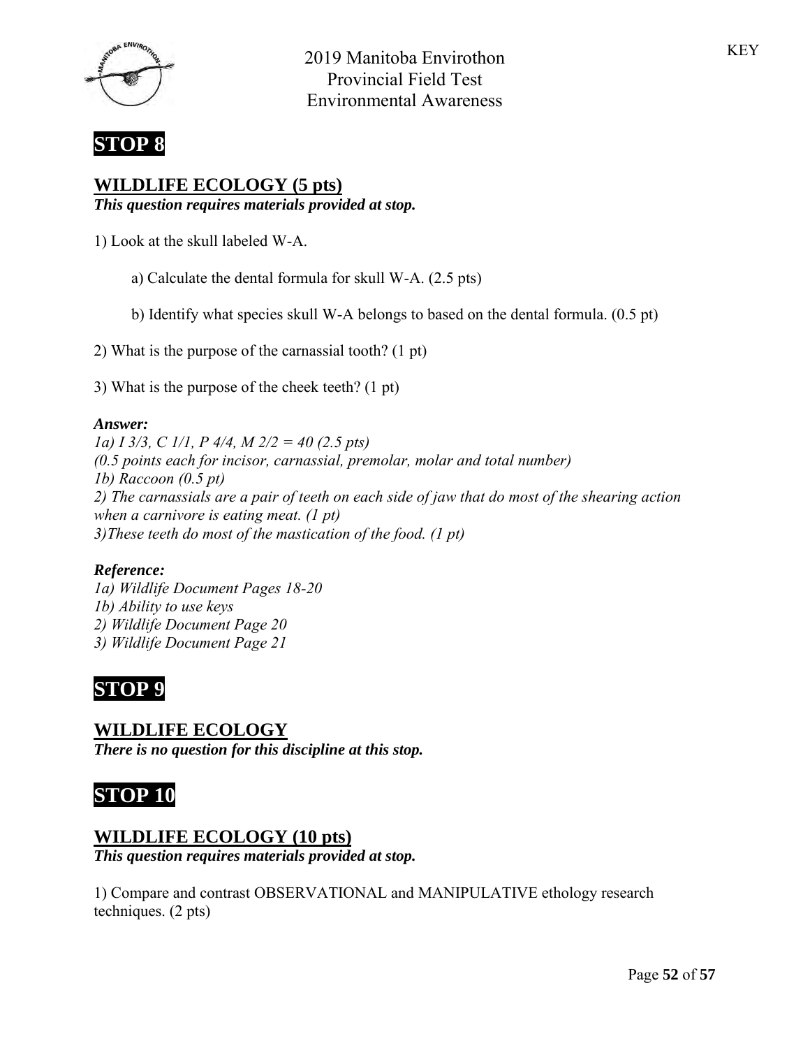KEY

## STOP 8

### WILDLIFE ECOLOGY (5 pts)

***This question requires materials provided at stop.***

1) Look at the skull labeled W-A.

   a) Calculate the dental formula for skull W-A. (2.5 pts)

   b) Identify what species skull W-A belongs to based on the dental formula. (0.5 pt)

2) What is the purpose of the carnassial tooth? (1 pt)

3) What is the purpose of the cheek teeth? (1 pt)

***Answer:***

*1a) I 3/3, C 1/1, P 4/4, M 2/2 = 40 (2.5 pts)*
*(0.5 points each for incisor, carnassial, premolar, molar and total number)*
*1b) Raccoon (0.5 pt)*
*2) The carnassials are a pair of teeth on each side of jaw that do most of the shearing action when a carnivore is eating meat. (1 pt)*
*3)These teeth do most of the mastication of the food. (1 pt)*

***Reference:***

*1a) Wildlife Document Pages 18-20*
*1b) Ability to use keys*
*2) Wildlife Document Page 20*
*3) Wildlife Document Page 21*

## STOP 9

### WILDLIFE ECOLOGY

***There is no question for this discipline at this stop.***

## STOP 10

### WILDLIFE ECOLOGY (10 pts)

***This question requires materials provided at stop.***

1) Compare and contrast OBSERVATIONAL and MANIPULATIVE ethology research techniques. (2 pts)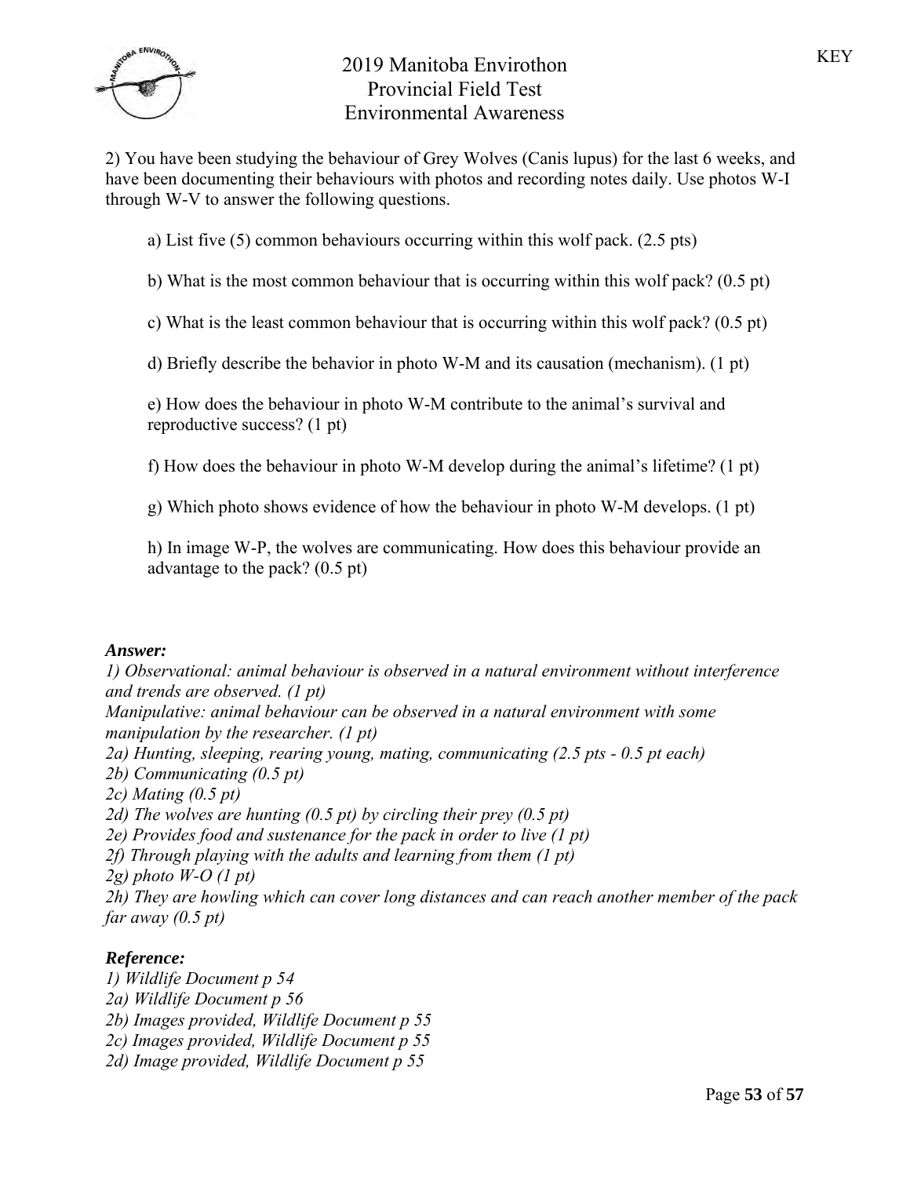KEY

# 2019 Manitoba Envirothon Provincial Field Test Environmental Awareness

2) You have been studying the behaviour of Grey Wolves (Canis lupus) for the last 6 weeks, and have been documenting their behaviours with photos and recording notes daily. Use photos W-I through W-V to answer the following questions.

a) List five (5) common behaviours occurring within this wolf pack. (2.5 pts)

b) What is the most common behaviour that is occurring within this wolf pack? (0.5 pt)

c) What is the least common behaviour that is occurring within this wolf pack? (0.5 pt)

d) Briefly describe the behavior in photo W-M and its causation (mechanism). (1 pt)

e) How does the behaviour in photo W-M contribute to the animal's survival and reproductive success? (1 pt)

f) How does the behaviour in photo W-M develop during the animal's lifetime? (1 pt)

g) Which photo shows evidence of how the behaviour in photo W-M develops. (1 pt)

h) In image W-P, the wolves are communicating. How does this behaviour provide an advantage to the pack? (0.5 pt)

***Answer:***

*1) Observational: animal behaviour is observed in a natural environment without interference and trends are observed. (1 pt)*
*Manipulative: animal behaviour can be observed in a natural environment with some manipulation by the researcher. (1 pt)*
*2a) Hunting, sleeping, rearing young, mating, communicating (2.5 pts - 0.5 pt each)*
*2b) Communicating (0.5 pt)*
*2c) Mating (0.5 pt)*
*2d) The wolves are hunting (0.5 pt) by circling their prey (0.5 pt)*
*2e) Provides food and sustenance for the pack in order to live (1 pt)*
*2f) Through playing with the adults and learning from them (1 pt)*
*2g) photo W-O (1 pt)*
*2h) They are howling which can cover long distances and can reach another member of the pack far away (0.5 pt)*

***Reference:***

*1) Wildlife Document p 54*
*2a) Wildlife Document p 56*
*2b) Images provided, Wildlife Document p 55*
*2c) Images provided, Wildlife Document p 55*
*2d) Image provided, Wildlife Document p 55*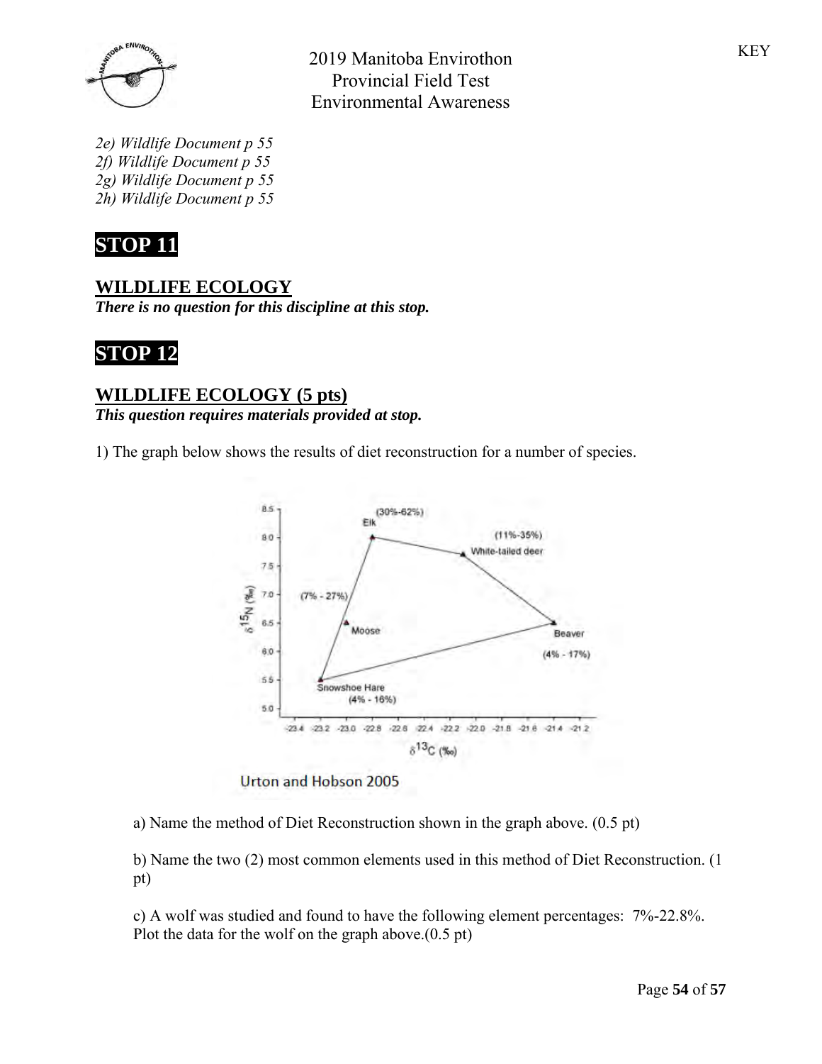KEY

*2e) Wildlife Document p 55*
*2f) Wildlife Document p 55*
*2g) Wildlife Document p 55*
*2h) Wildlife Document p 55*

# STOP 11

## WILDLIFE ECOLOGY

***There is no question for this discipline at this stop.***

# STOP 12

## WILDLIFE ECOLOGY (5 pts)

***This question requires materials provided at stop.***

1) The graph below shows the results of diet reconstruction for a number of species.

Urton and Hobson 2005

a) Name the method of Diet Reconstruction shown in the graph above. (0.5 pt)

b) Name the two (2) most common elements used in this method of Diet Reconstruction. (1 pt)

c) A wolf was studied and found to have the following element percentages: 7%-22.8%. Plot the data for the wolf on the graph above.(0.5 pt)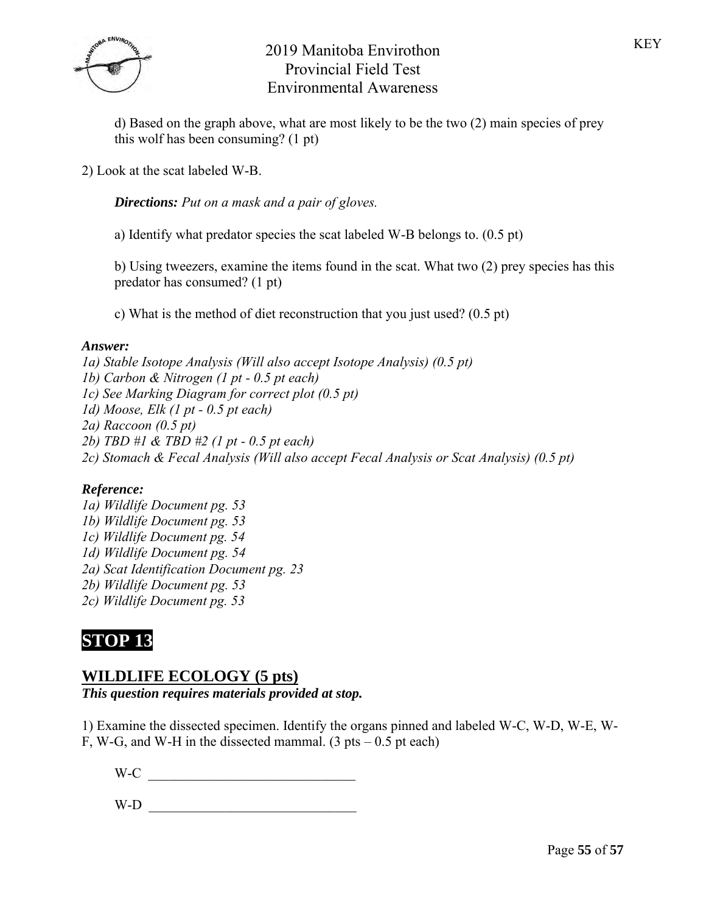d) Based on the graph above, what are most likely to be the two (2) main species of prey this wolf has been consuming? (1 pt)

2) Look at the scat labeled W-B.

*Directions: Put on a mask and a pair of gloves.*

a) Identify what predator species the scat labeled W-B belongs to. (0.5 pt)

b) Using tweezers, examine the items found in the scat. What two (2) prey species has this predator has consumed? (1 pt)

c) What is the method of diet reconstruction that you just used? (0.5 pt)

***Answer:***

*1a) Stable Isotope Analysis (Will also accept Isotope Analysis) (0.5 pt)*
*1b) Carbon & Nitrogen (1 pt - 0.5 pt each)*
*1c) See Marking Diagram for correct plot (0.5 pt)*
*1d) Moose, Elk (1 pt - 0.5 pt each)*
*2a) Raccoon (0.5 pt)*
*2b) TBD #1 & TBD #2 (1 pt - 0.5 pt each)*
*2c) Stomach & Fecal Analysis (Will also accept Fecal Analysis or Scat Analysis) (0.5 pt)*

***Reference:***

*1a) Wildlife Document pg. 53*
*1b) Wildlife Document pg. 53*
*1c) Wildlife Document pg. 54*
*1d) Wildlife Document pg. 54*
*2a) Scat Identification Document pg. 23*
*2b) Wildlife Document pg. 53*
*2c) Wildlife Document pg. 53*

# STOP 13

## WILDLIFE ECOLOGY (5 pts)

***This question requires materials provided at stop.***

1) Examine the dissected specimen. Identify the organs pinned and labeled W-C, W-D, W-E, W-F, W-G, and W-H in the dissected mammal. (3 pts – 0.5 pt each)

W-C ______________________________

W-D ______________________________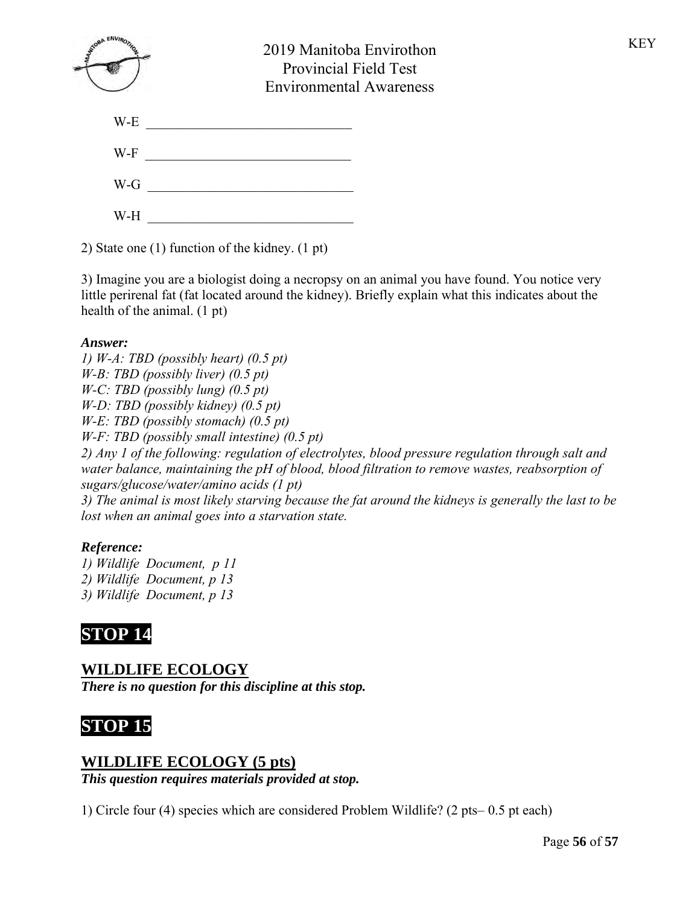W-E ______________________________

W-F ______________________________

W-G ______________________________

W-H ______________________________

2) State one (1) function of the kidney. (1 pt)

3) Imagine you are a biologist doing a necropsy on an animal you have found. You notice very little perirenal fat (fat located around the kidney). Briefly explain what this indicates about the health of the animal. (1 pt)

***Answer:***

*1) W-A: TBD (possibly heart) (0.5 pt)*
*W-B: TBD (possibly liver) (0.5 pt)*
*W-C: TBD (possibly lung) (0.5 pt)*
*W-D: TBD (possibly kidney) (0.5 pt)*
*W-E: TBD (possibly stomach) (0.5 pt)*
*W-F: TBD (possibly small intestine) (0.5 pt)*
*2) Any 1 of the following: regulation of electrolytes, blood pressure regulation through salt and water balance, maintaining the pH of blood, blood filtration to remove wastes, reabsorption of sugars/glucose/water/amino acids (1 pt)*
*3) The animal is most likely starving because the fat around the kidneys is generally the last to be lost when an animal goes into a starvation state.*

***Reference:***

*1) Wildlife Document, p 11*
*2) Wildlife Document, p 13*
*3) Wildlife Document, p 13*

# STOP 14

## WILDLIFE ECOLOGY

***There is no question for this discipline at this stop.***

# STOP 15

## WILDLIFE ECOLOGY (5 pts)

***This question requires materials provided at stop.***

1) Circle four (4) species which are considered Problem Wildlife? (2 pts– 0.5 pt each)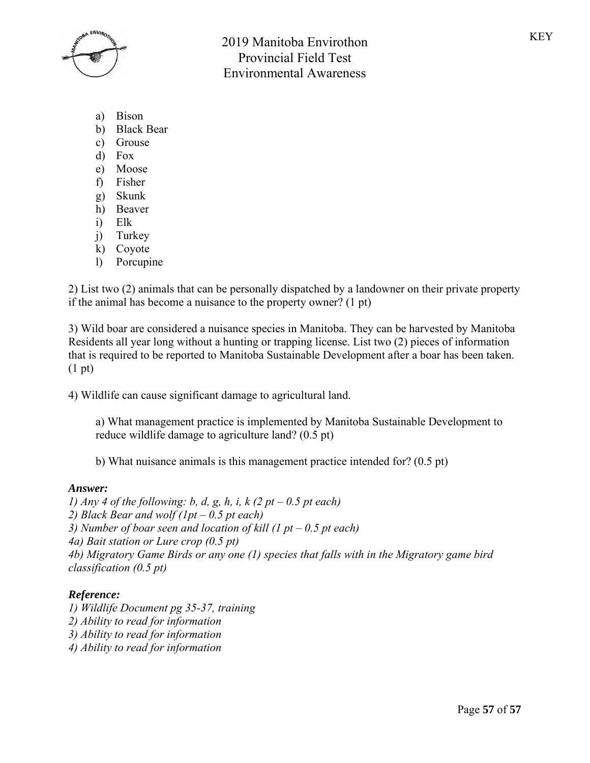a) Bison
b) Black Bear
c) Grouse
d) Fox
e) Moose
f) Fisher
g) Skunk
h) Beaver
i) Elk
j) Turkey
k) Coyote
l) Porcupine

2) List two (2) animals that can be personally dispatched by a landowner on their private property if the animal has become a nuisance to the property owner? (1 pt)

3) Wild boar are considered a nuisance species in Manitoba. They can be harvested by Manitoba Residents all year long without a hunting or trapping license. List two (2) pieces of information that is required to be reported to Manitoba Sustainable Development after a boar has been taken. (1 pt)

4) Wildlife can cause significant damage to agricultural land.

a) What management practice is implemented by Manitoba Sustainable Development to reduce wildlife damage to agriculture land? (0.5 pt)

b) What nuisance animals is this management practice intended for? (0.5 pt)

***Answer:***

*1) Any 4 of the following: b, d, g, h, i, k (2 pt – 0.5 pt each)*
*2) Black Bear and wolf (1pt – 0.5 pt each)*
*3) Number of boar seen and location of kill (1 pt – 0.5 pt each)*
*4a) Bait station or Lure crop (0.5 pt)*
*4b) Migratory Game Birds or any one (1) species that falls with in the Migratory game bird classification (0.5 pt)*

***Reference:***

*1) Wildlife Document pg 35-37, training*
*2) Ability to read for information*
*3) Ability to read for information*
*4) Ability to read for information*